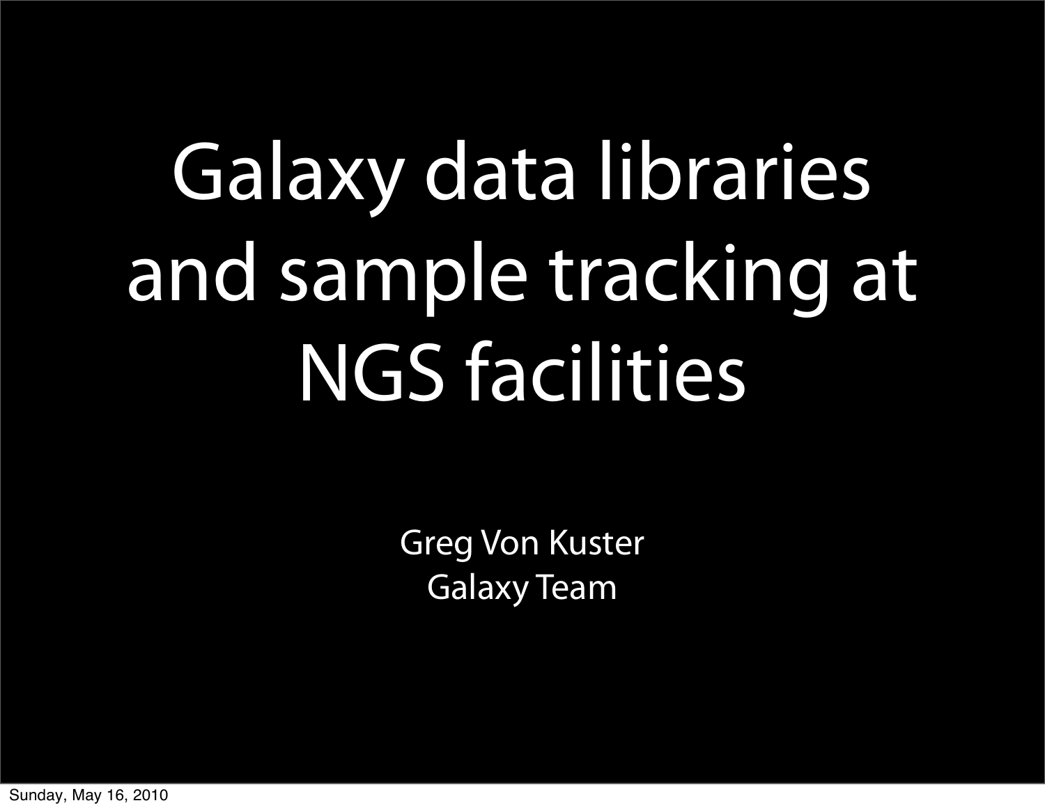# Galaxy data libraries and sample tracking at NGS facilities

Greg Von Kuster
Galaxy Team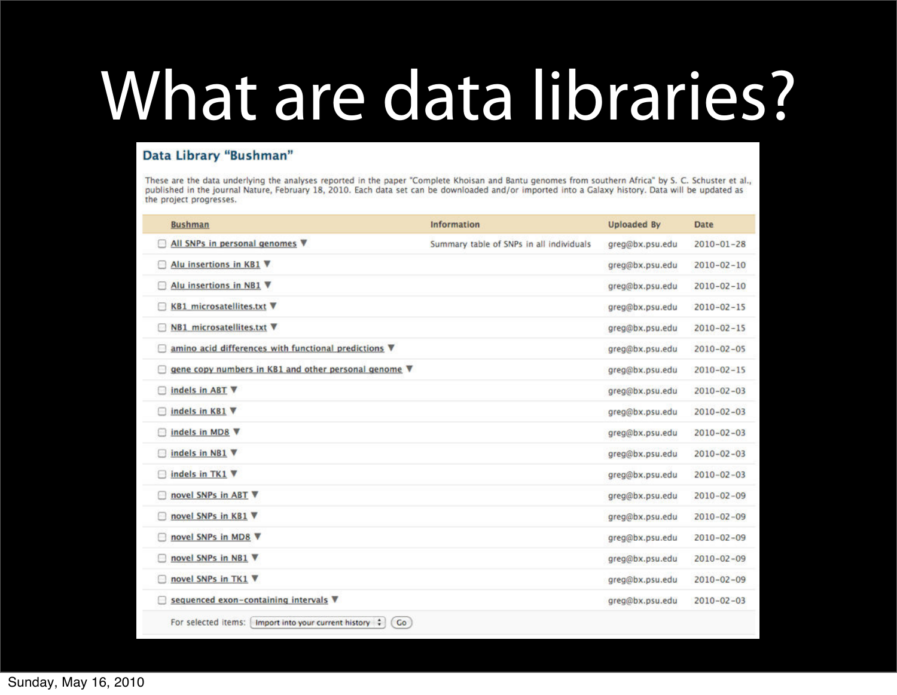# What are data libraries?

## Data Library "Bushman"

These are the data underlying the analyses reported in the paper "Complete Khoisan and Bantu genomes from southern Africa" by S. C. Schuster et al., published in the journal Nature, February 18, 2010. Each data set can be downloaded and/or imported into a Galaxy history. Data will be updated as the project progresses.

| Bushman | Information | Uploaded By | Date |
|---|---|---|---|
| All SNPs in personal genomes | Summary table of SNPs in all individuals | greg@bx.psu.edu | 2010-01-28 |
| Alu insertions in KB1 | | greg@bx.psu.edu | 2010-02-10 |
| Alu insertions in NB1 | | greg@bx.psu.edu | 2010-02-10 |
| KB1_microsatellites.txt | | greg@bx.psu.edu | 2010-02-15 |
| NB1_microsatellites.txt | | greg@bx.psu.edu | 2010-02-15 |
| amino acid differences with functional predictions | | greg@bx.psu.edu | 2010-02-05 |
| gene copy numbers in KB1 and other personal genome | | greg@bx.psu.edu | 2010-02-15 |
| indels in ABT | | greg@bx.psu.edu | 2010-02-03 |
| indels in KB1 | | greg@bx.psu.edu | 2010-02-03 |
| indels in MD8 | | greg@bx.psu.edu | 2010-02-03 |
| indels in NB1 | | greg@bx.psu.edu | 2010-02-03 |
| indels in TK1 | | greg@bx.psu.edu | 2010-02-03 |
| novel SNPs in ABT | | greg@bx.psu.edu | 2010-02-09 |
| novel SNPs in KB1 | | greg@bx.psu.edu | 2010-02-09 |
| novel SNPs in MD8 | | greg@bx.psu.edu | 2010-02-09 |
| novel SNPs in NB1 | | greg@bx.psu.edu | 2010-02-09 |
| novel SNPs in TK1 | | greg@bx.psu.edu | 2010-02-09 |
| sequenced exon-containing intervals | | greg@bx.psu.edu | 2010-02-03 |

For selected items: Import into your current history | Go

Sunday, May 16, 2010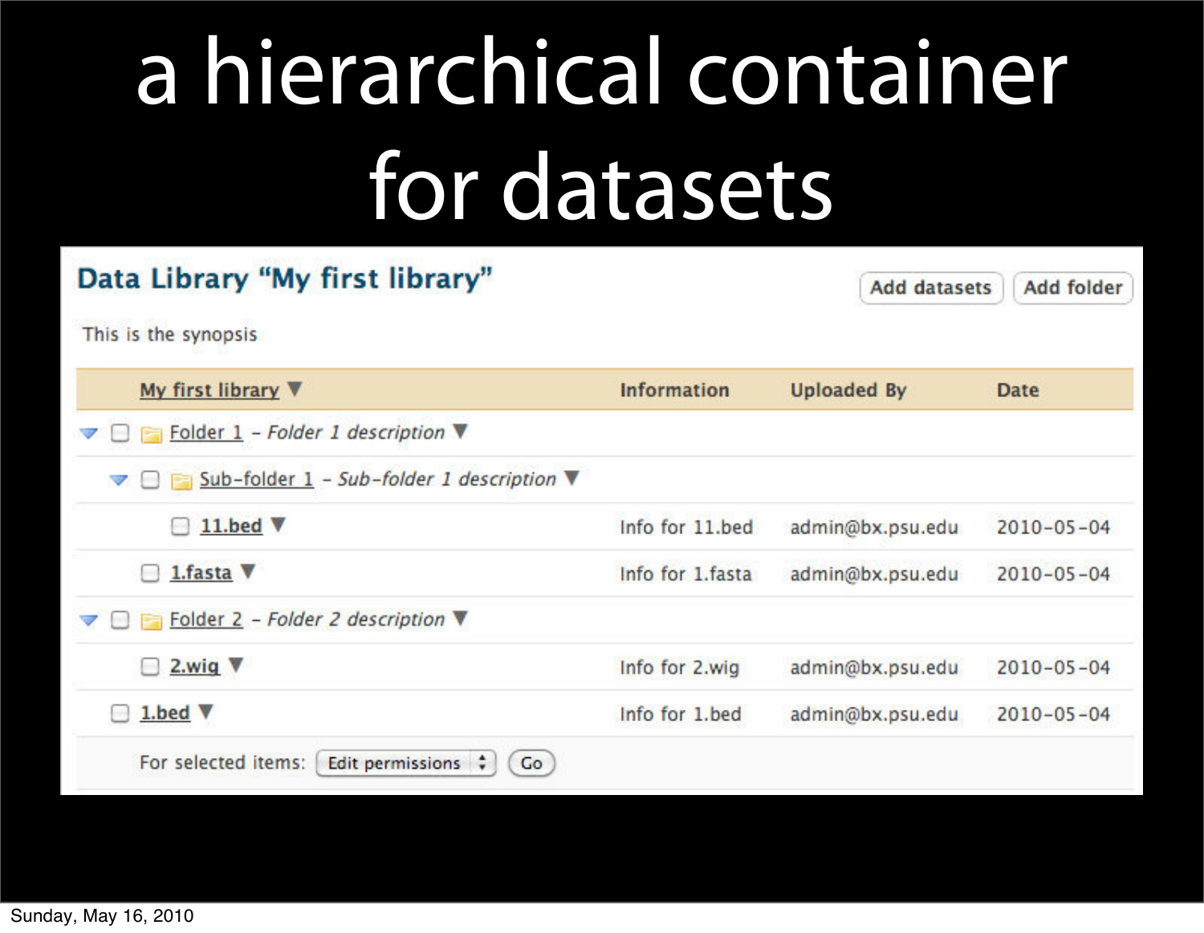# a hierarchical container for datasets

## Data Library "My first library"

Add datasets | Add folder

This is the synopsis

| My first library | Information | Uploaded By | Date |
|---|---|---|---|
| Folder 1 - *Folder 1 description* | | | |
| Sub-folder 1 - *Sub-folder 1 description* | | | |
| 11.bed | Info for 11.bed | admin@bx.psu.edu | 2010-05-04 |
| 1.fasta | Info for 1.fasta | admin@bx.psu.edu | 2010-05-04 |
| Folder 2 - *Folder 2 description* | | | |
| 2.wig | Info for 2.wig | admin@bx.psu.edu | 2010-05-04 |
| 1.bed | Info for 1.bed | admin@bx.psu.edu | 2010-05-04 |

For selected items: Edit permissions | Go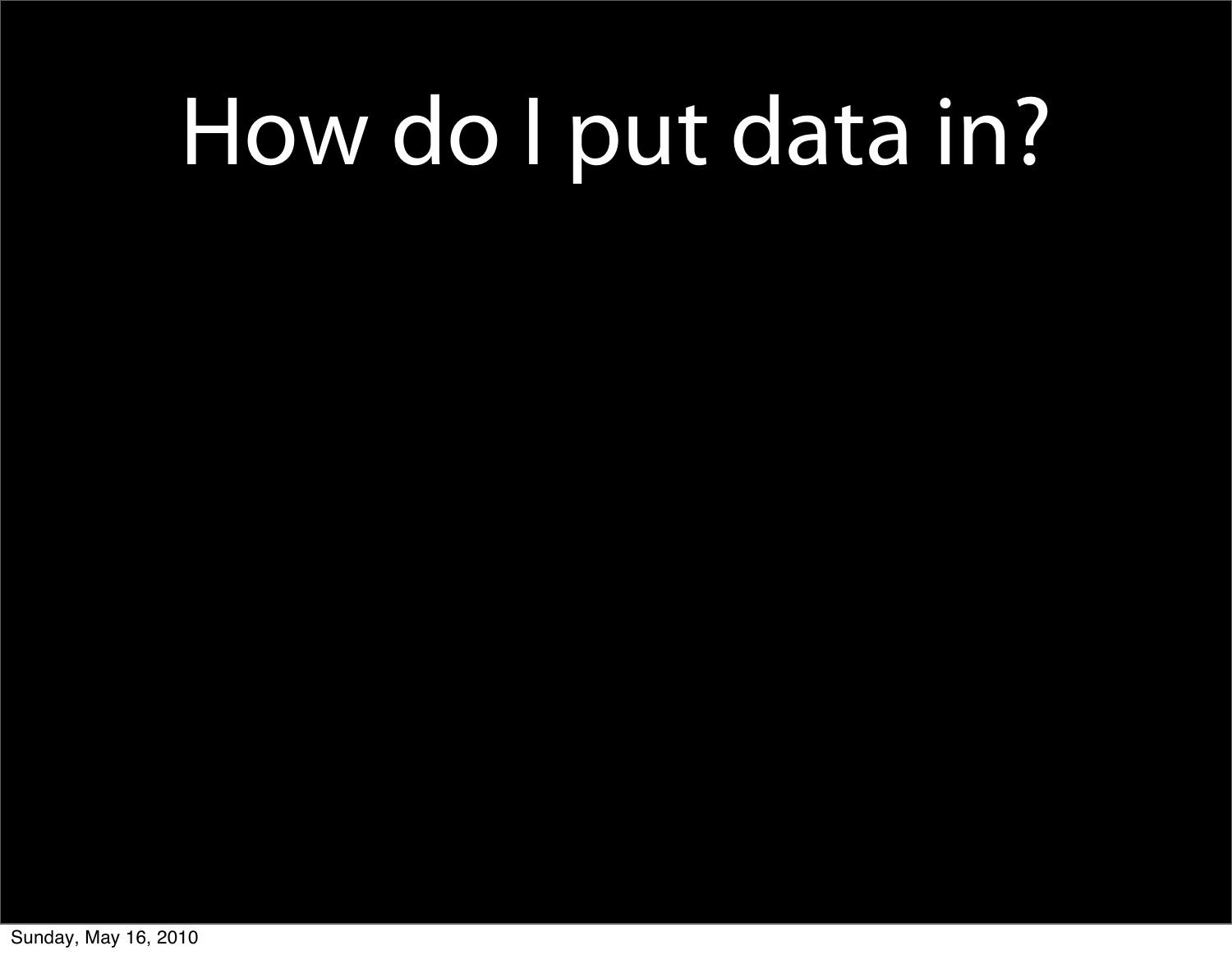# How do I put data in?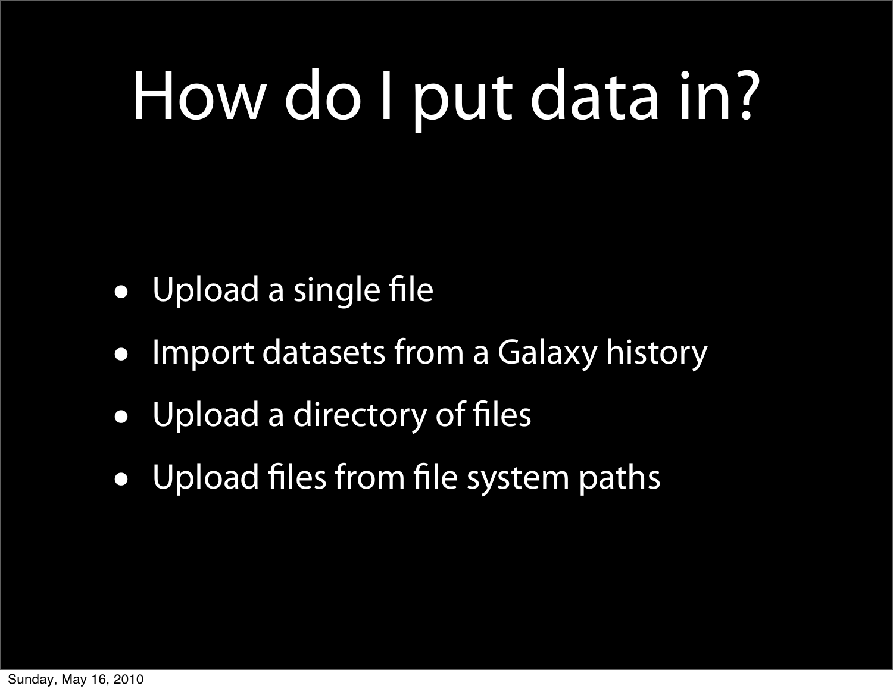# How do I put data in?

- Upload a single file
- Import datasets from a Galaxy history
- Upload a directory of files
- Upload files from file system paths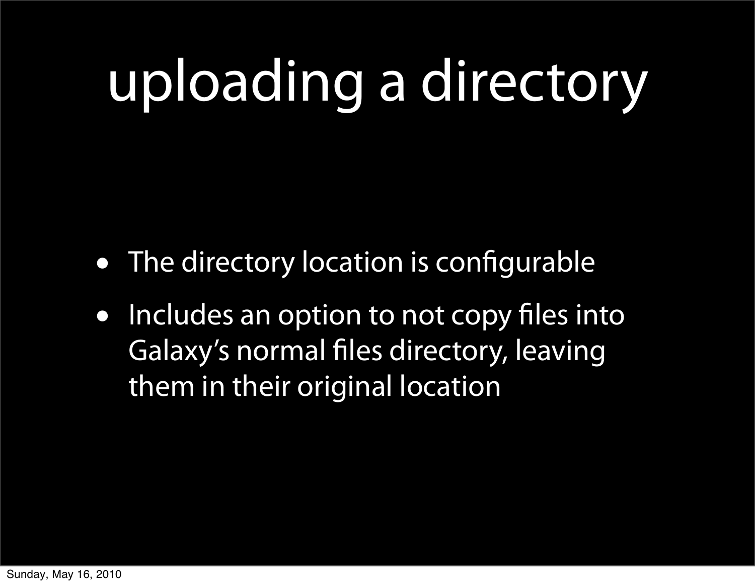# uploading a directory

- The directory location is configurable
- Includes an option to not copy files into Galaxy's normal files directory, leaving them in their original location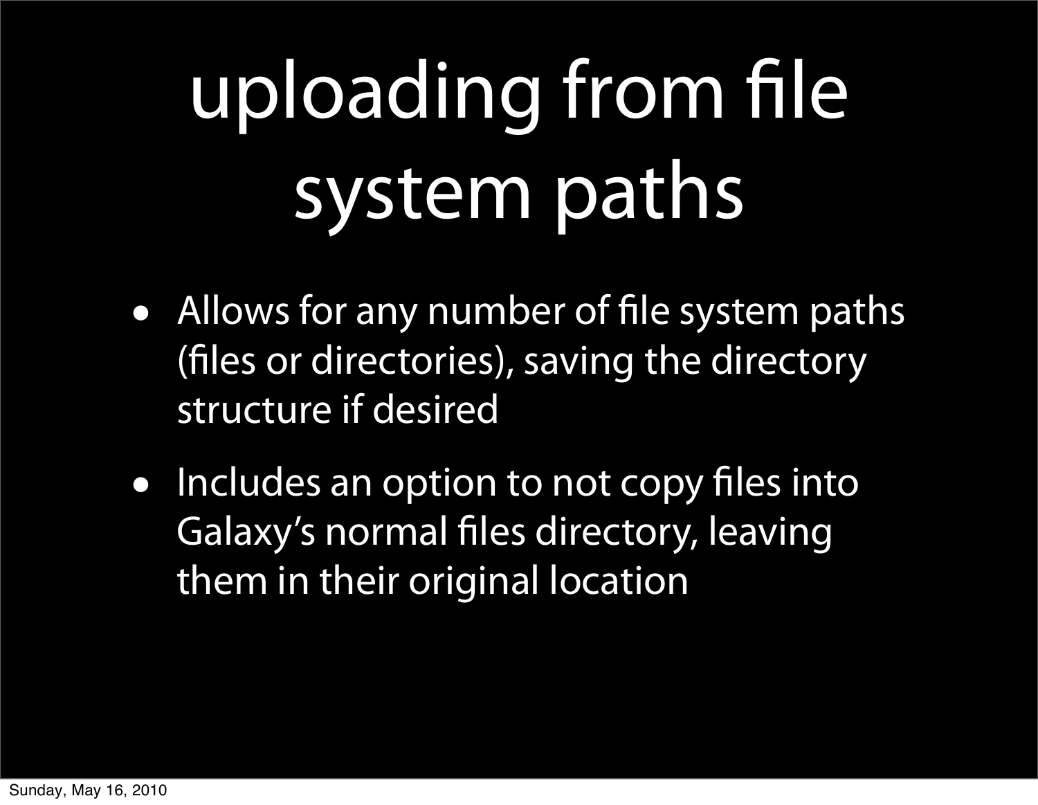# uploading from file system paths

- Allows for any number of file system paths (files or directories), saving the directory structure if desired
- Includes an option to not copy files into Galaxy's normal files directory, leaving them in their original location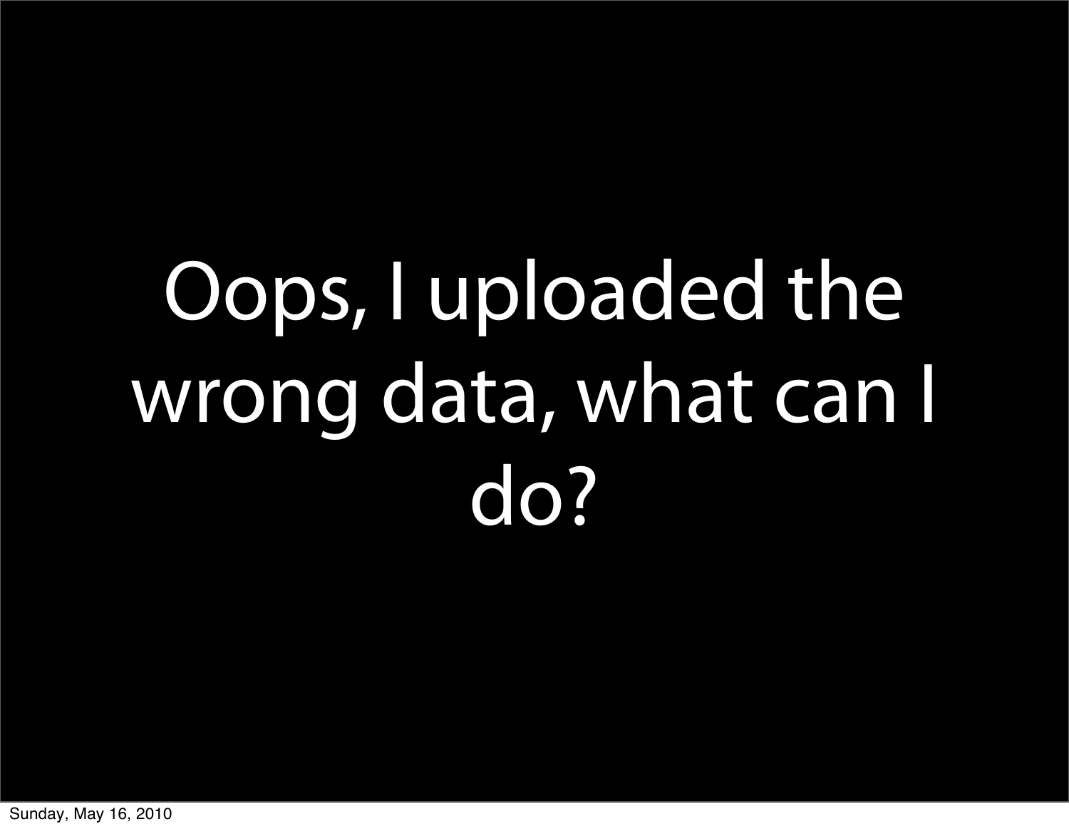# Oops, I uploaded the wrong data, what can I do?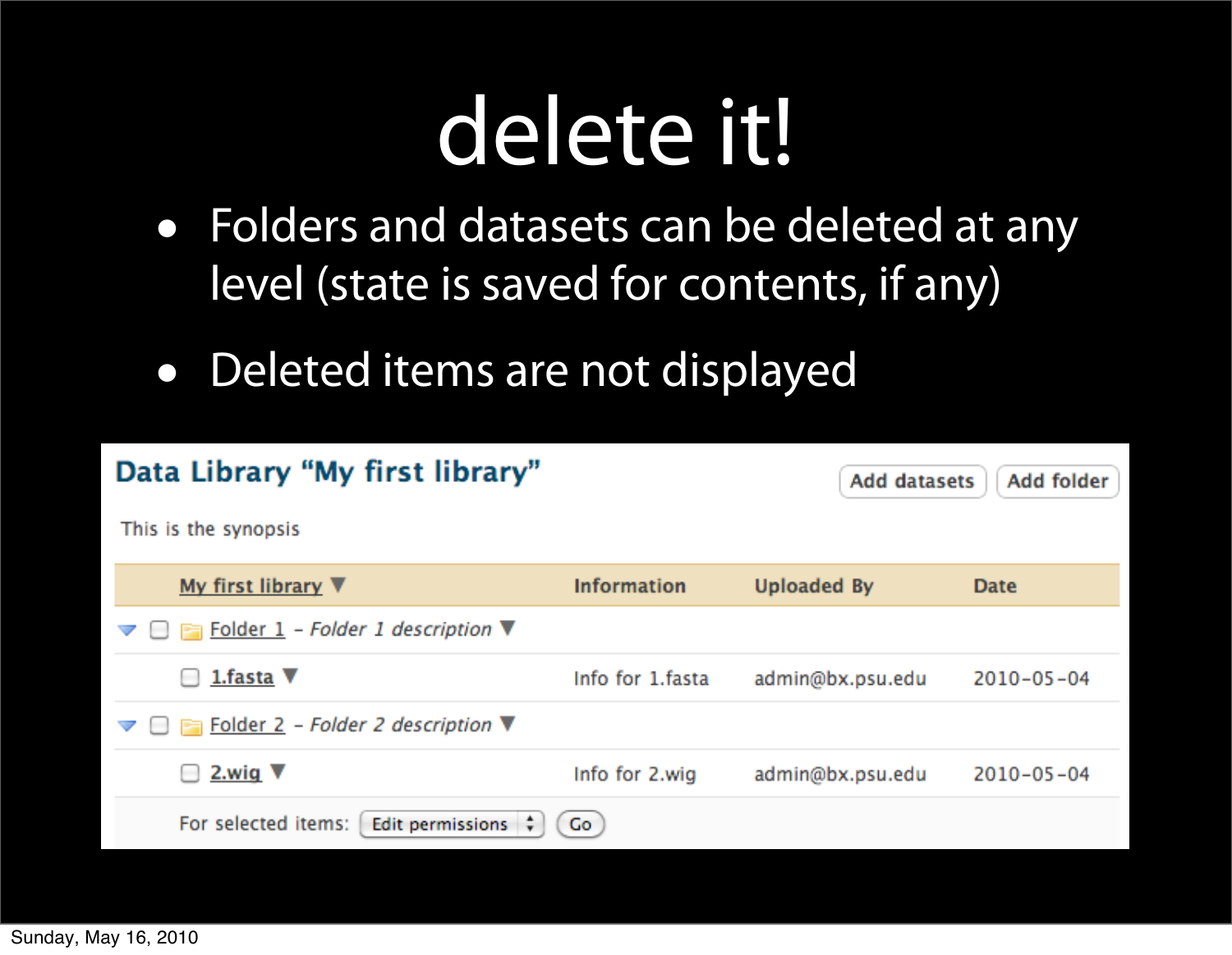# delete it!

- Folders and datasets can be deleted at any level (state is saved for contents, if any)
- Deleted items are not displayed

## Data Library “My first library”

Add datasets | Add folder

This is the synopsis

| My first library | Information | Uploaded By | Date |
|---|---|---|---|
| Folder 1 – *Folder 1 description* | | | |
| 1.fasta | Info for 1.fasta | admin@bx.psu.edu | 2010-05-04 |
| Folder 2 – *Folder 2 description* | | | |
| 2.wig | Info for 2.wig | admin@bx.psu.edu | 2010-05-04 |

For selected items: Edit permissions | Go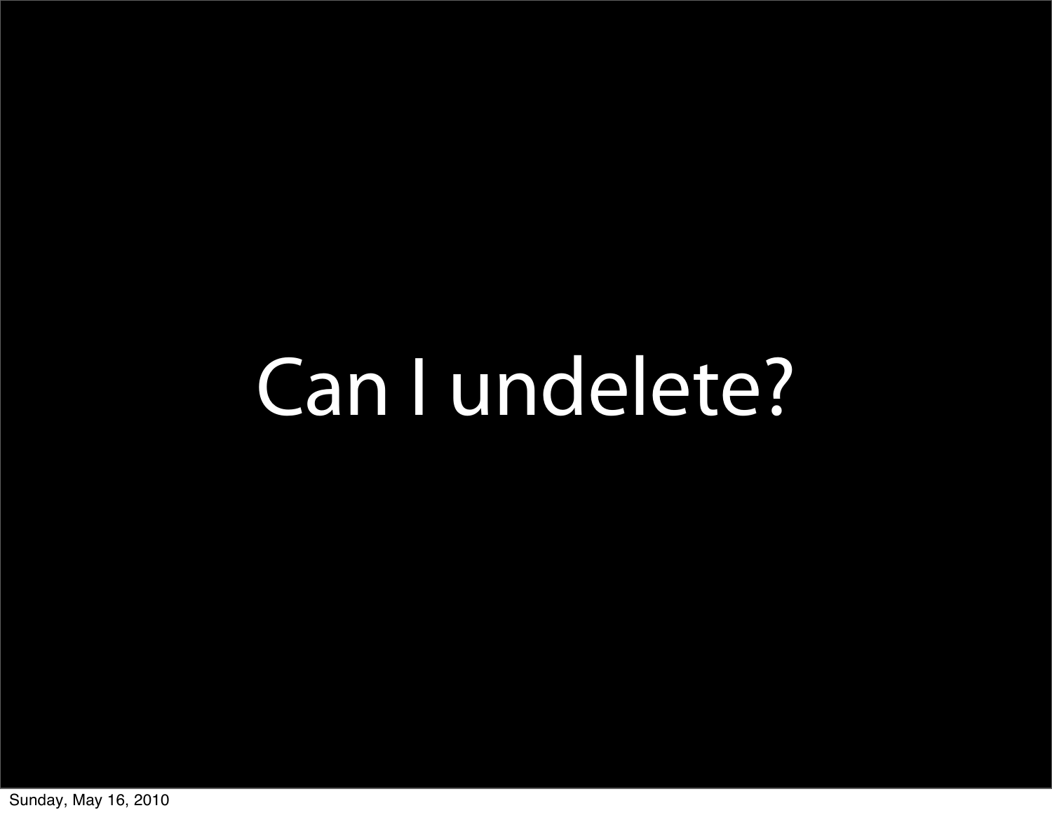# Can I undelete?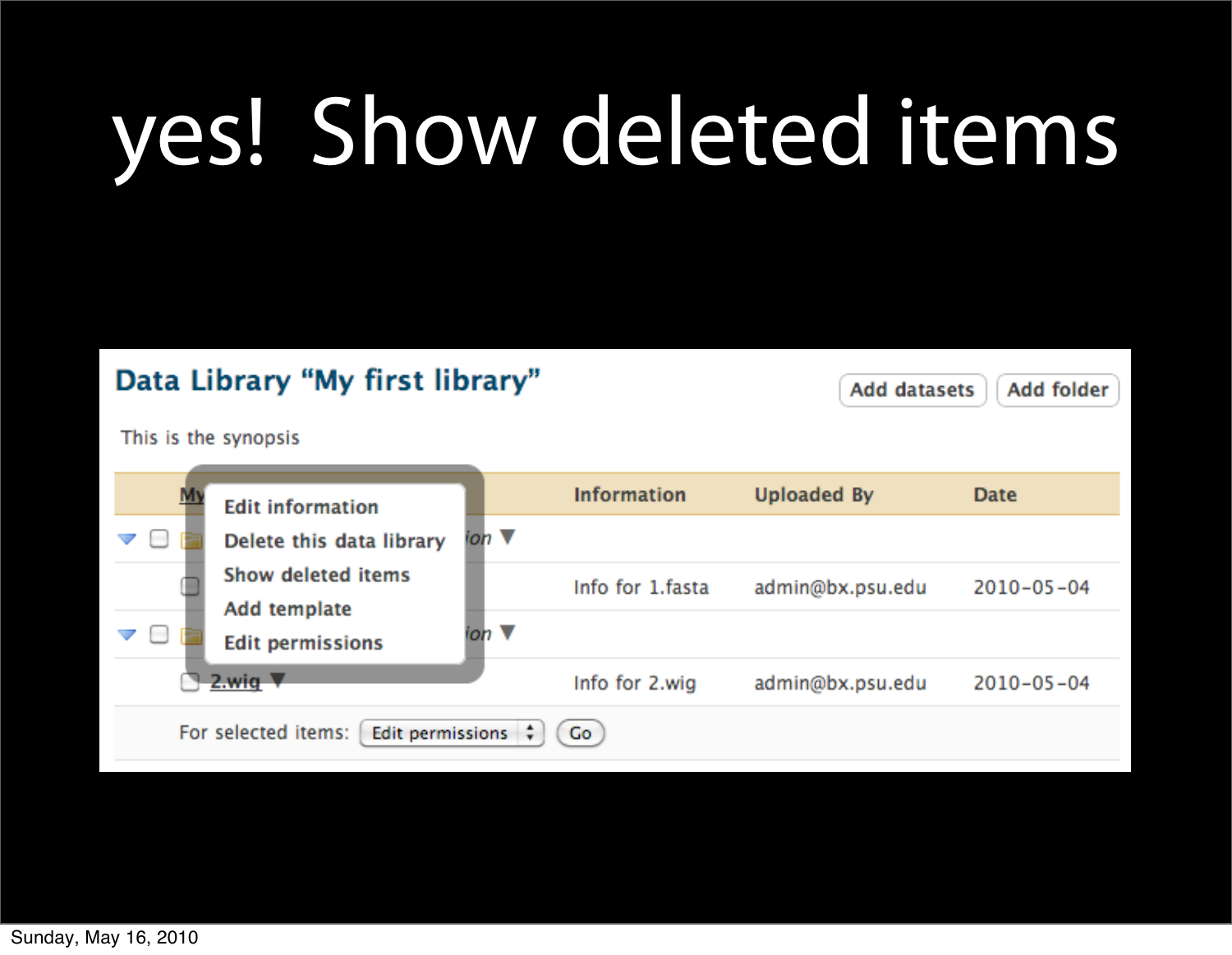# yes! Show deleted items

## Data Library "My first library"

Add datasets | Add folder

This is the synopsis

- Edit information
- Delete this data library
- Show deleted items
- Add template
- Edit permissions

| My... | Information | Uploaded By | Date |
|---|---|---|---|
| ...ion ▼ | | | |
| | Info for 1.fasta | admin@bx.psu.edu | 2010-05-04 |
| ...ion ▼ | | | |
| 2.wig ▼ | Info for 2.wig | admin@bx.psu.edu | 2010-05-04 |

For selected items: Edit permissions | Go

Sunday, May 16, 2010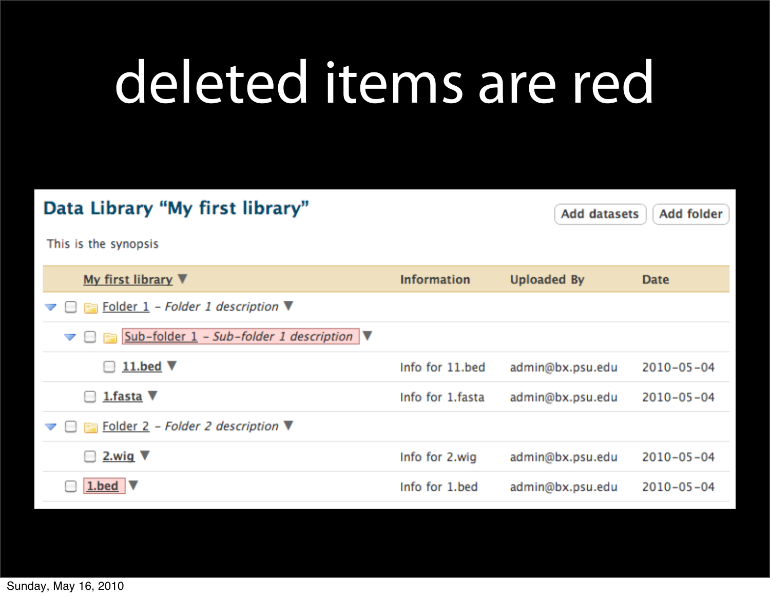# deleted items are red

## Data Library "My first library"

Add datasets | Add folder

This is the synopsis

| My first library | Information | Uploaded By | Date |
|---|---|---|---|
| Folder 1 – *Folder 1 description* | | | |
| Sub-folder 1 – *Sub-folder 1 description* | | | |
| 11.bed | Info for 11.bed | admin@bx.psu.edu | 2010-05-04 |
| 1.fasta | Info for 1.fasta | admin@bx.psu.edu | 2010-05-04 |
| Folder 2 – *Folder 2 description* | | | |
| 2.wig | Info for 2.wig | admin@bx.psu.edu | 2010-05-04 |
| 1.bed | Info for 1.bed | admin@bx.psu.edu | 2010-05-04 |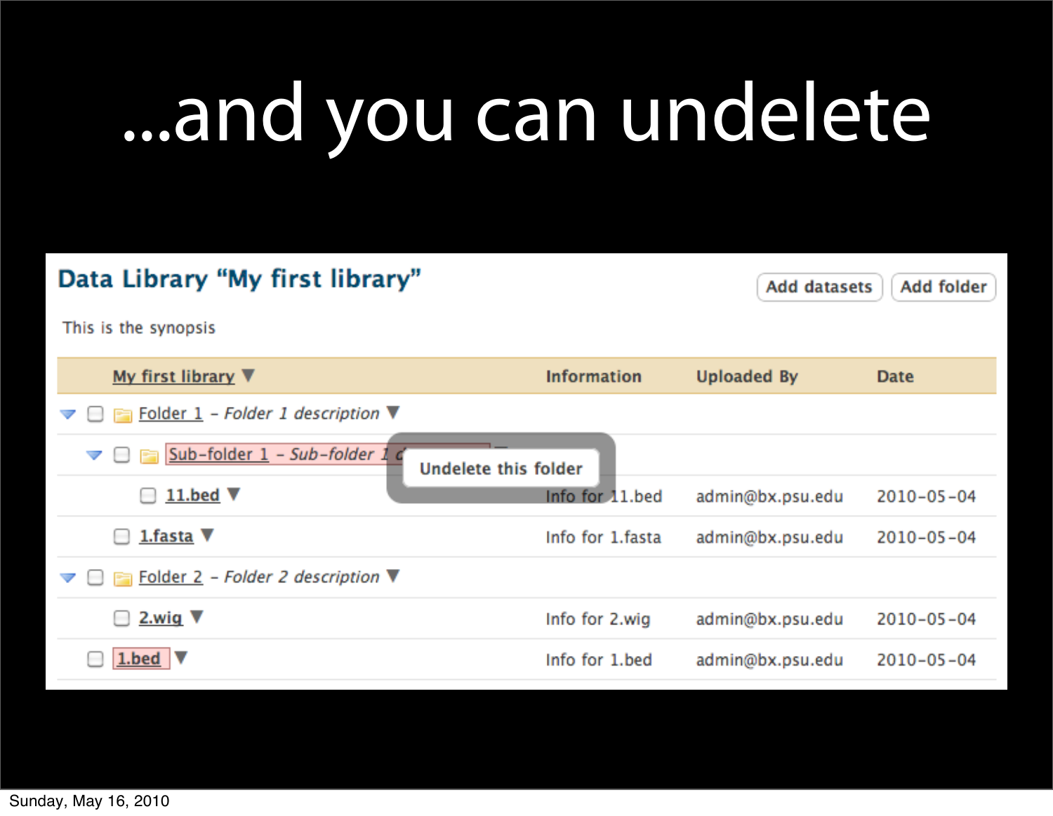# ...and you can undelete

## Data Library "My first library"

Add datasets | Add folder

This is the synopsis

| My first library | Information | Uploaded By | Date |
|---|---|---|---|
| Folder 1 - *Folder 1 description* | | | |
| Sub-folder 1 - *Sub-folder 1 d...* | | | |
| 11.bed | Info for 11.bed | admin@bx.psu.edu | 2010-05-04 |
| 1.fasta | Info for 1.fasta | admin@bx.psu.edu | 2010-05-04 |
| Folder 2 - *Folder 2 description* | | | |
| 2.wig | Info for 2.wig | admin@bx.psu.edu | 2010-05-04 |
| 1.bed | Info for 1.bed | admin@bx.psu.edu | 2010-05-04 |

Undelete this folder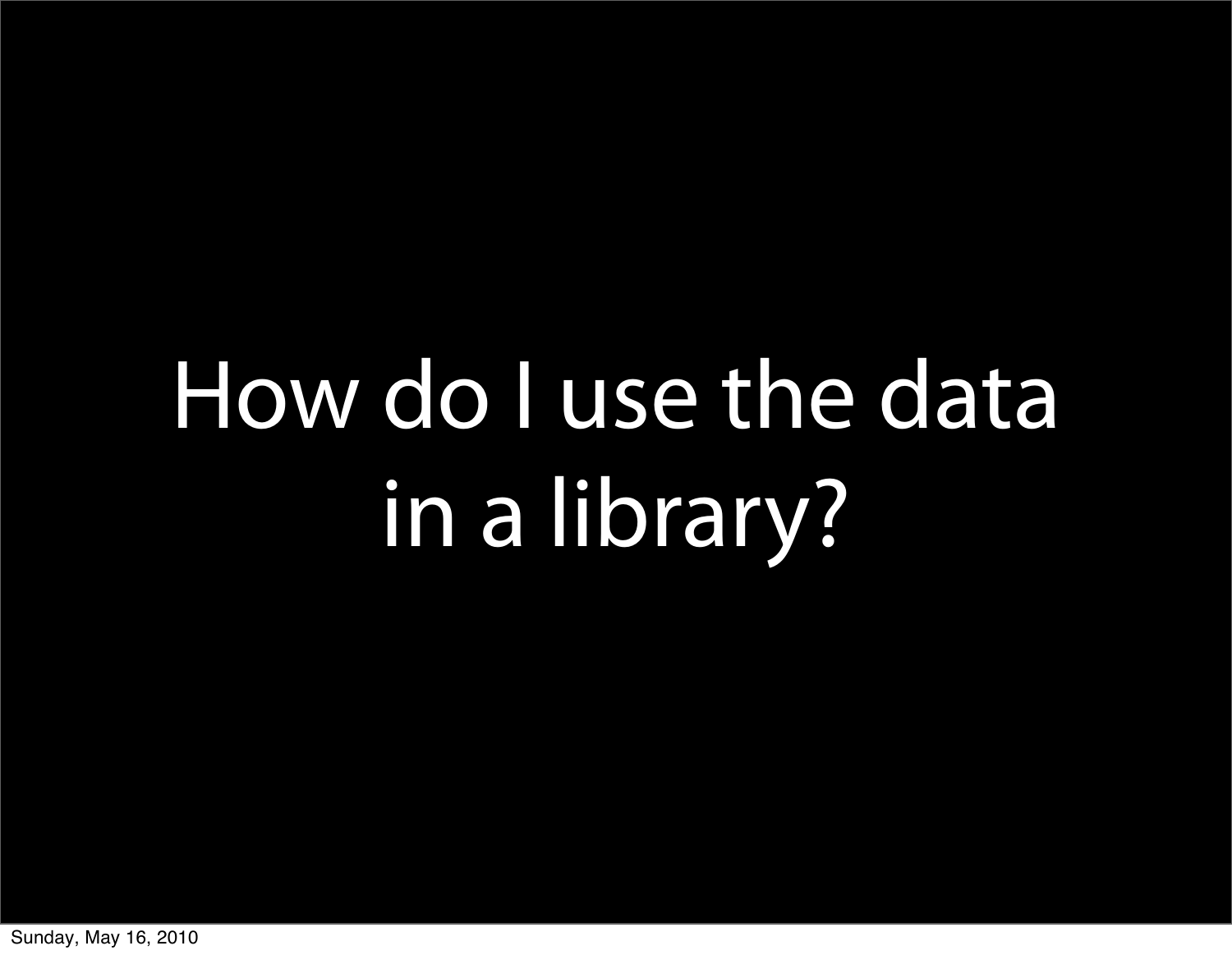# How do I use the data in a library?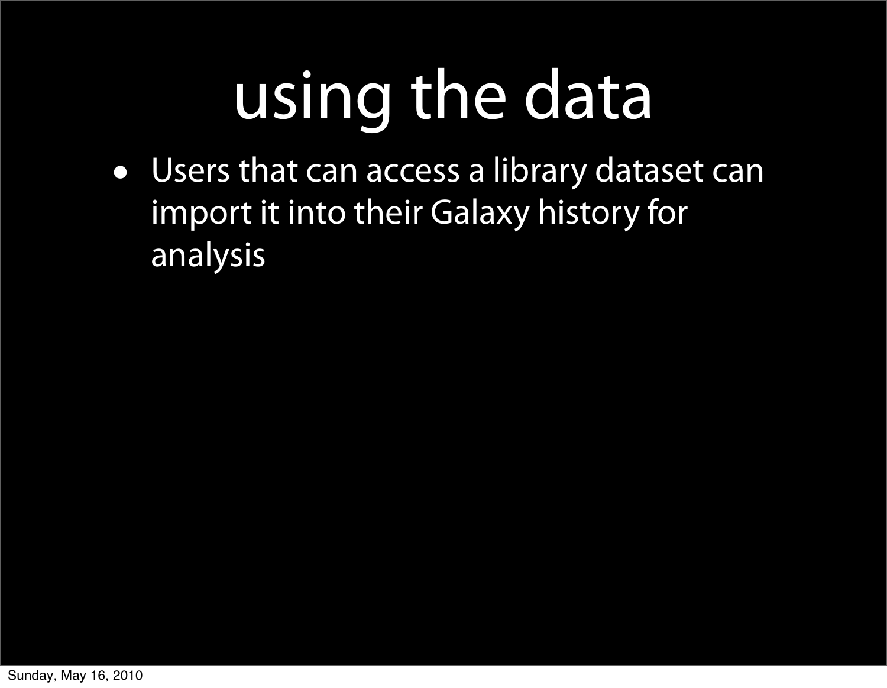# using the data

- Users that can access a library dataset can import it into their Galaxy history for analysis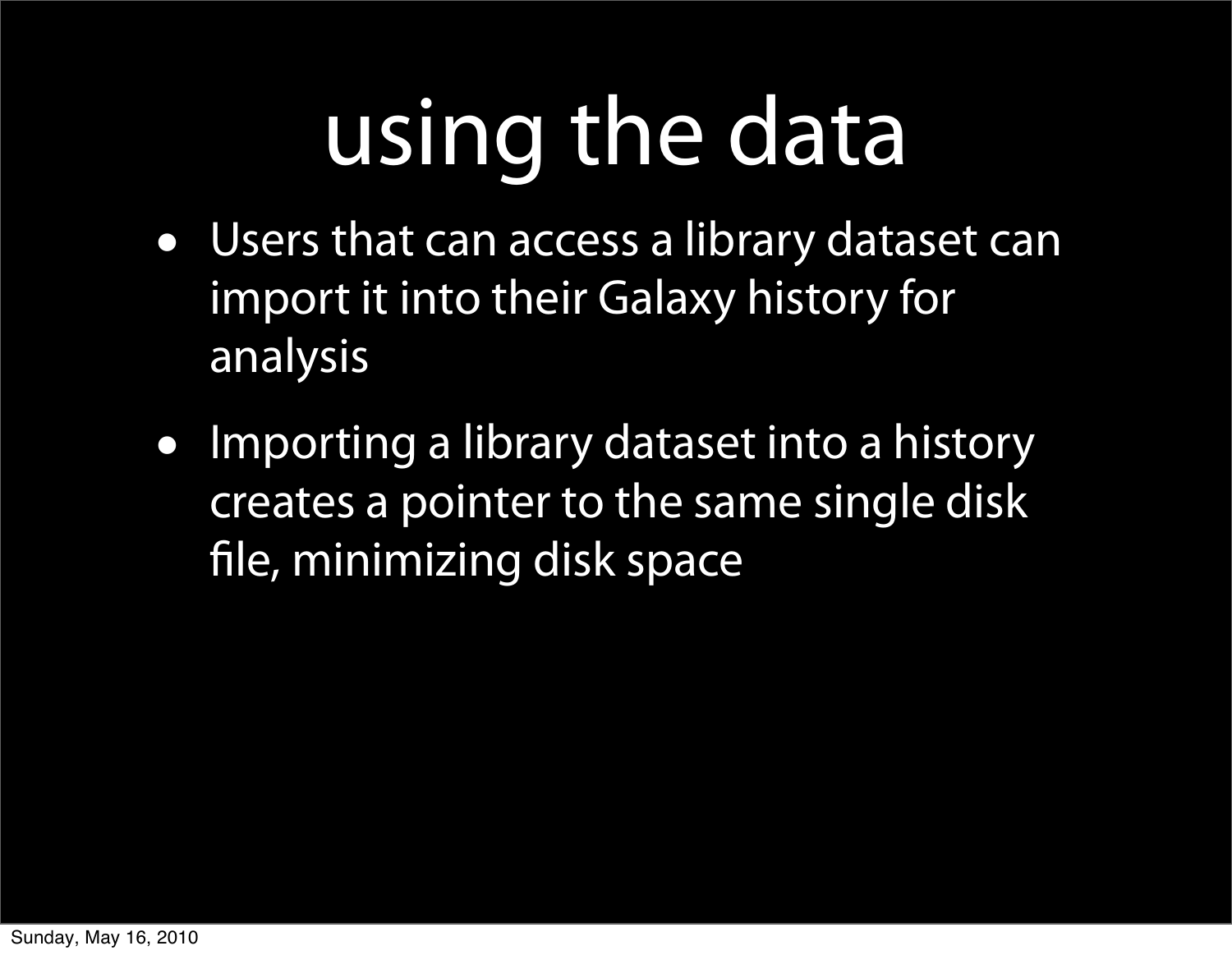# using the data

- Users that can access a library dataset can import it into their Galaxy history for analysis
- Importing a library dataset into a history creates a pointer to the same single disk file, minimizing disk space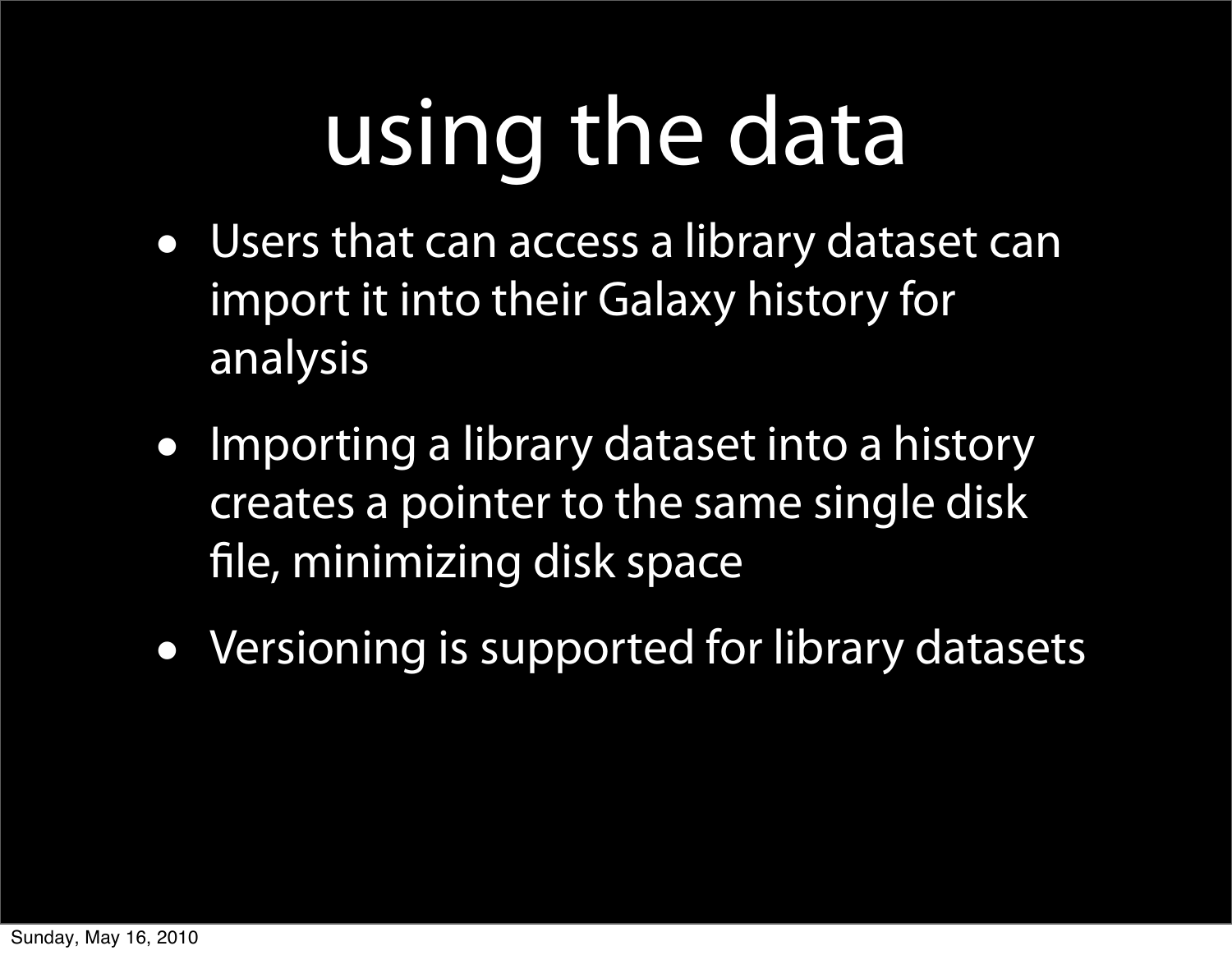# using the data

- Users that can access a library dataset can import it into their Galaxy history for analysis
- Importing a library dataset into a history creates a pointer to the same single disk file, minimizing disk space
- Versioning is supported for library datasets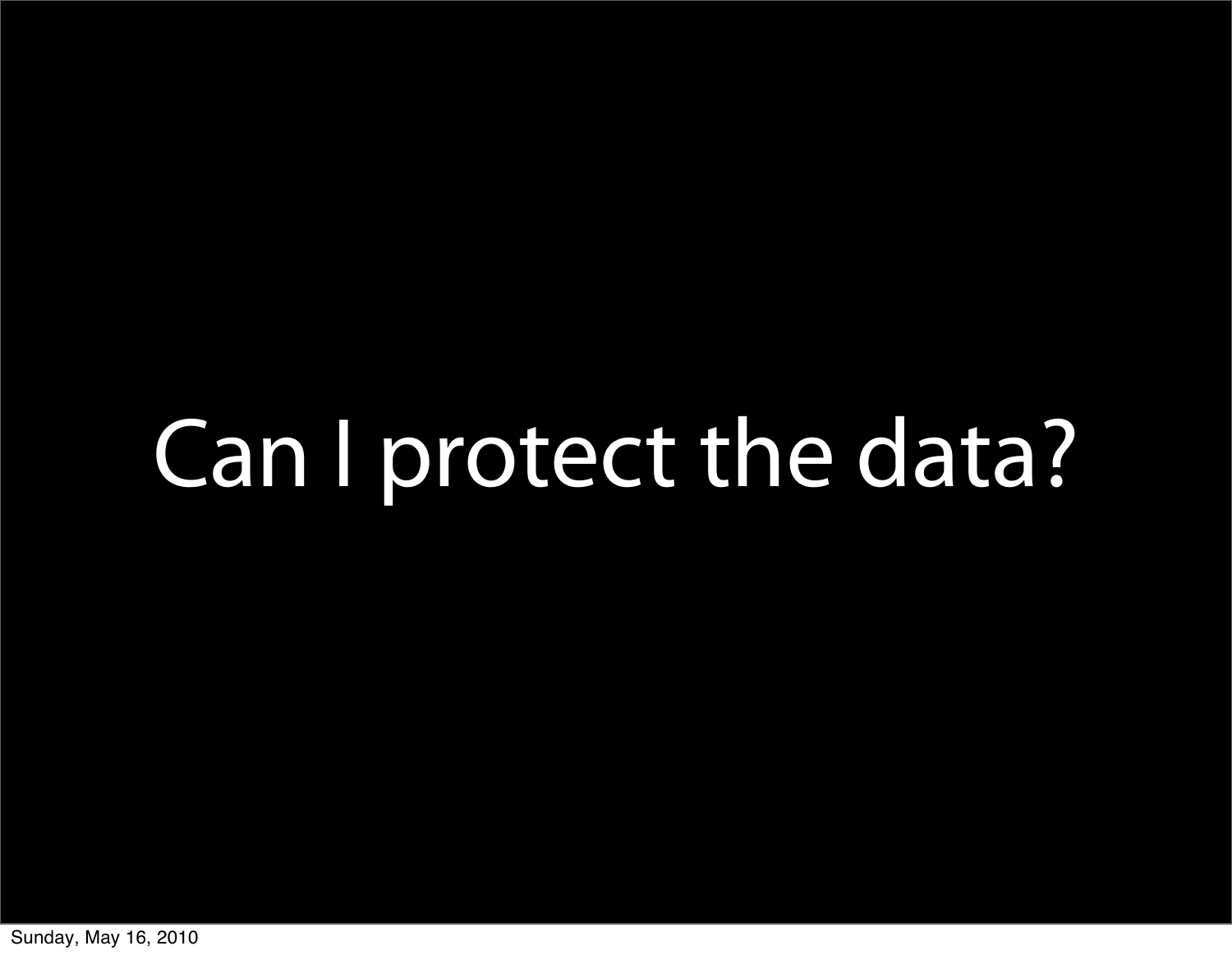# Can I protect the data?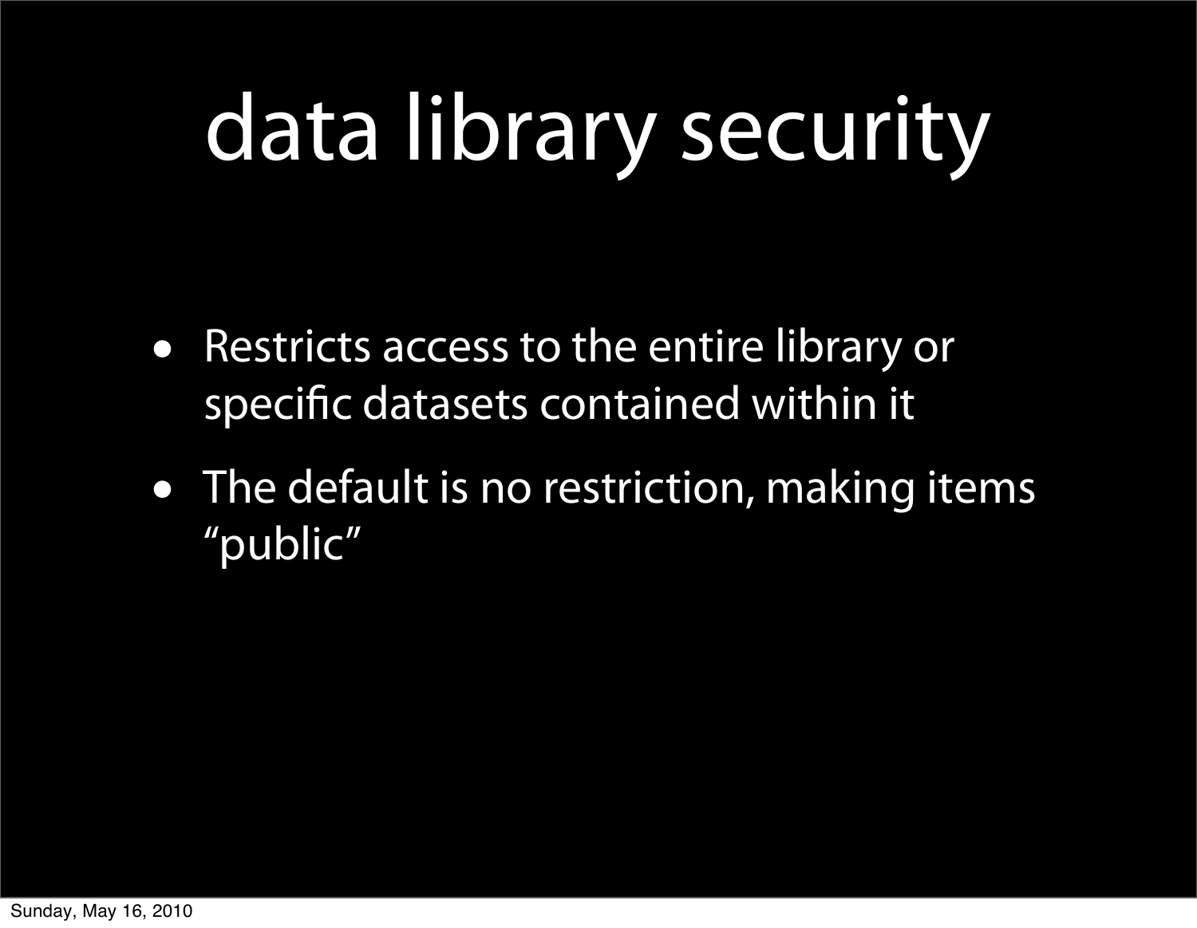# data library security

- Restricts access to the entire library or specific datasets contained within it
- The default is no restriction, making items "public"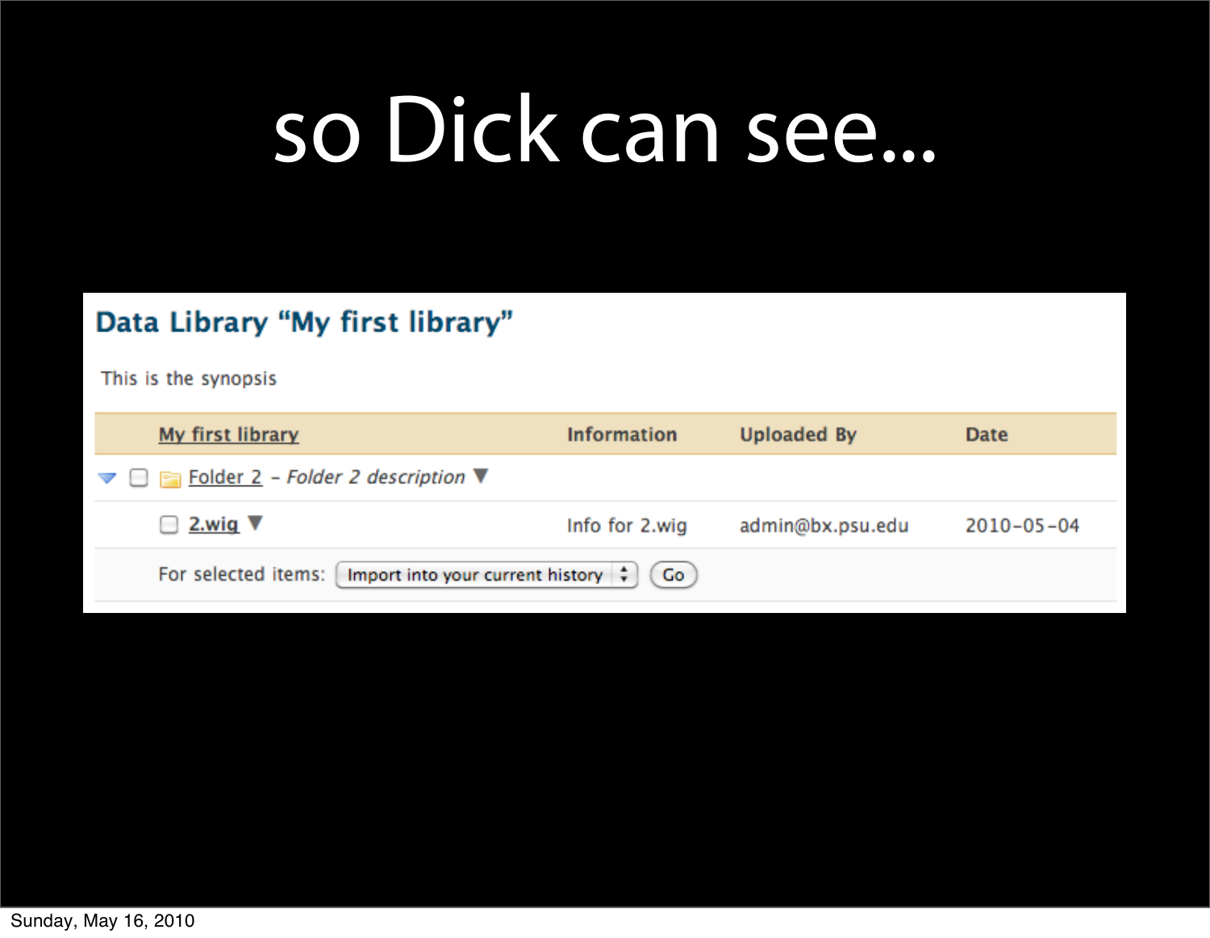# so Dick can see...

## Data Library "My first library"

This is the synopsis

| My first library | Information | Uploaded By | Date |
|---|---|---|---|
| Folder 2 - *Folder 2 description* | | | |
| 2.wig | Info for 2.wig | admin@bx.psu.edu | 2010-05-04 |

For selected items: Import into your current history | Go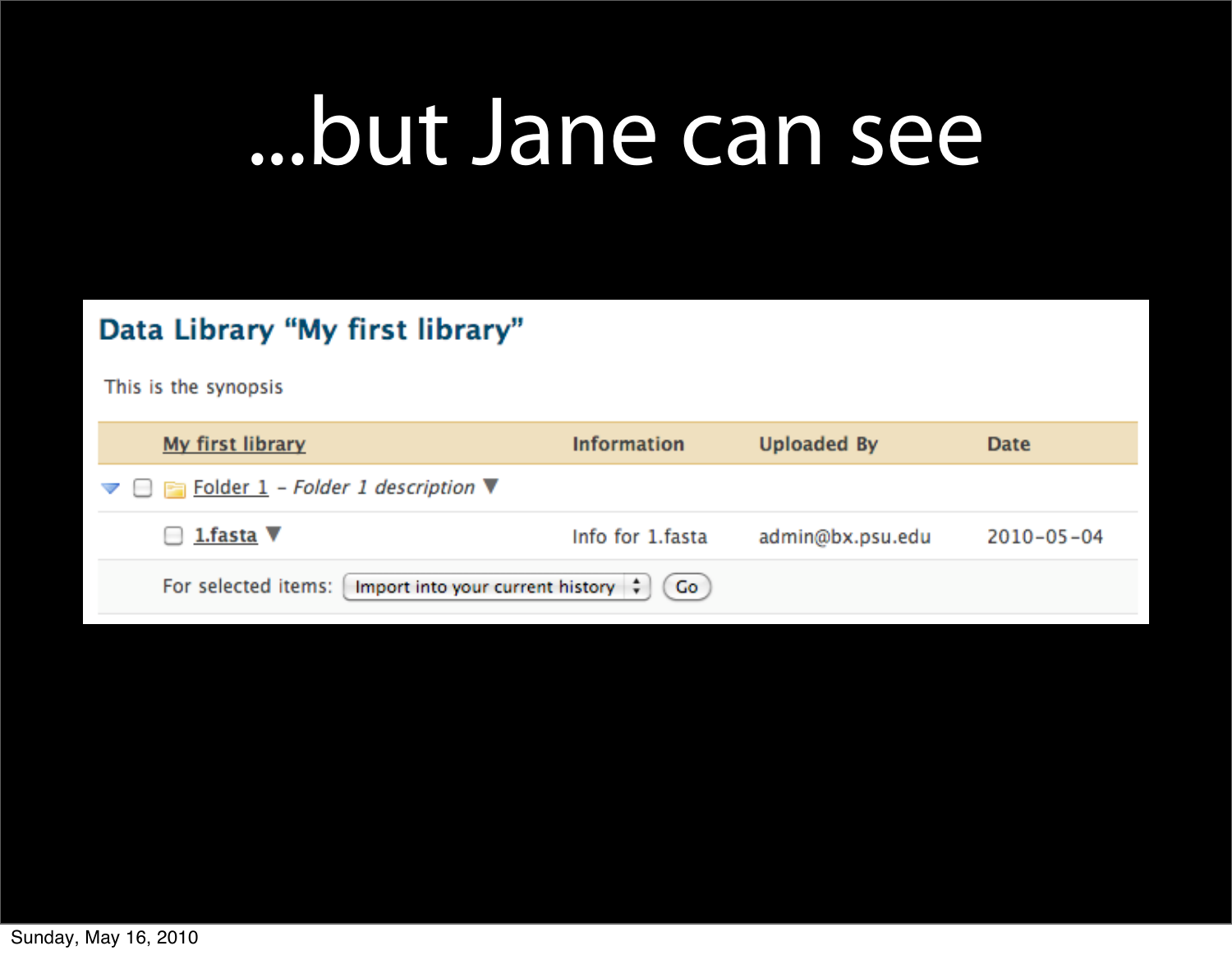# ...but Jane can see

## Data Library "My first library"

This is the synopsis

| My first library | Information | Uploaded By | Date |
|---|---|---|---|
| Folder 1 - *Folder 1 description* | | | |
| 1.fasta | Info for 1.fasta | admin@bx.psu.edu | 2010-05-04 |

For selected items: Import into your current history Go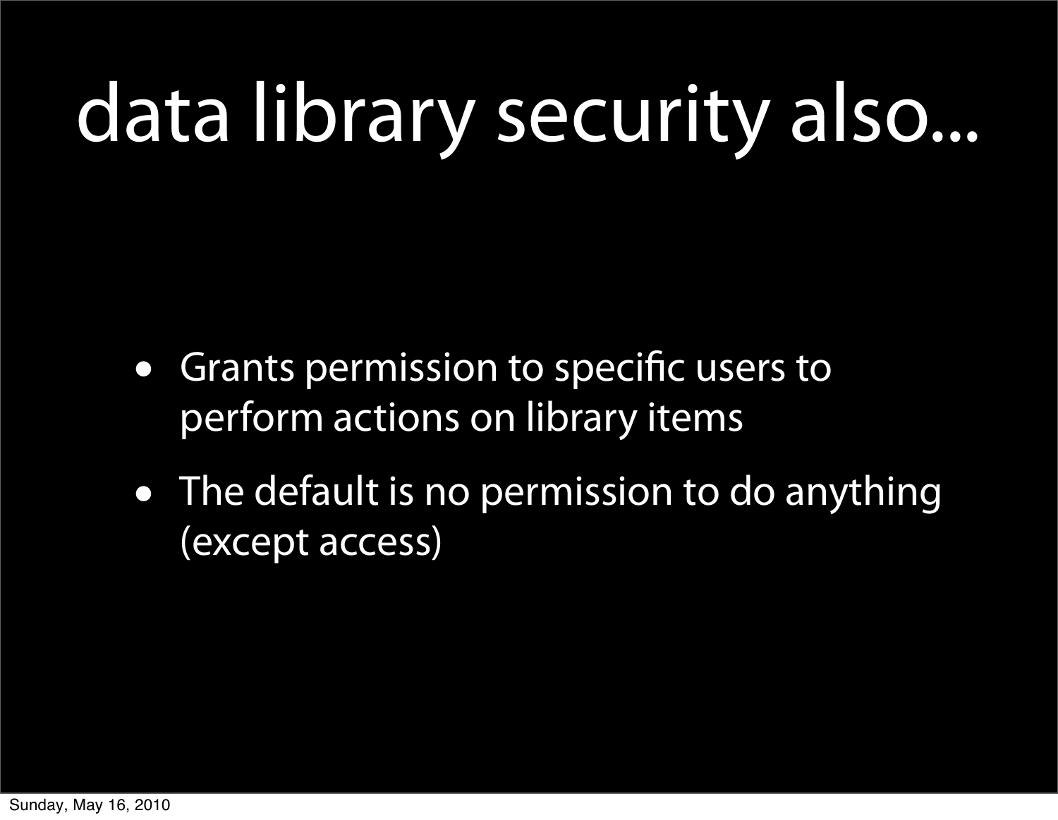# data library security also...

- Grants permission to specific users to perform actions on library items
- The default is no permission to do anything (except access)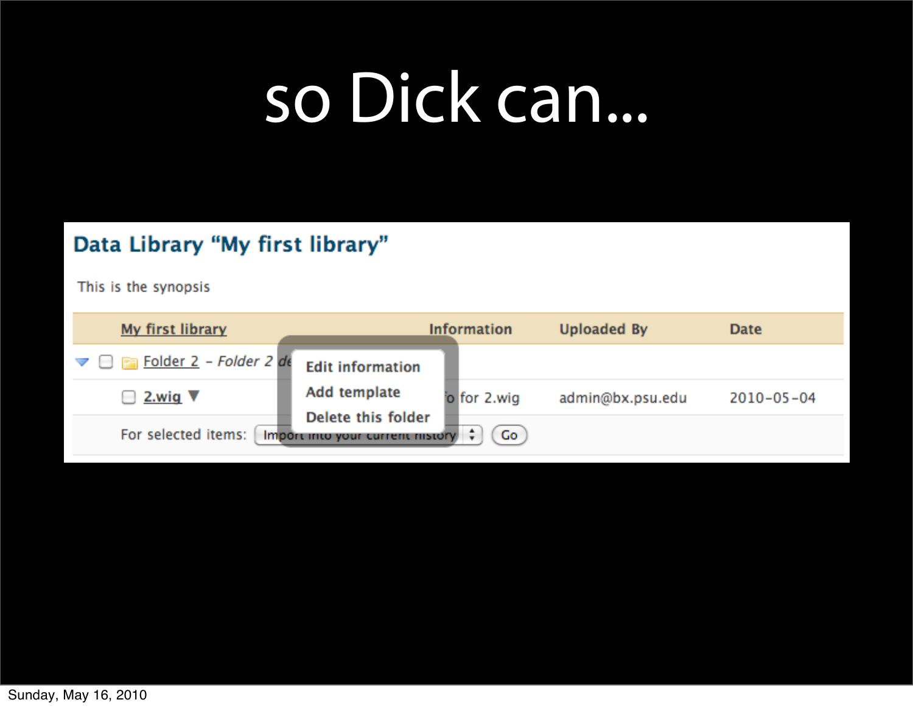# so Dick can...

## Data Library "My first library"

This is the synopsis

| My first library | Information | Uploaded By | Date |
|---|---|---|---|
| Folder 2 - Folder 2 de... | | | |
| 2.wig | ...o for 2.wig | admin@bx.psu.edu | 2010-05-04 |

- Edit information
- Add template
- Delete this folder

For selected items: Import into your current history [Go]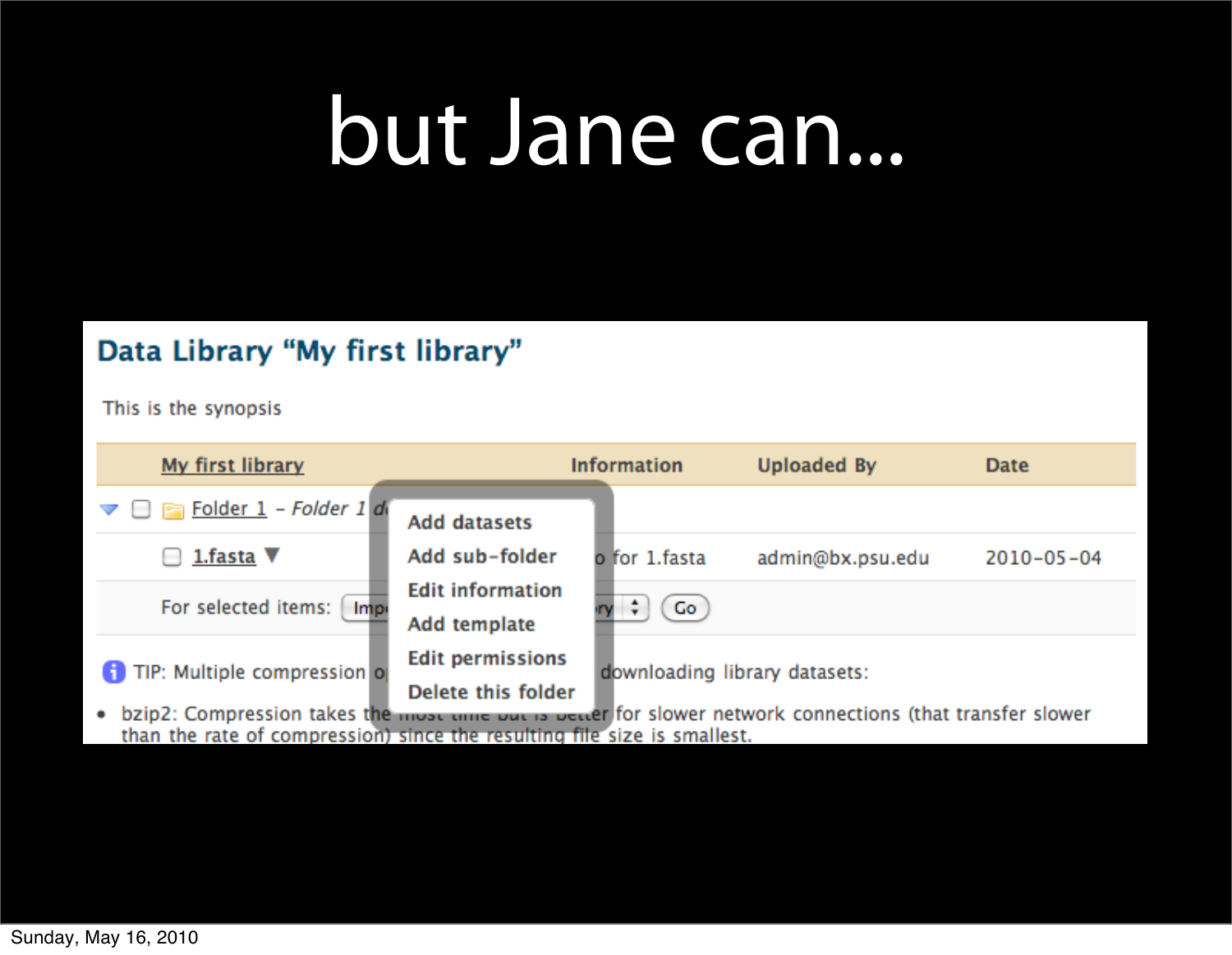# but Jane can...

## Data Library "My first library"

This is the synopsis

| My first library | Information | Uploaded By | Date |
|---|---|---|---|
| Folder 1 - Folder 1 d | | | |
| 1.fasta | o for 1.fasta | admin@bx.psu.edu | 2010-05-04 |

For selected items: Imp ... ry Go

- Add datasets
- Add sub-folder
- Edit information
- Add template
- Edit permissions
- Delete this folder

TIP: Multiple compression o... downloading library datasets:

- bzip2: Compression takes the ... er for slower network connections (that transfer slower than the rate of compression) since the resulting file size is smallest.

Sunday, May 16, 2010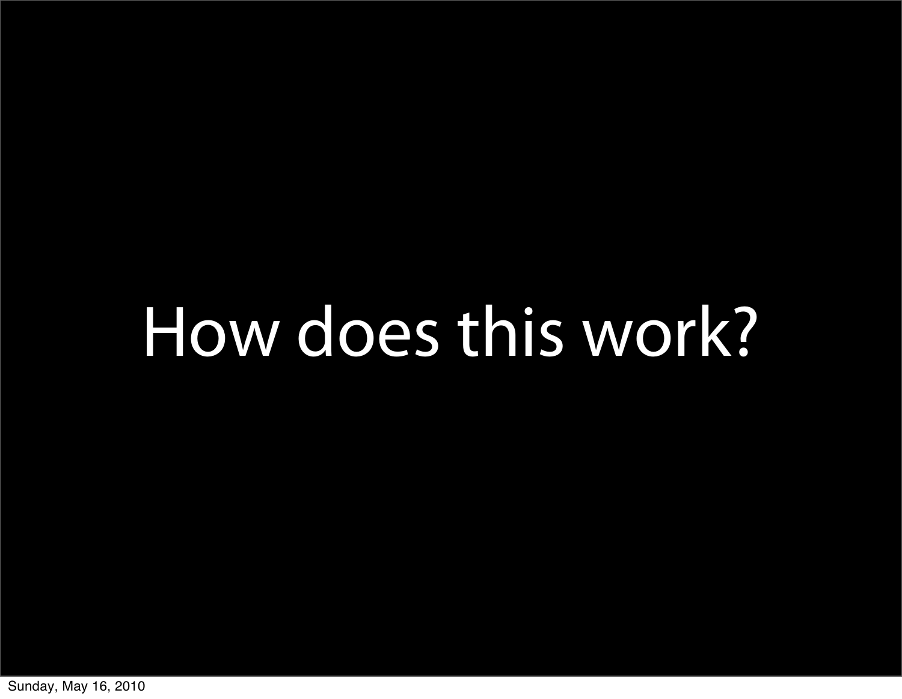# How does this work?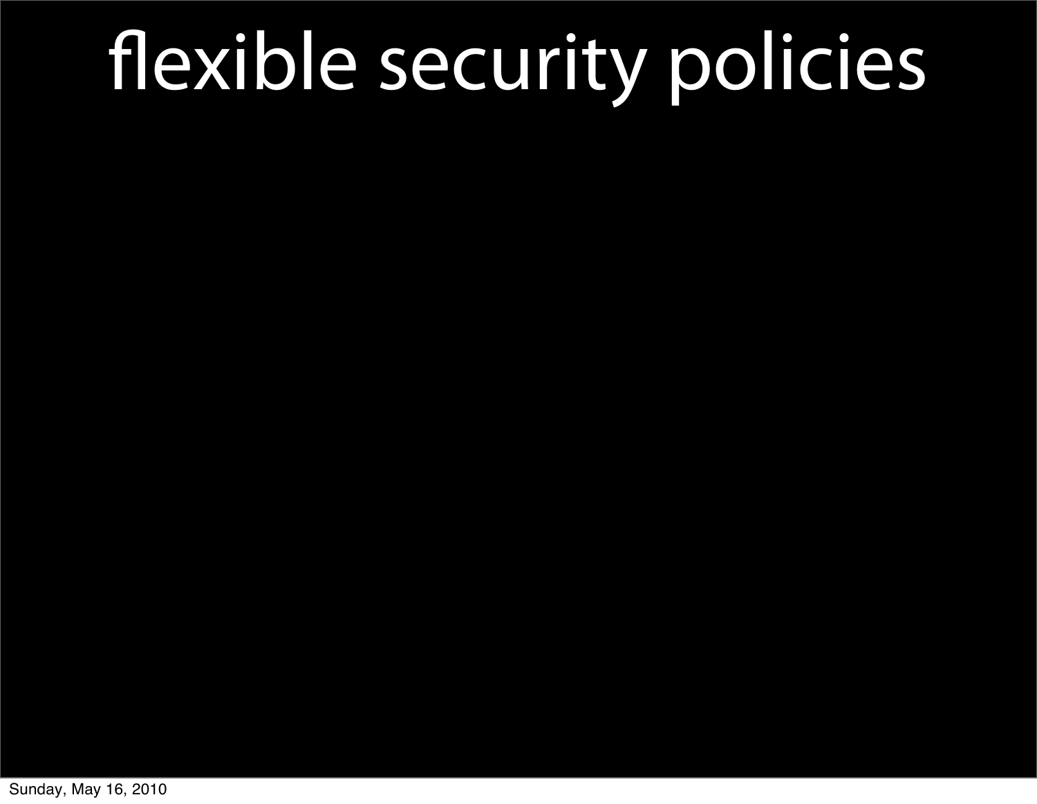# flexible security policies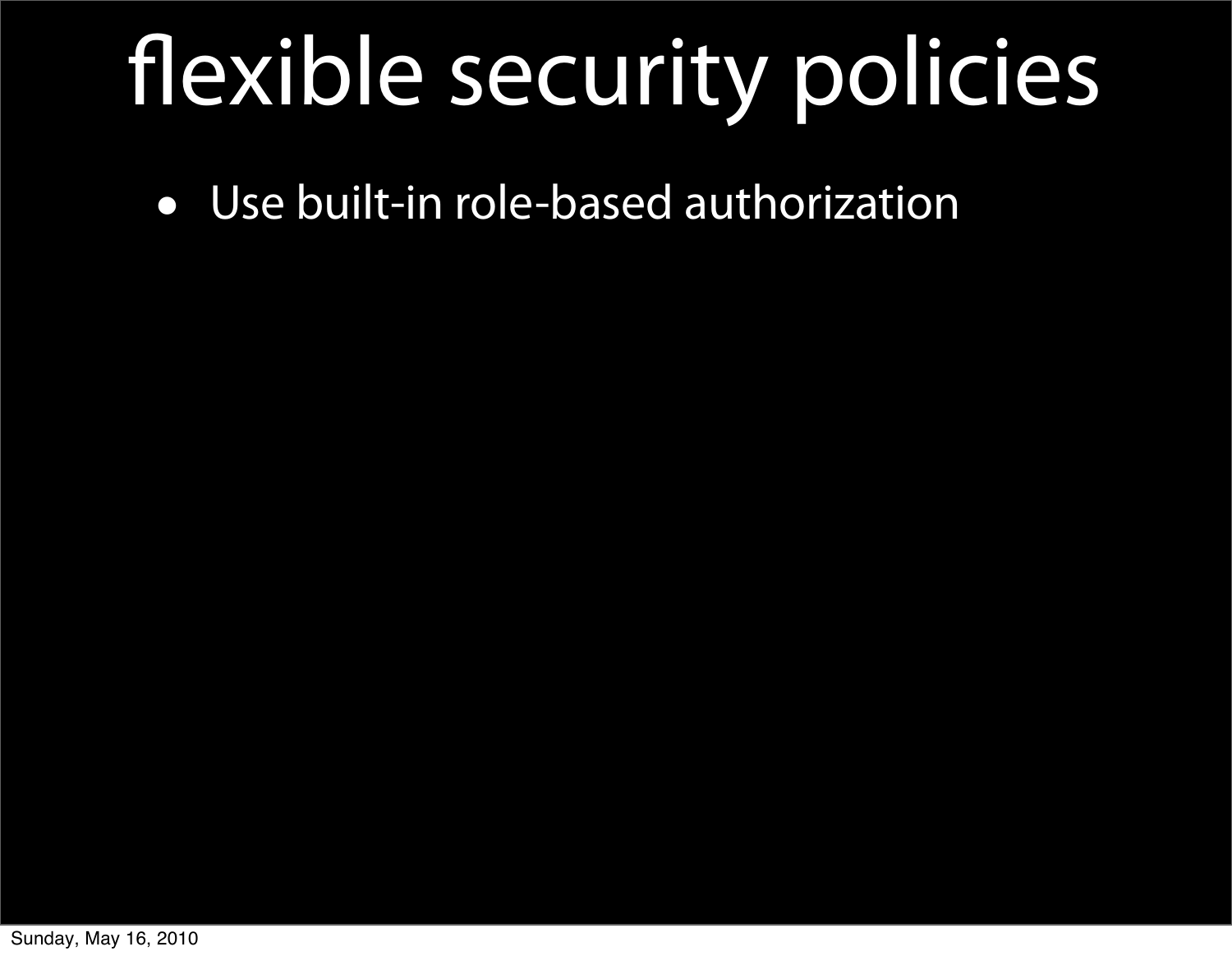# flexible security policies

- Use built-in role-based authorization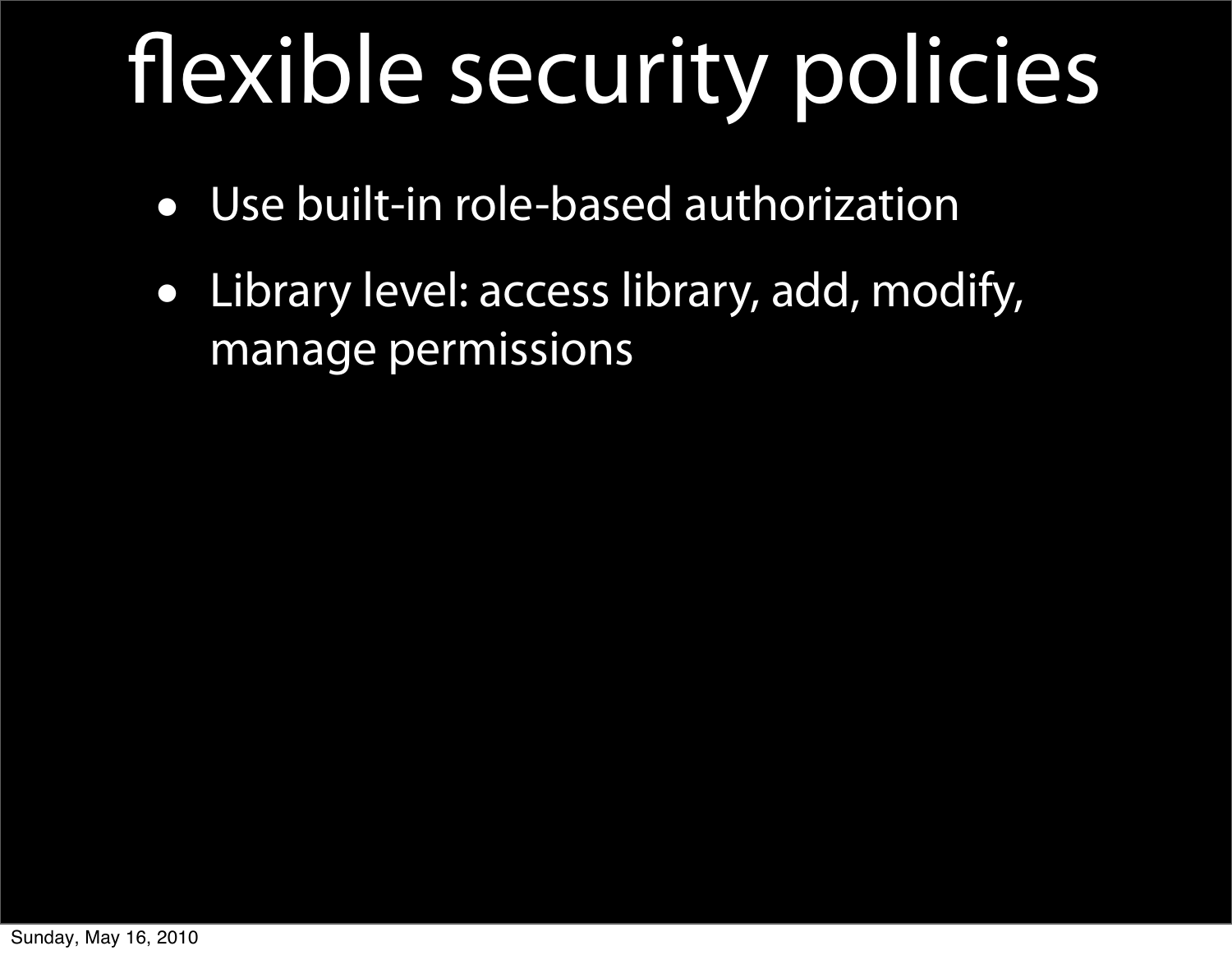# flexible security policies

- Use built-in role-based authorization
- Library level: access library, add, modify, manage permissions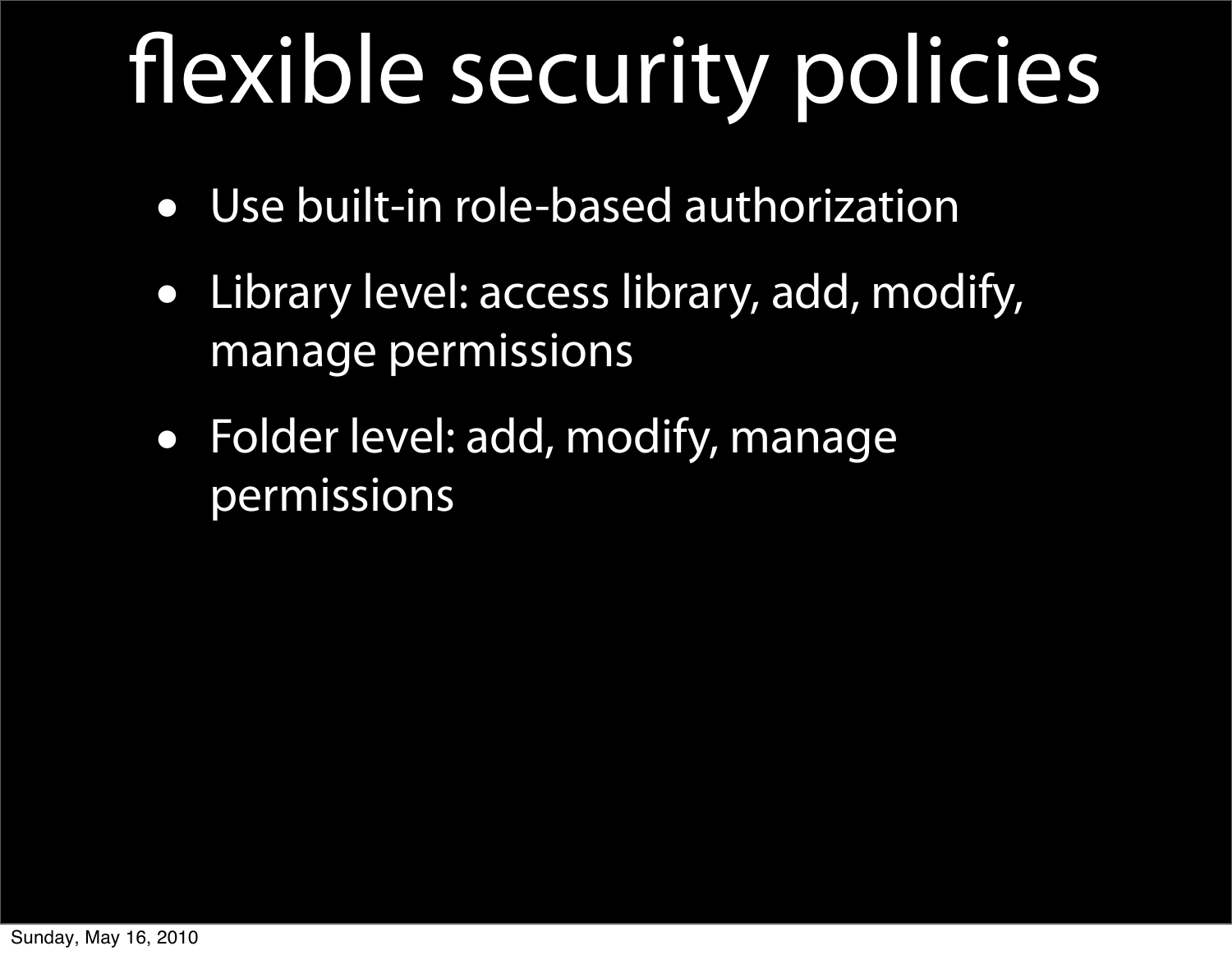# flexible security policies

- Use built-in role-based authorization
- Library level: access library, add, modify, manage permissions
- Folder level: add, modify, manage permissions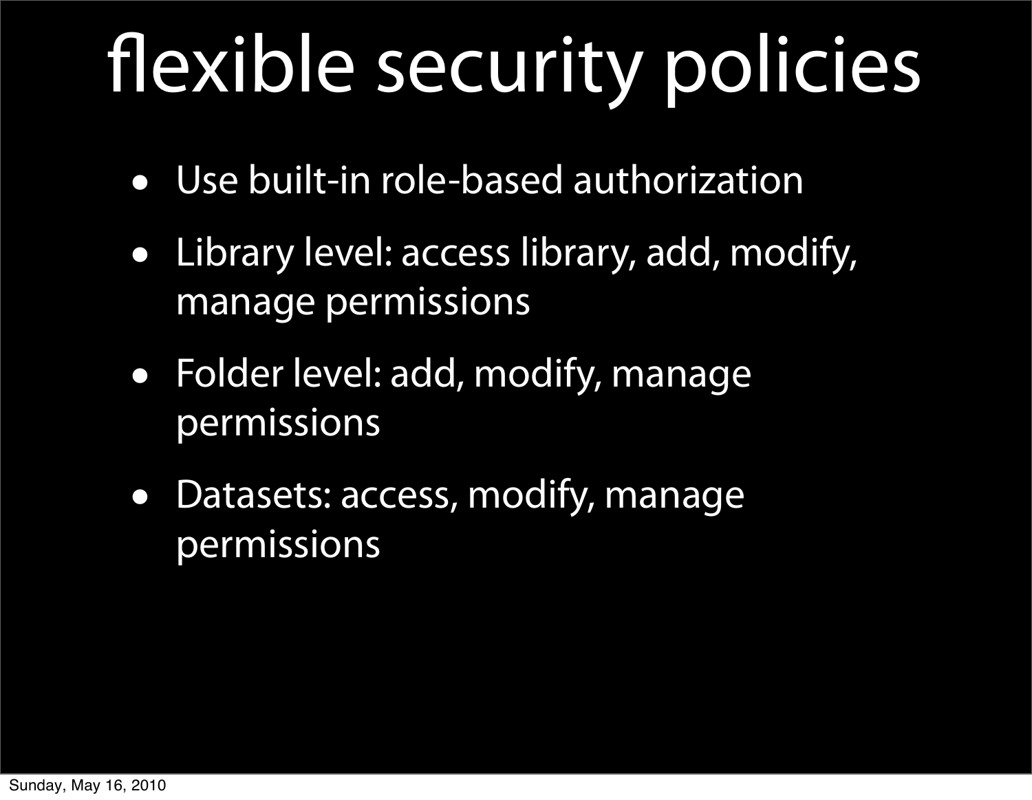# flexible security policies

- Use built-in role-based authorization
- Library level: access library, add, modify, manage permissions
- Folder level: add, modify, manage permissions
- Datasets: access, modify, manage permissions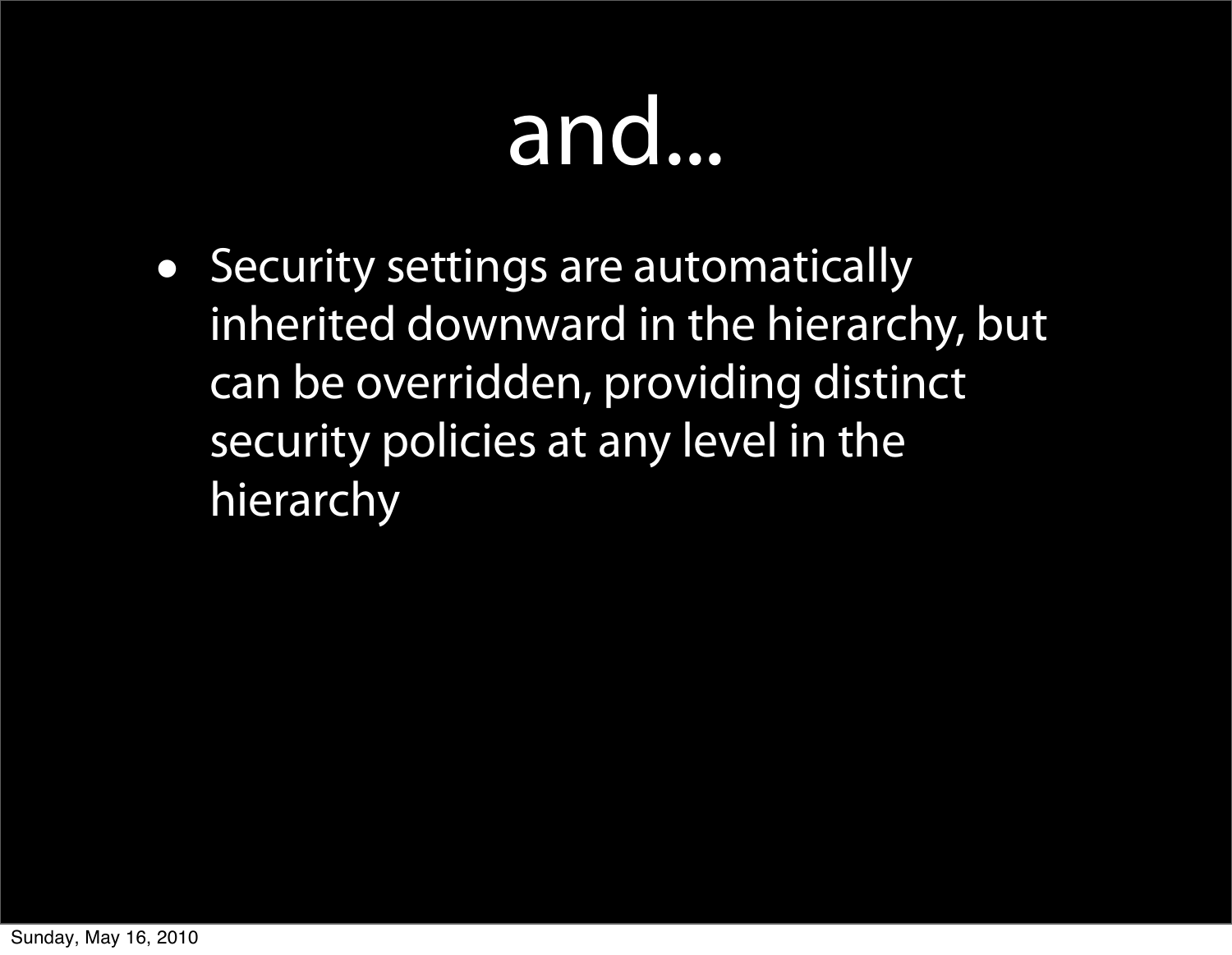# and...

- Security settings are automatically inherited downward in the hierarchy, but can be overridden, providing distinct security policies at any level in the hierarchy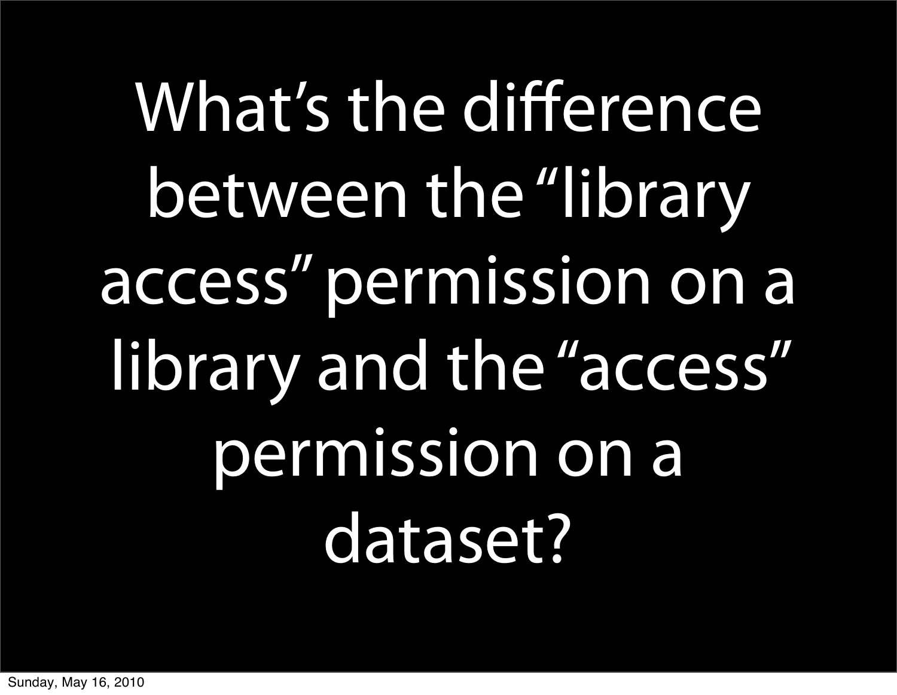What's the difference between the "library access" permission on a library and the "access" permission on a dataset?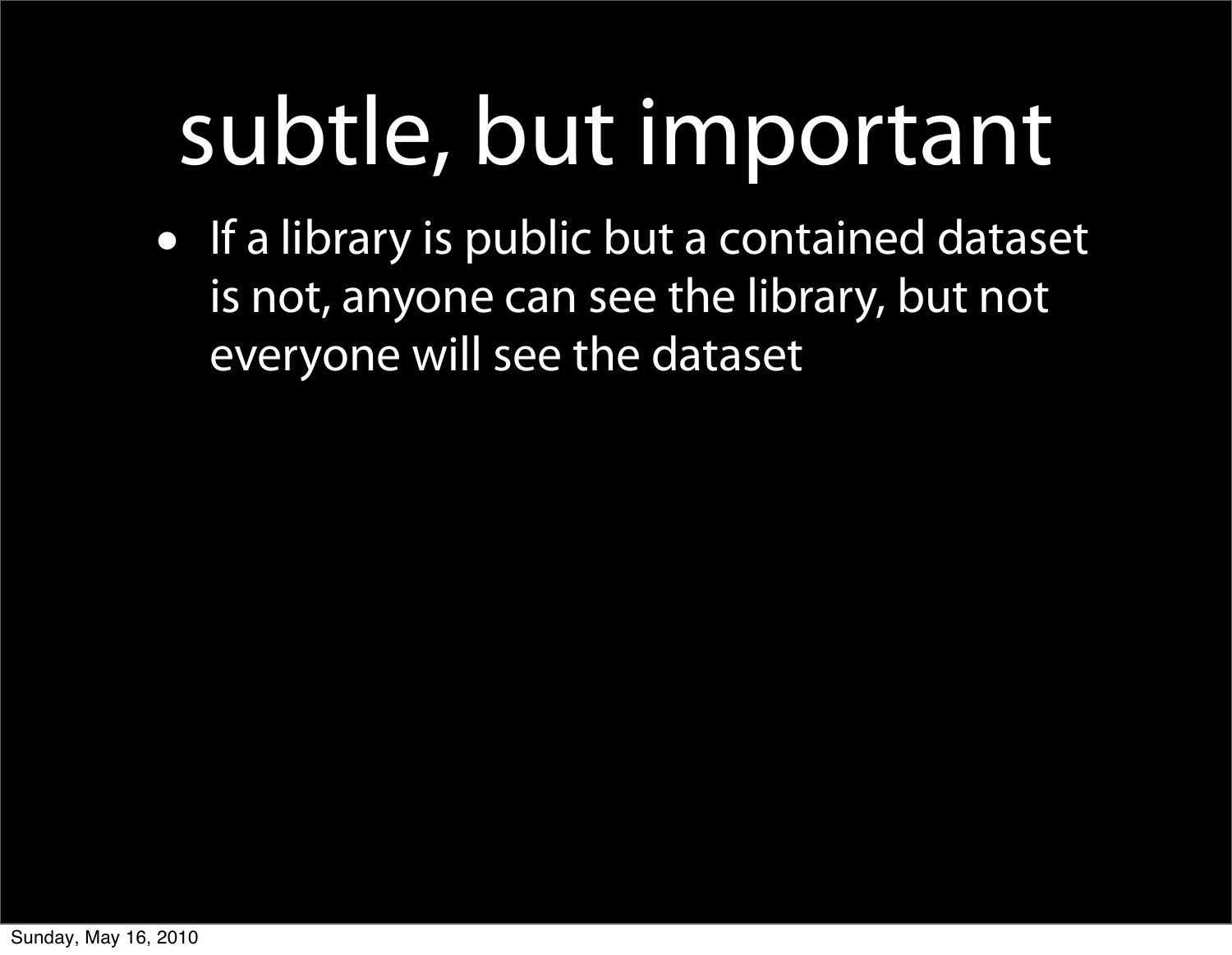# subtle, but important

- If a library is public but a contained dataset is not, anyone can see the library, but not everyone will see the dataset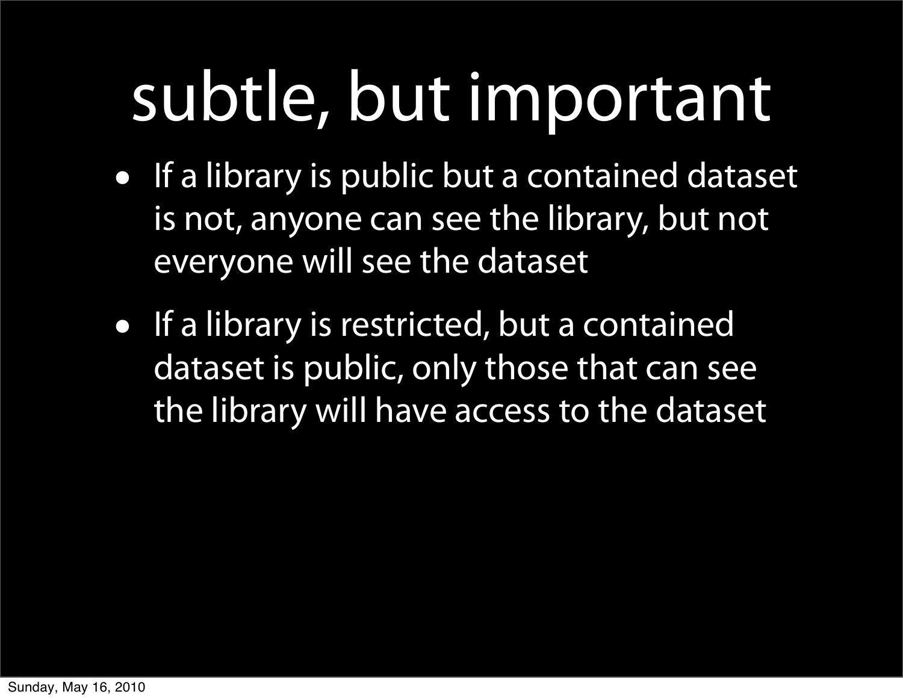# subtle, but important

- If a library is public but a contained dataset is not, anyone can see the library, but not everyone will see the dataset
- If a library is restricted, but a contained dataset is public, only those that can see the library will have access to the dataset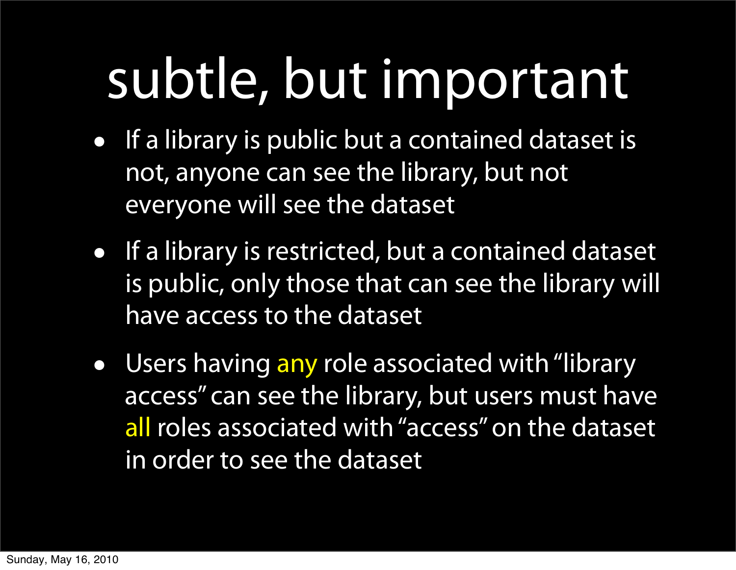# subtle, but important

- If a library is public but a contained dataset is not, anyone can see the library, but not everyone will see the dataset
- If a library is restricted, but a contained dataset is public, only those that can see the library will have access to the dataset
- Users having any role associated with "library access" can see the library, but users must have all roles associated with "access" on the dataset in order to see the dataset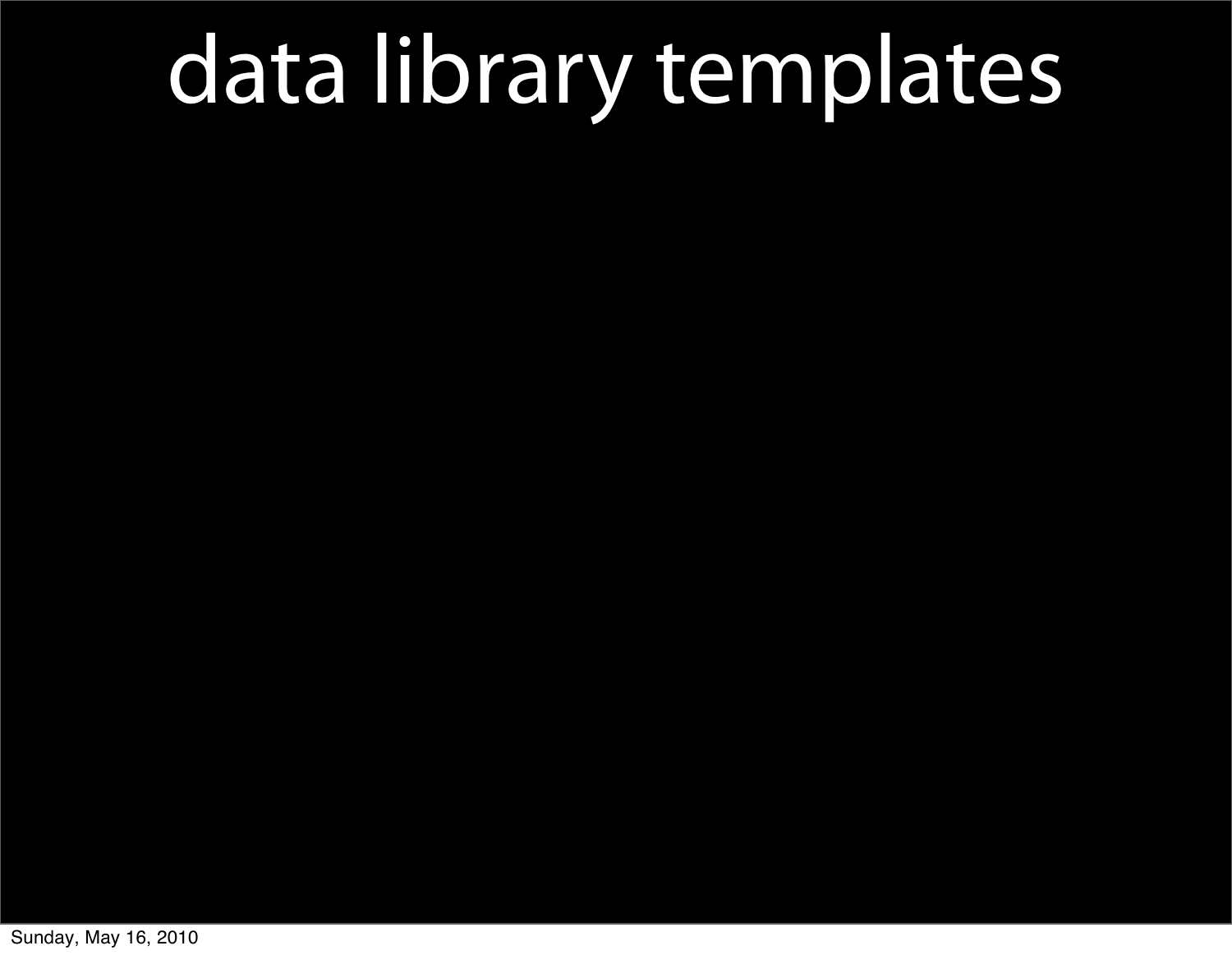# data library templates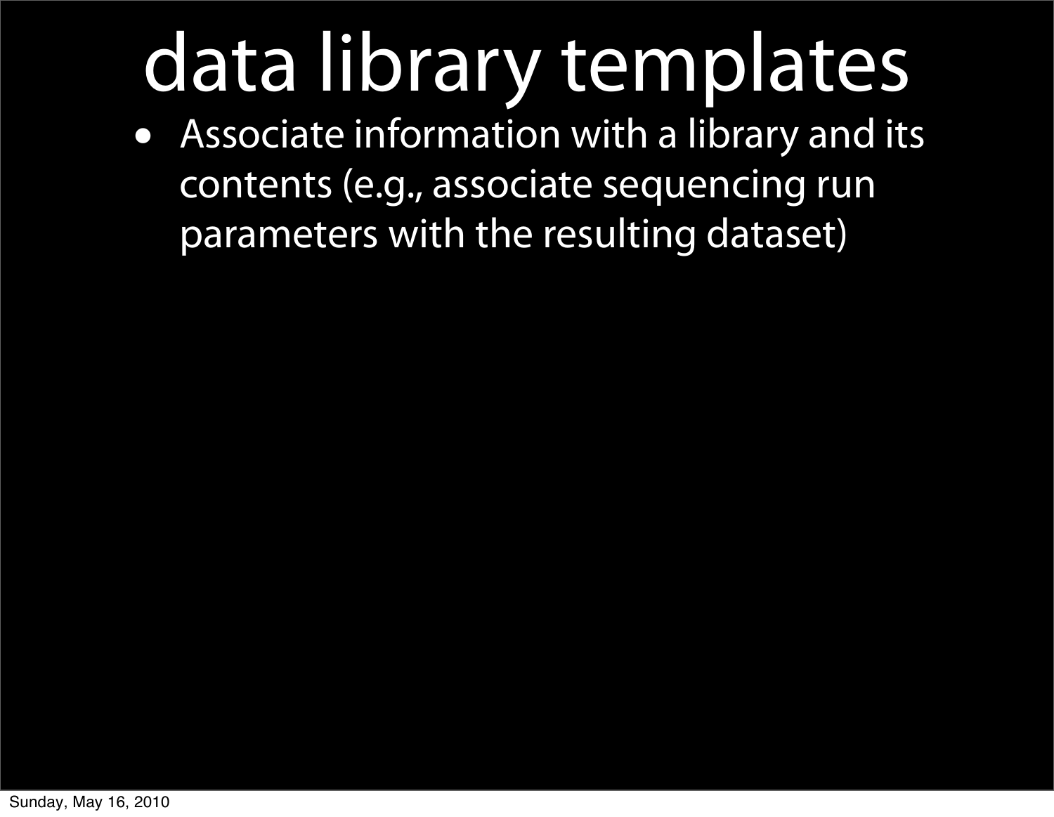# data library templates

- Associate information with a library and its contents (e.g., associate sequencing run parameters with the resulting dataset)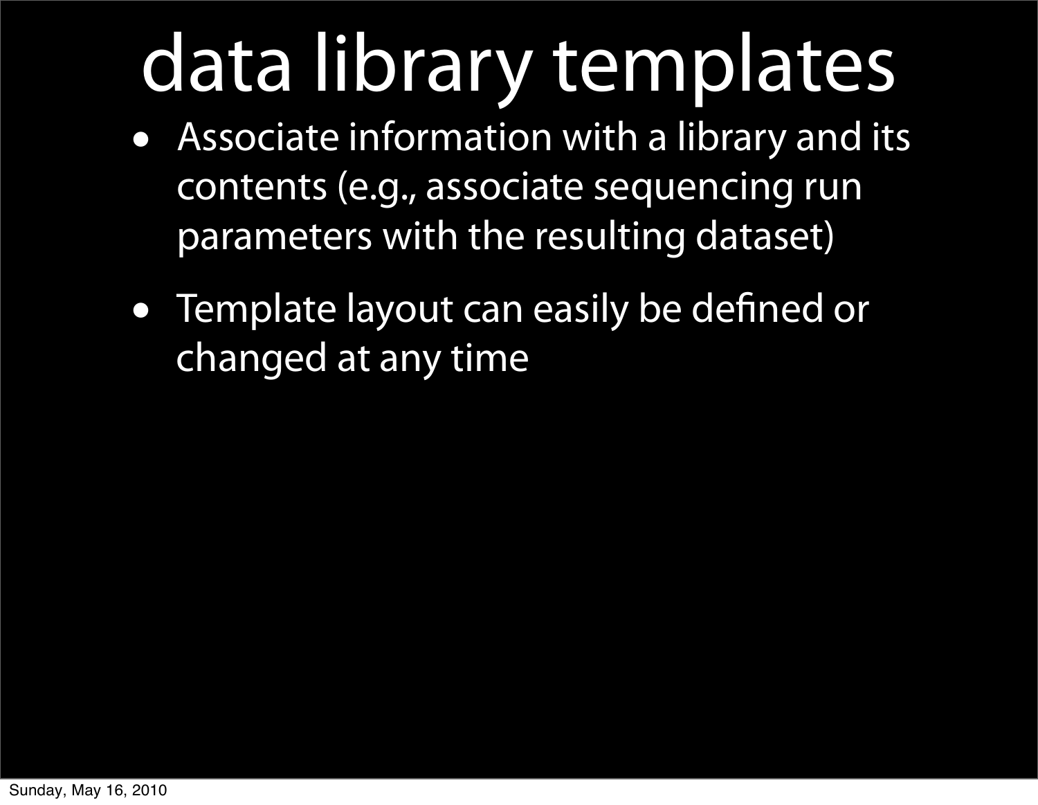# data library templates

- Associate information with a library and its contents (e.g., associate sequencing run parameters with the resulting dataset)
- Template layout can easily be defined or changed at any time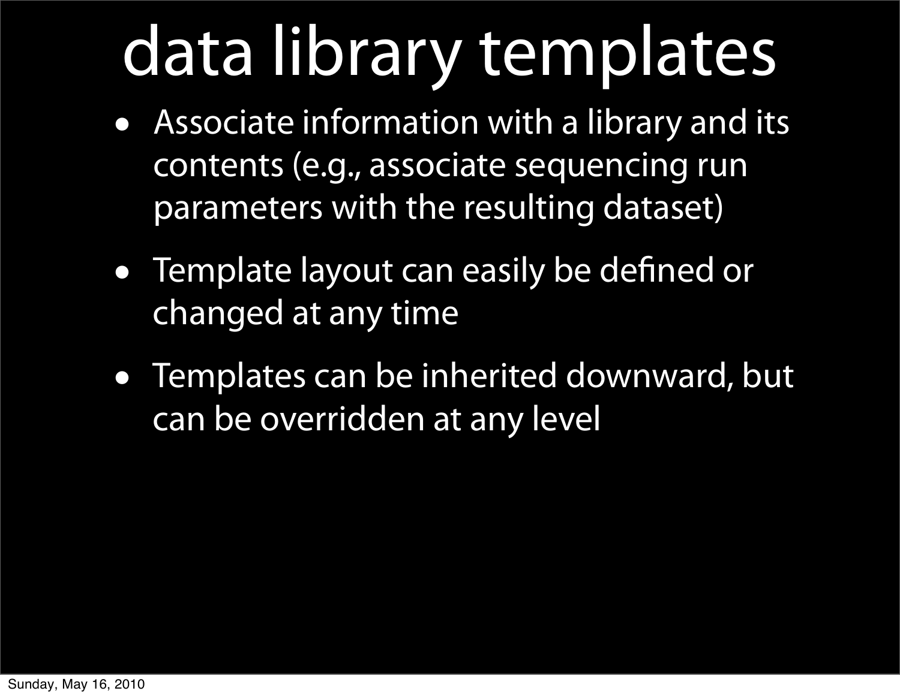# data library templates

- Associate information with a library and its contents (e.g., associate sequencing run parameters with the resulting dataset)
- Template layout can easily be defined or changed at any time
- Templates can be inherited downward, but can be overridden at any level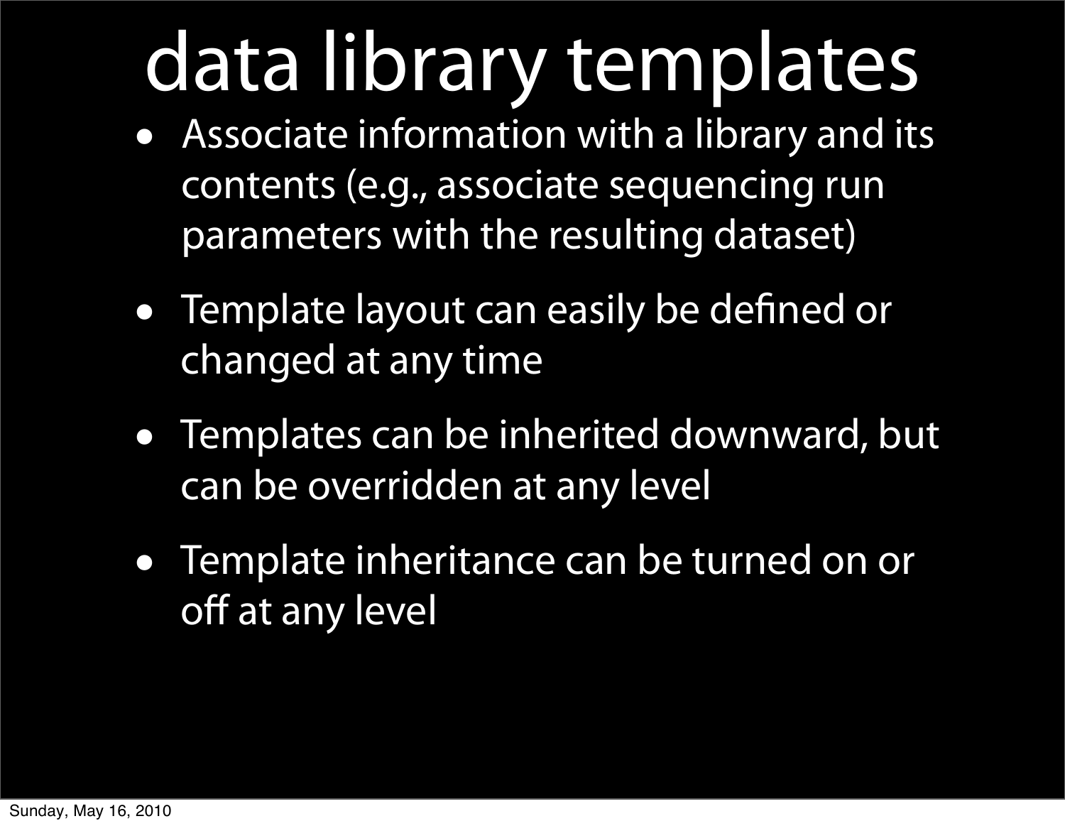# data library templates

- Associate information with a library and its contents (e.g., associate sequencing run parameters with the resulting dataset)
- Template layout can easily be defined or changed at any time
- Templates can be inherited downward, but can be overridden at any level
- Template inheritance can be turned on or off at any level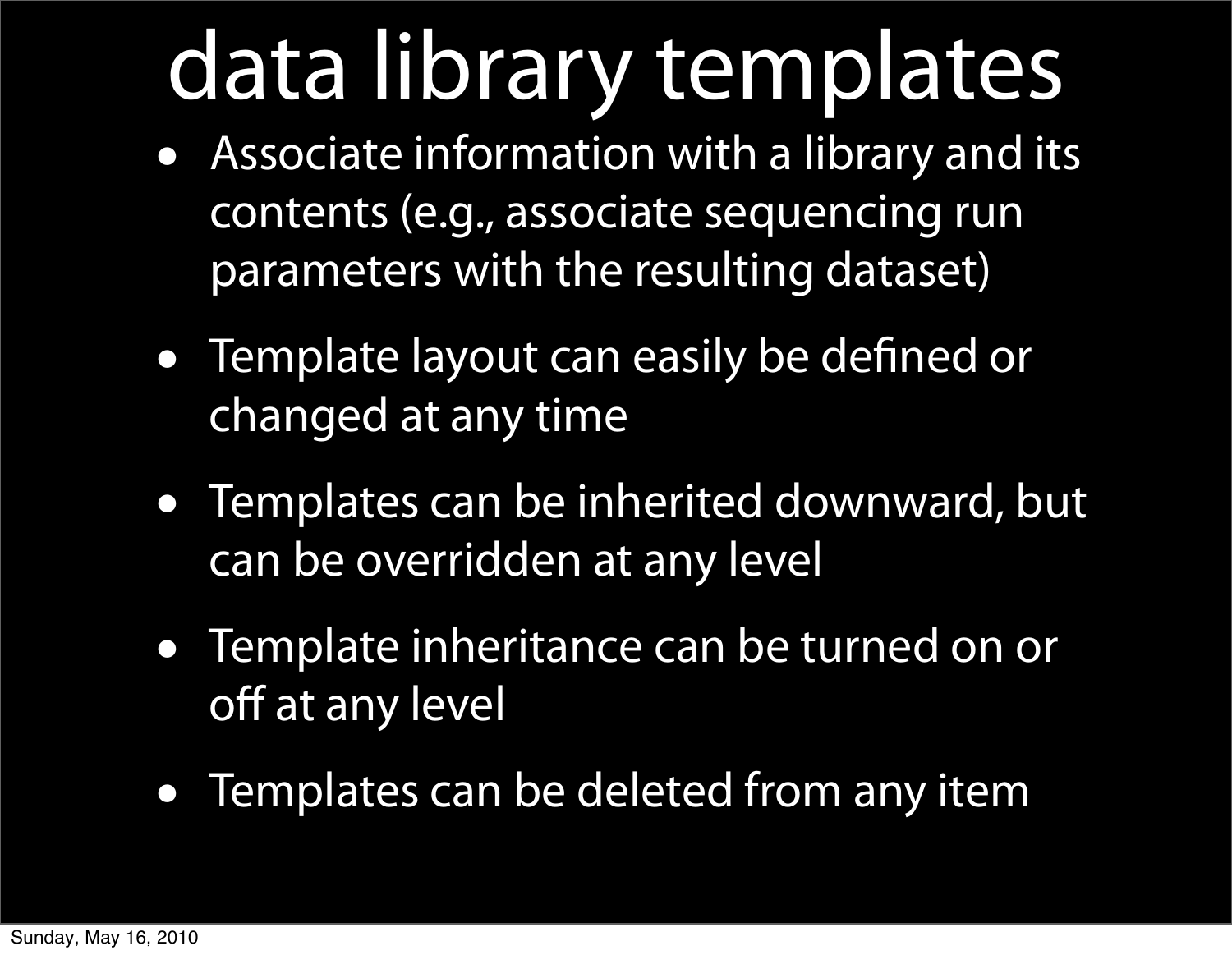# data library templates

- Associate information with a library and its contents (e.g., associate sequencing run parameters with the resulting dataset)
- Template layout can easily be defined or changed at any time
- Templates can be inherited downward, but can be overridden at any level
- Template inheritance can be turned on or off at any level
- Templates can be deleted from any item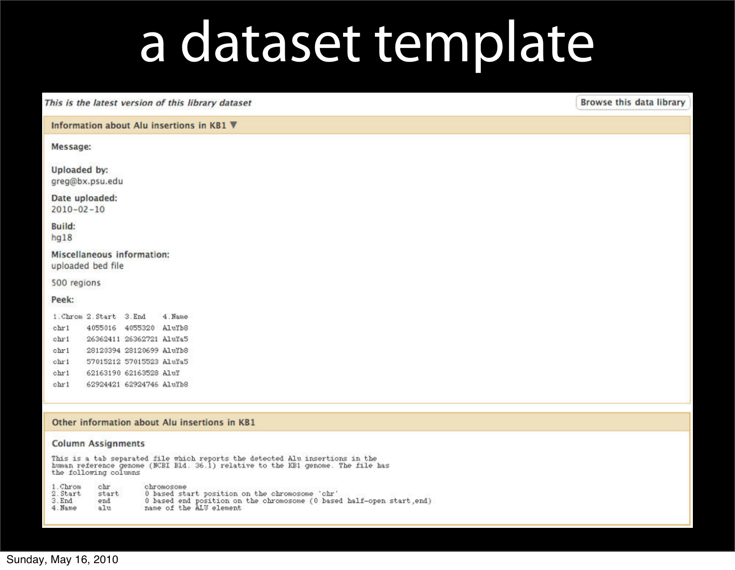# a dataset template

*This is the latest version of this library dataset*

Browse this data library

**Information about Alu insertions in KB1** ▼

**Message:**

**Uploaded by:**
greg@bx.psu.edu

**Date uploaded:**
2010-02-10

**Build:**
hg18

**Miscellaneous information:**
uploaded bed file

500 regions

**Peek:**

| 1.Chrom | 2.Start | 3.End | 4.Name |
|---|---|---|---|
| chr1 | 4055016 | 4055320 | AluYb8 |
| chr1 | 26362411 | 26362721 | AluYa5 |
| chr1 | 28120394 | 28120699 | AluYb8 |
| chr1 | 57015212 | 57015523 | AluYa5 |
| chr1 | 62163190 | 62163528 | AluY |
| chr1 | 62924421 | 62924746 | AluYb8 |

**Other information about Alu insertions in KB1**

**Column Assignments**

```
This is a tab separated file which reports the detected Alu insertions in the
human reference genome (NCBI Bld. 36.1) relative to the KB1 genome. The file has
the following columns

1.Chrom    chr        chromosome
2.Start    start      0 based start position on the chromosome 'chr'
3.End      end        0 based end position on the chromosome (0 based half-open start,end)
4.Name     alu        name of the ALU element
```

Sunday, May 16, 2010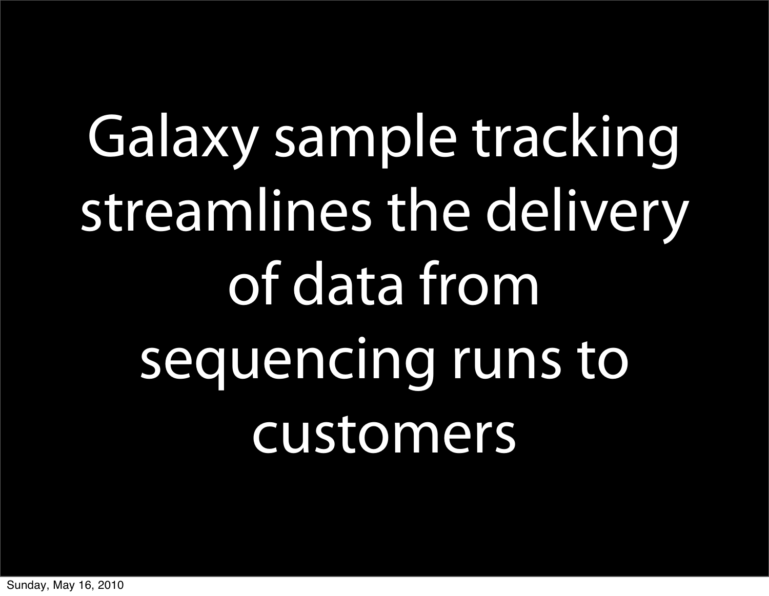Galaxy sample tracking streamlines the delivery of data from sequencing runs to customers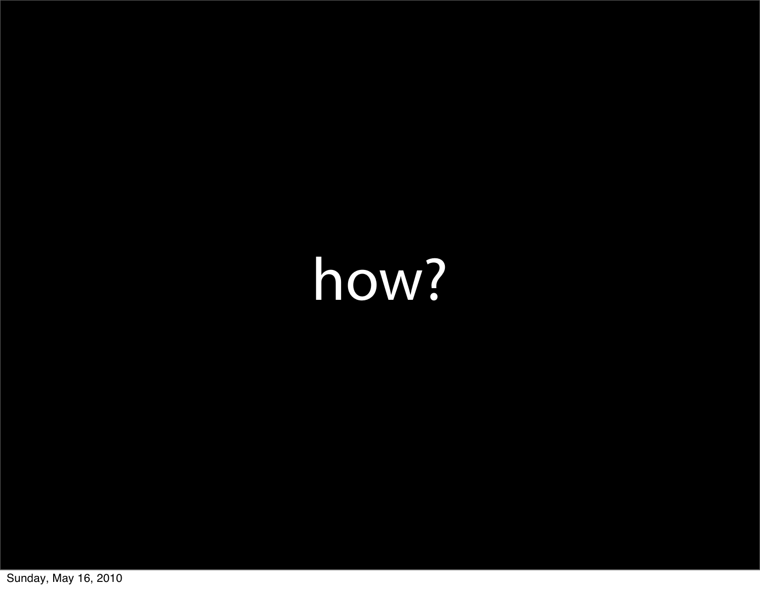how?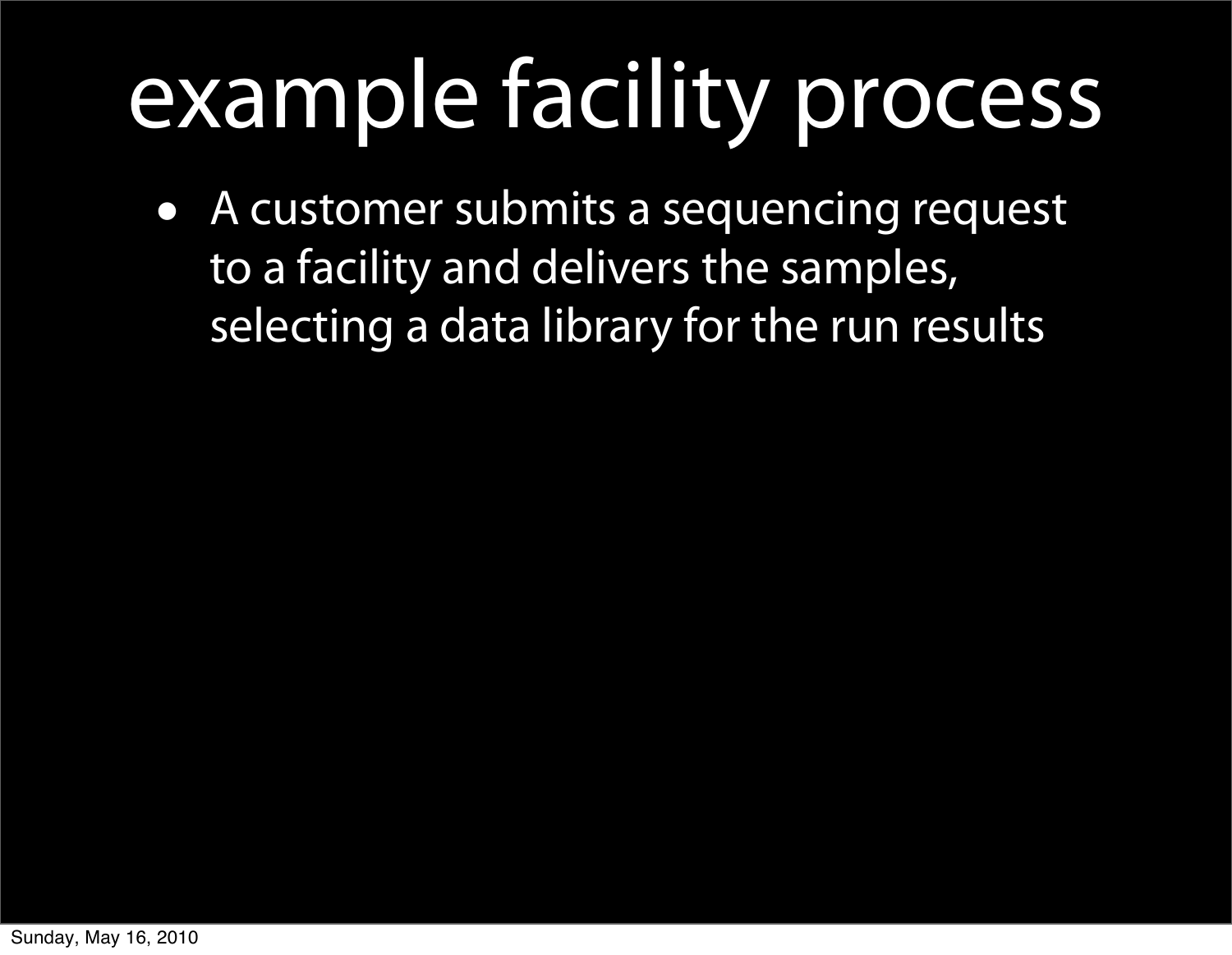# example facility process

- A customer submits a sequencing request to a facility and delivers the samples, selecting a data library for the run results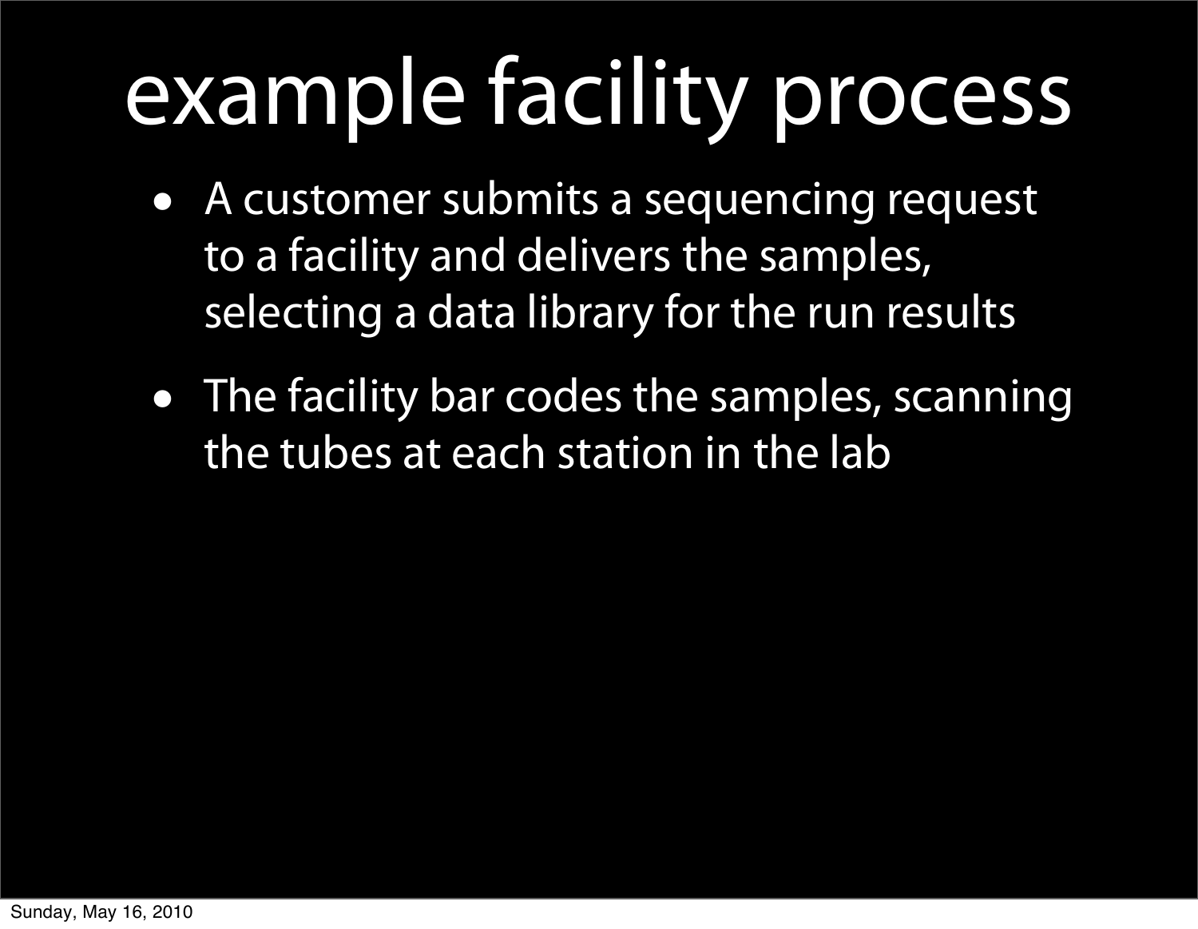# example facility process

- A customer submits a sequencing request to a facility and delivers the samples, selecting a data library for the run results
- The facility bar codes the samples, scanning the tubes at each station in the lab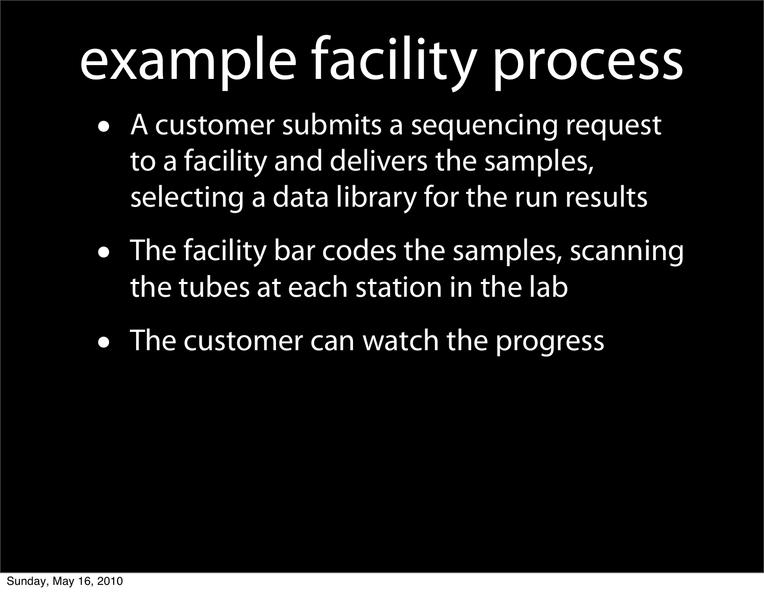# example facility process

- A customer submits a sequencing request to a facility and delivers the samples, selecting a data library for the run results
- The facility bar codes the samples, scanning the tubes at each station in the lab
- The customer can watch the progress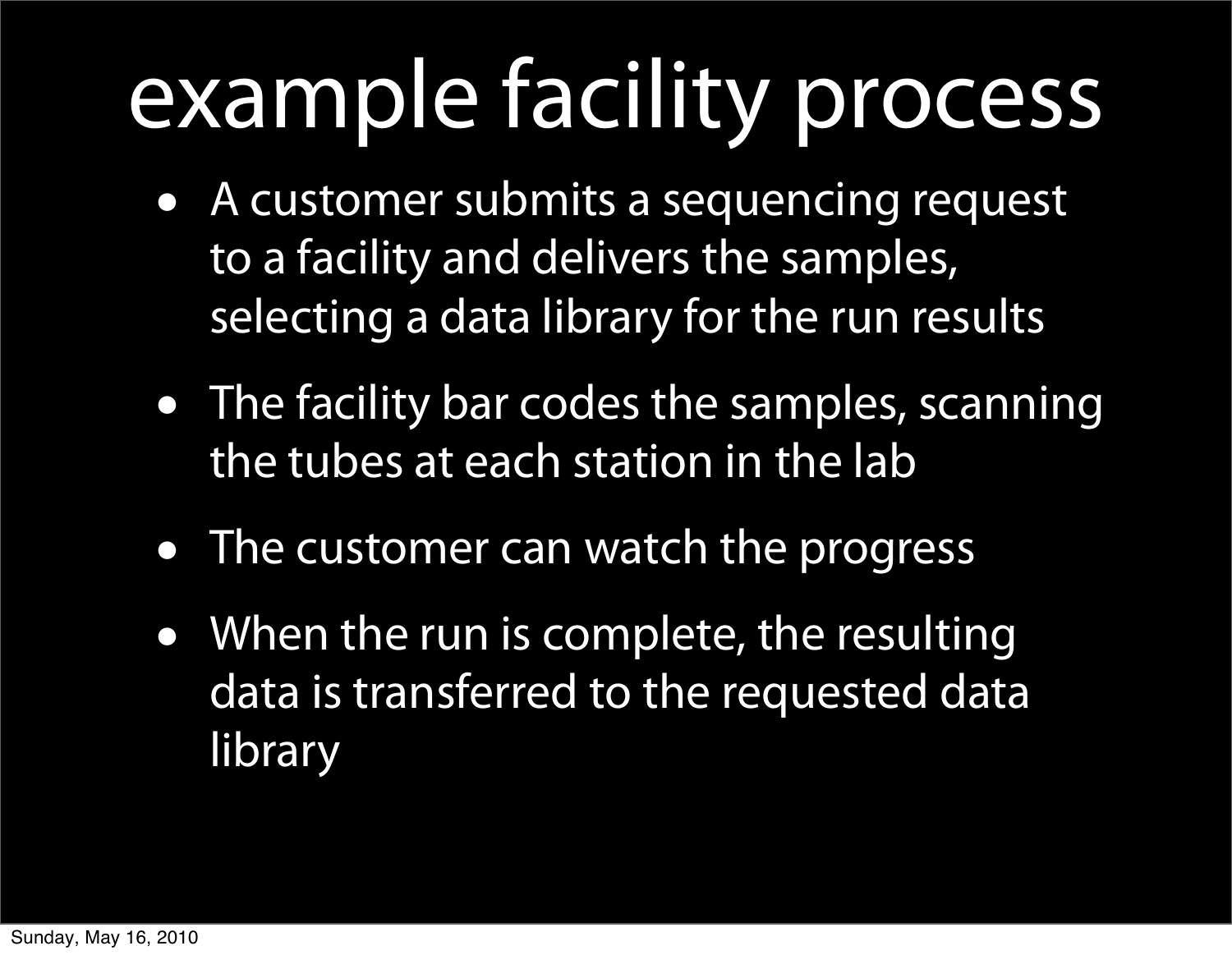# example facility process

- A customer submits a sequencing request to a facility and delivers the samples, selecting a data library for the run results
- The facility bar codes the samples, scanning the tubes at each station in the lab
- The customer can watch the progress
- When the run is complete, the resulting data is transferred to the requested data library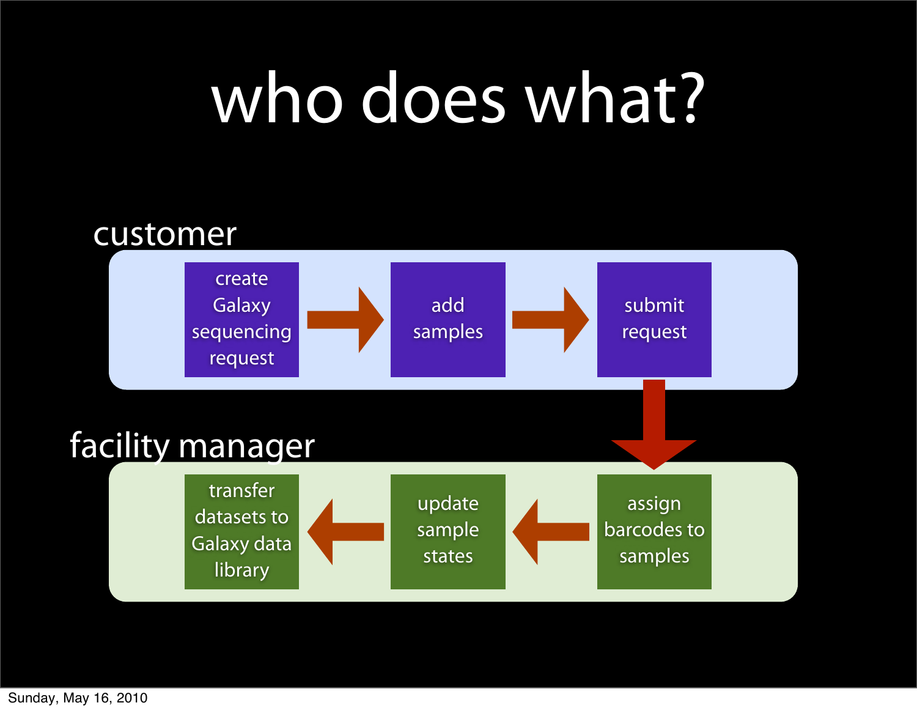# who does what?

**customer**

create Galaxy sequencing request → add samples → submit request

**facility manager**

assign barcodes to samples → update sample states → transfer datasets to Galaxy data library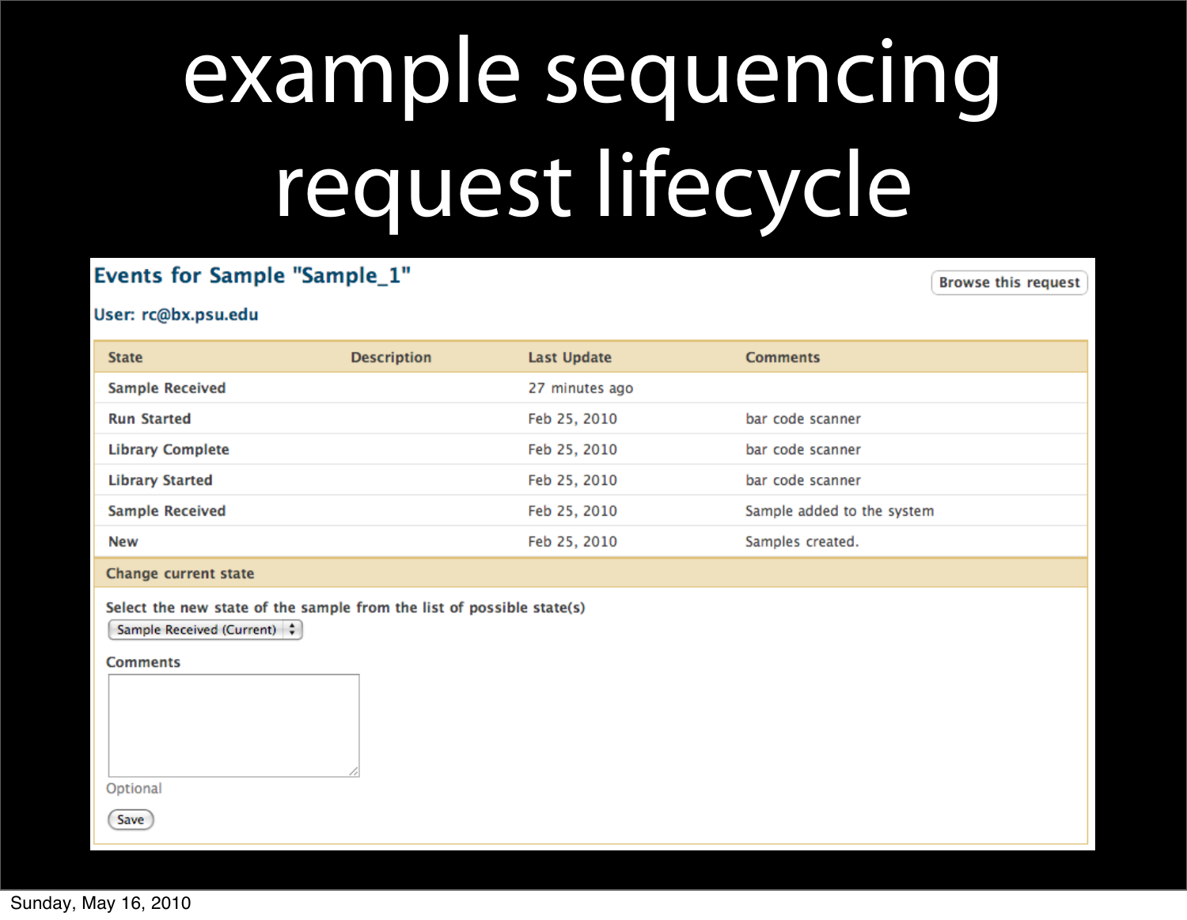# example sequencing request lifecycle

## Events for Sample "Sample_1"

Browse this request

**User: rc@bx.psu.edu**

| State | Description | Last Update | Comments |
|---|---|---|---|
| Sample Received | | 27 minutes ago | |
| Run Started | | Feb 25, 2010 | bar code scanner |
| Library Complete | | Feb 25, 2010 | bar code scanner |
| Library Started | | Feb 25, 2010 | bar code scanner |
| Sample Received | | Feb 25, 2010 | Sample added to the system |
| New | | Feb 25, 2010 | Samples created. |

**Change current state**

Select the new state of the sample from the list of possible state(s)

Sample Received (Current)

Comments

Optional

Save

Sunday, May 16, 2010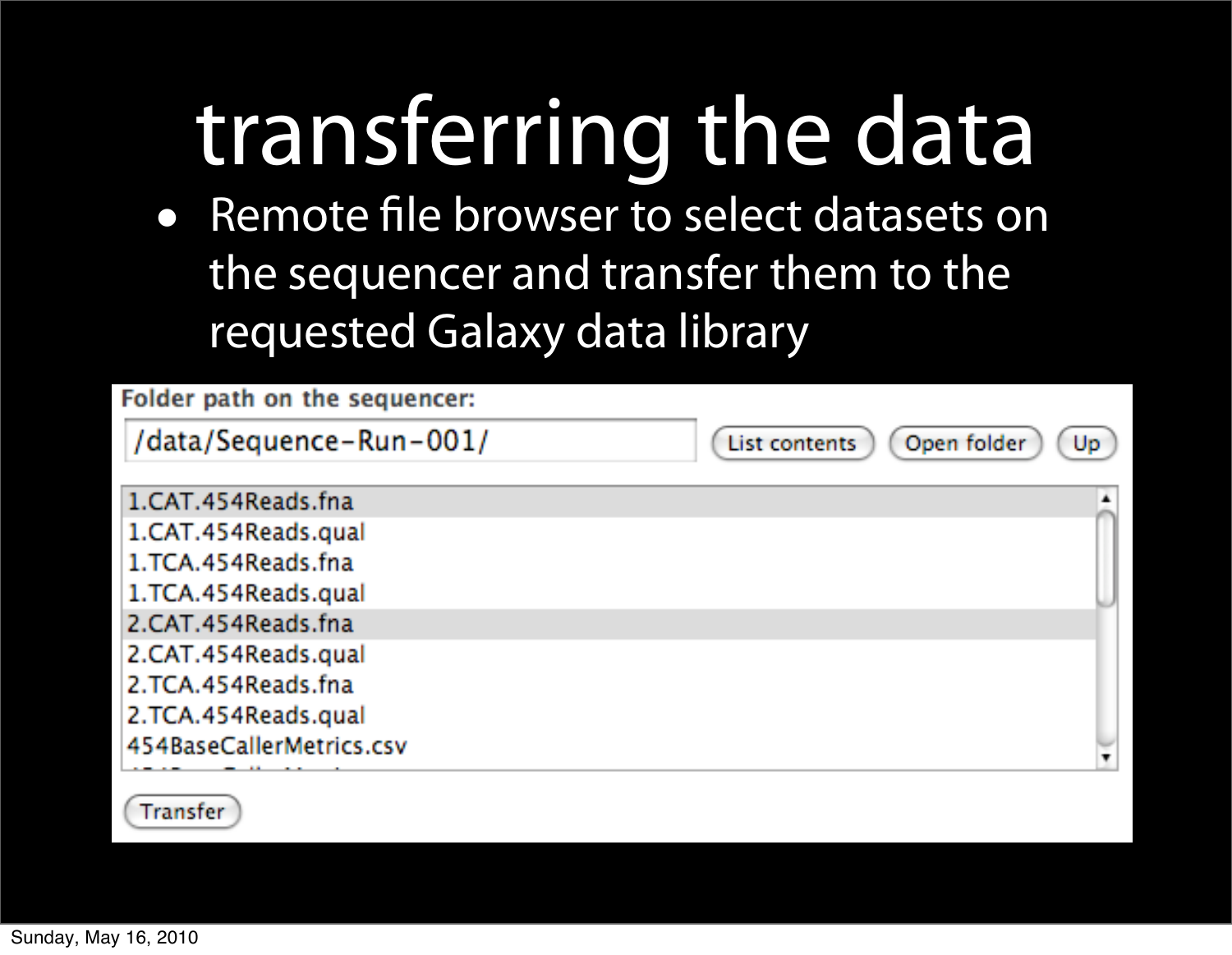# transferring the data

- Remote file browser to select datasets on the sequencer and transfer them to the requested Galaxy data library

Folder path on the sequencer:

/data/Sequence-Run-001/

List contents | Open folder | Up

1.CAT.454Reads.fna
1.CAT.454Reads.qual
1.TCA.454Reads.fna
1.TCA.454Reads.qual
2.CAT.454Reads.fna
2.CAT.454Reads.qual
2.TCA.454Reads.fna
2.TCA.454Reads.qual
454BaseCallerMetrics.csv

Transfer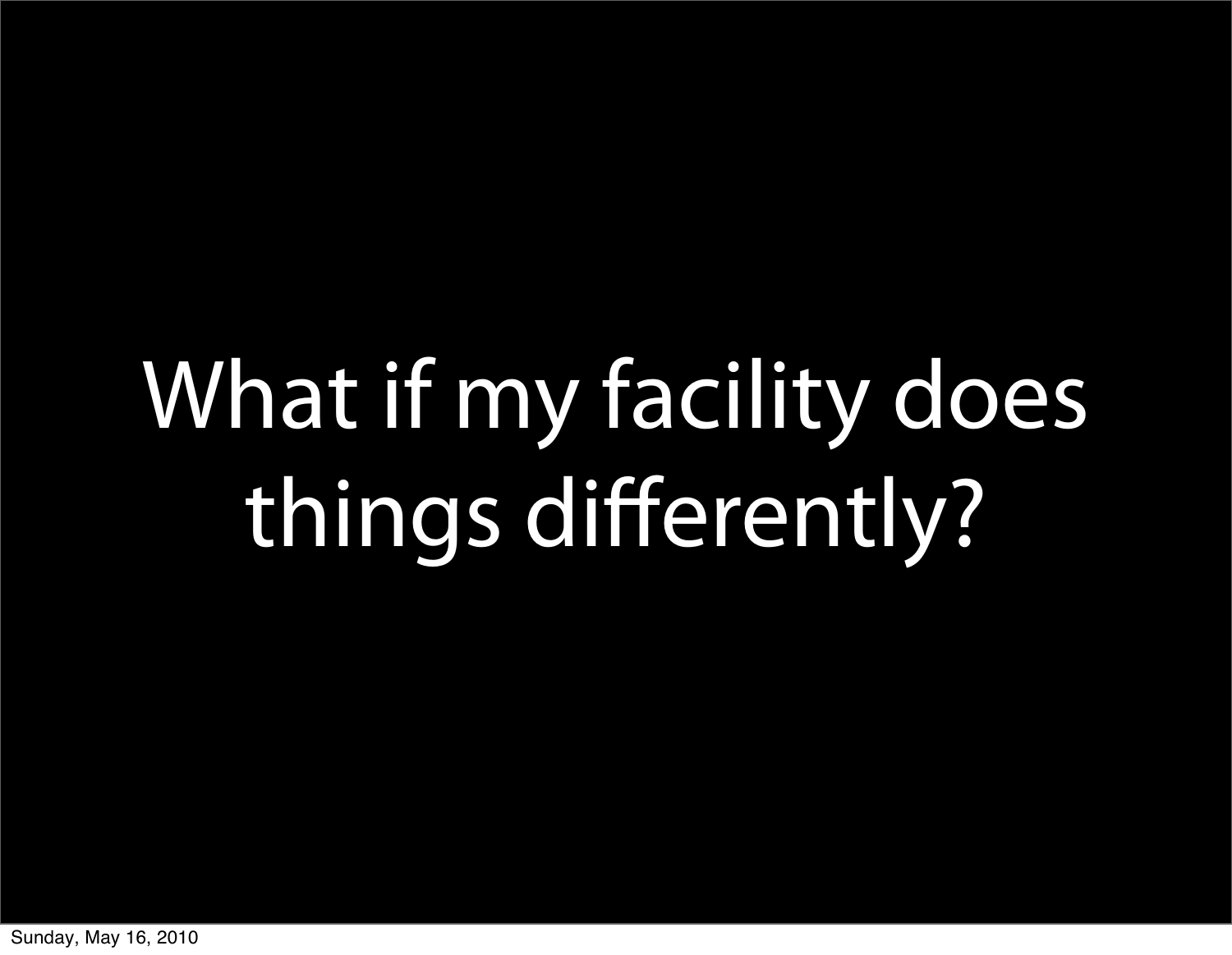# What if my facility does things differently?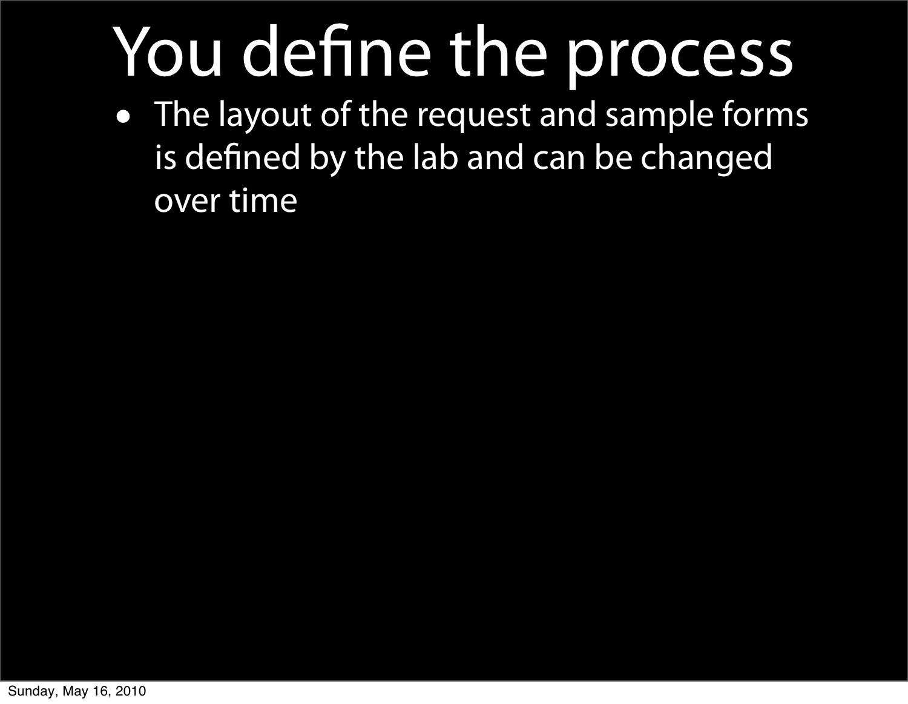# You define the process

- The layout of the request and sample forms is defined by the lab and can be changed over time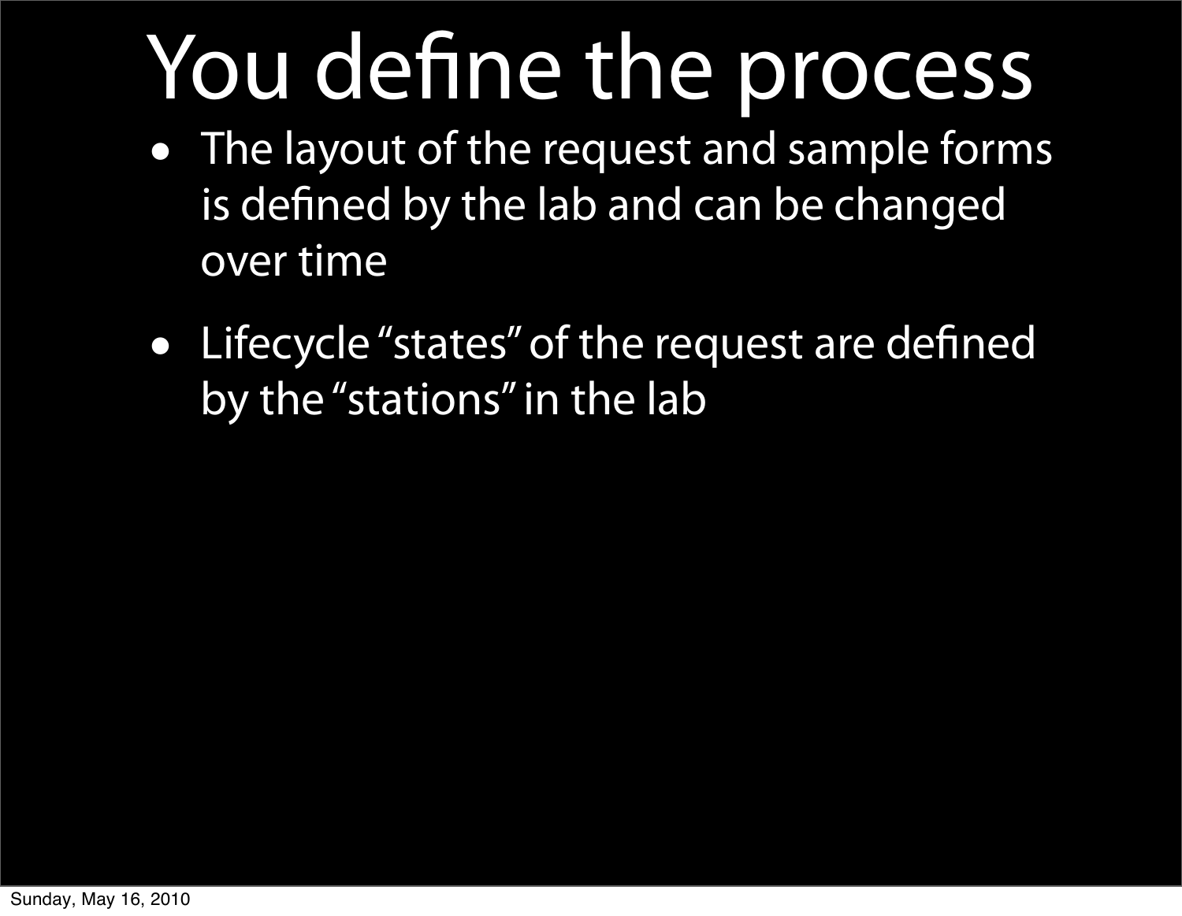# You define the process

- The layout of the request and sample forms is defined by the lab and can be changed over time
- Lifecycle "states" of the request are defined by the "stations" in the lab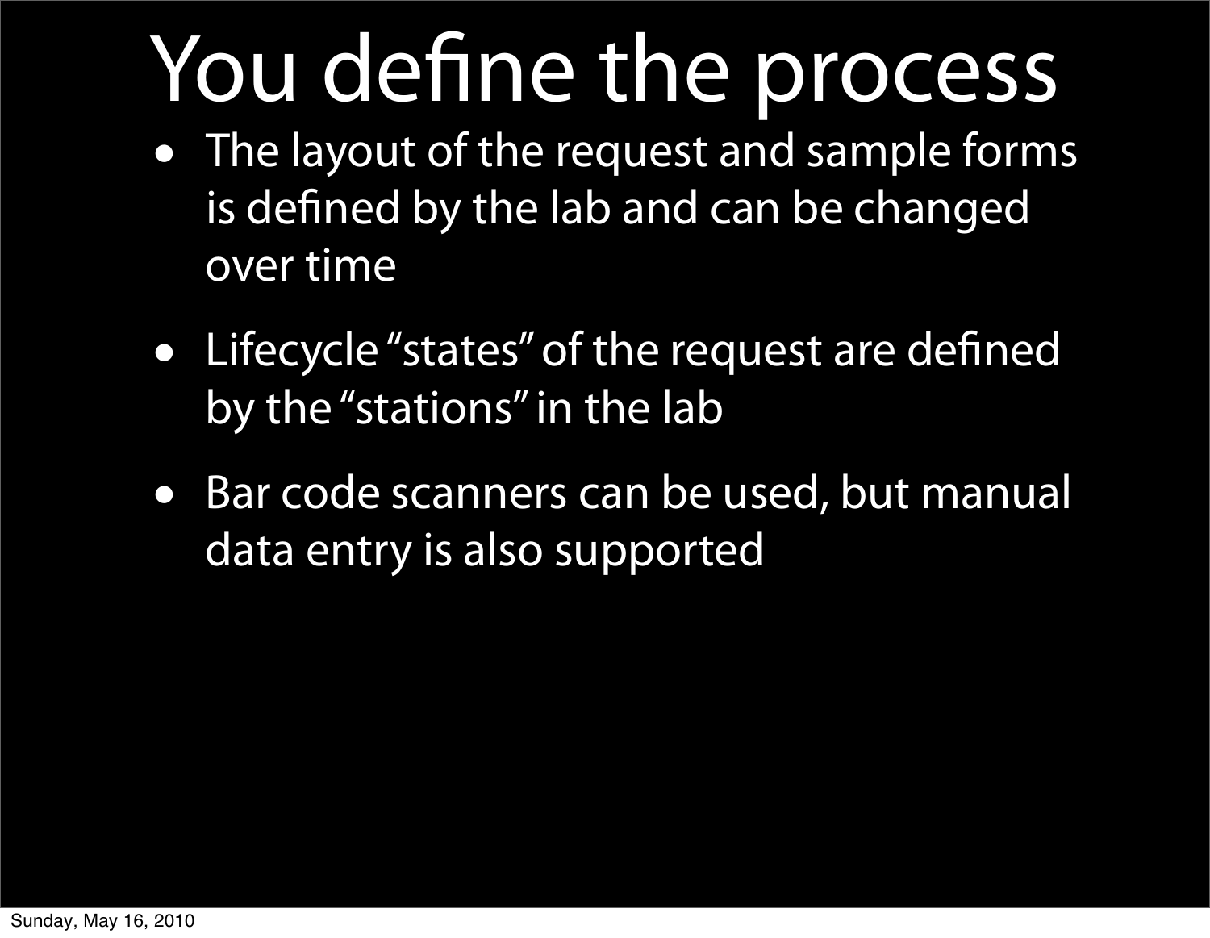# You define the process

- The layout of the request and sample forms is defined by the lab and can be changed over time
- Lifecycle “states” of the request are defined by the “stations” in the lab
- Bar code scanners can be used, but manual data entry is also supported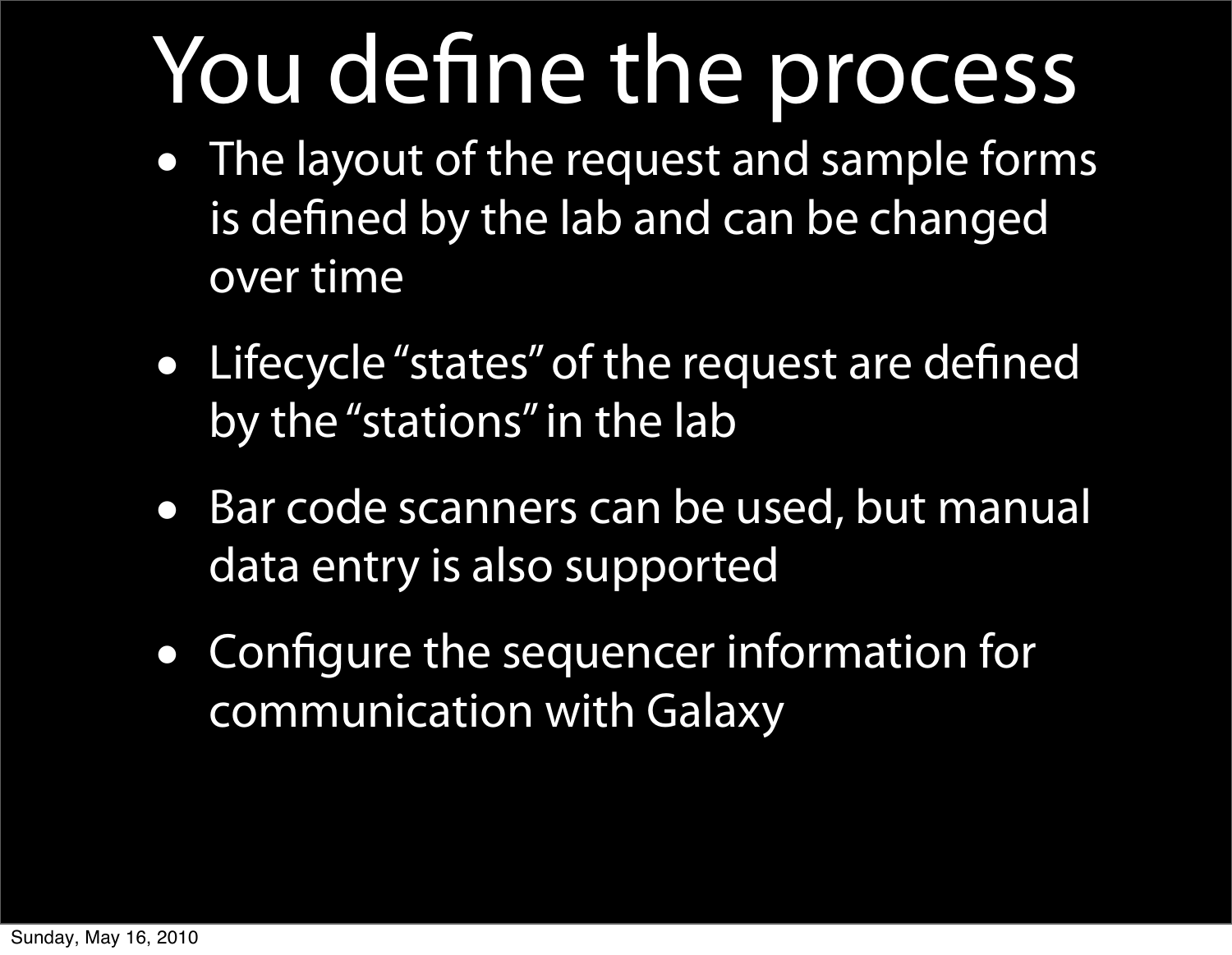# You define the process

- The layout of the request and sample forms is defined by the lab and can be changed over time
- Lifecycle "states" of the request are defined by the "stations" in the lab
- Bar code scanners can be used, but manual data entry is also supported
- Configure the sequencer information for communication with Galaxy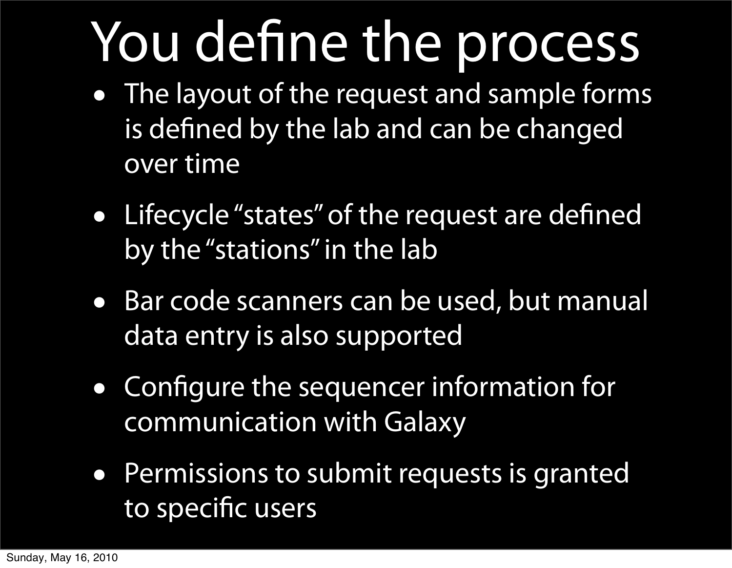# You define the process

- The layout of the request and sample forms is defined by the lab and can be changed over time
- Lifecycle "states" of the request are defined by the "stations" in the lab
- Bar code scanners can be used, but manual data entry is also supported
- Configure the sequencer information for communication with Galaxy
- Permissions to submit requests is granted to specific users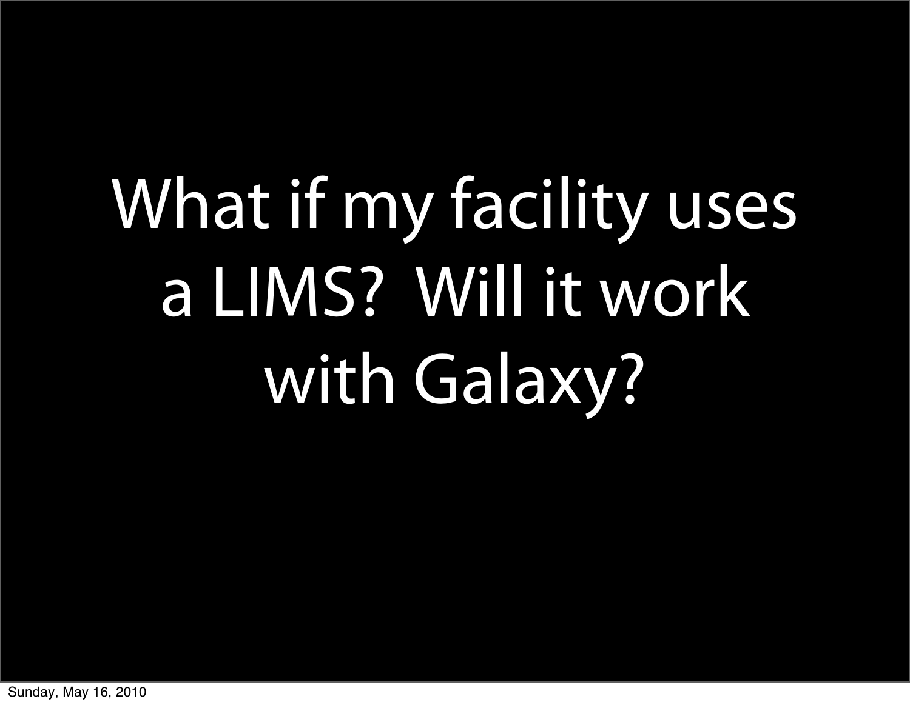# What if my facility uses a LIMS? Will it work with Galaxy?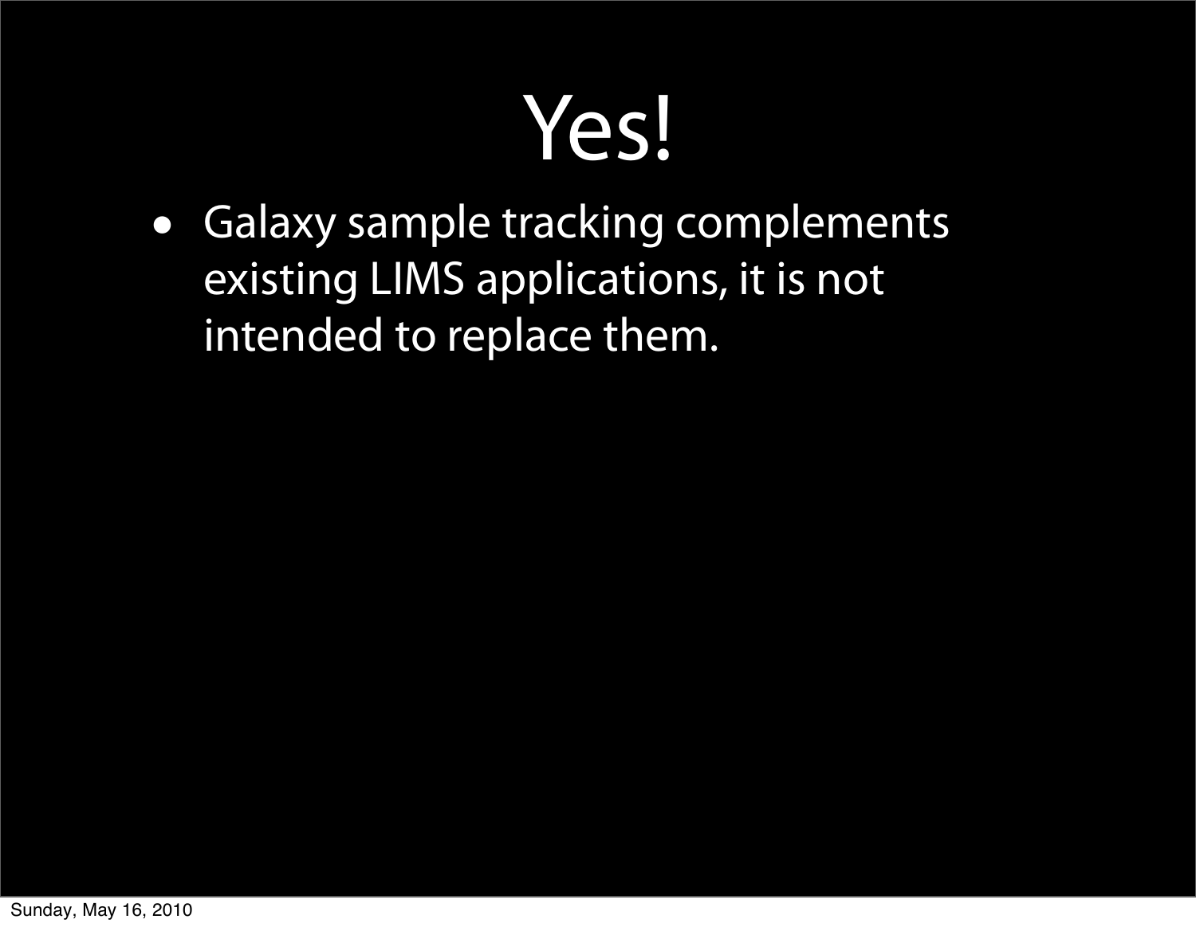# Yes!

- Galaxy sample tracking complements existing LIMS applications, it is not intended to replace them.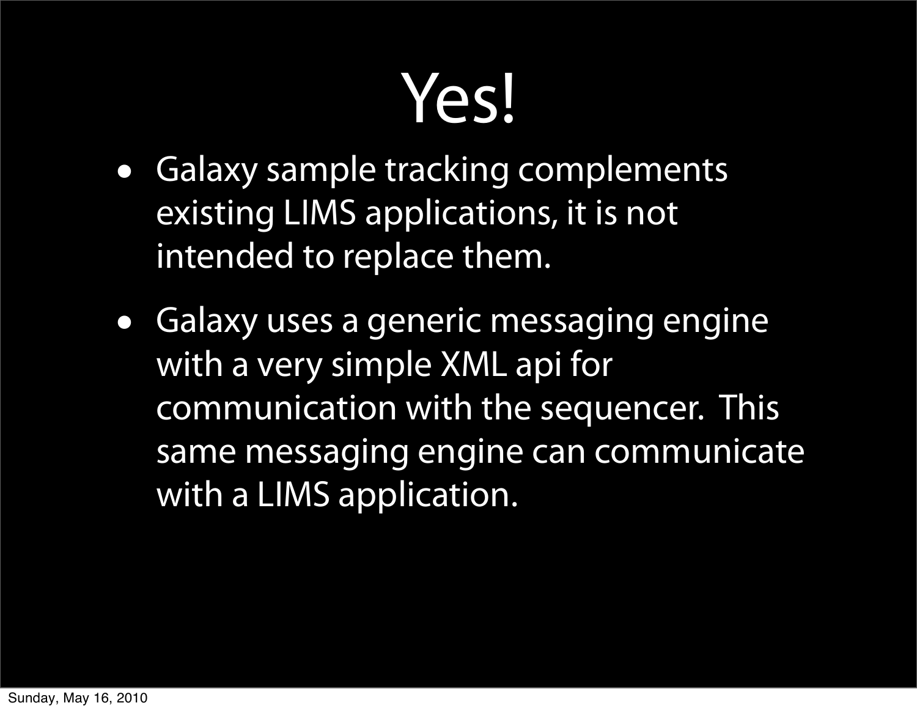# Yes!

- Galaxy sample tracking complements existing LIMS applications, it is not intended to replace them.
- Galaxy uses a generic messaging engine with a very simple XML api for communication with the sequencer. This same messaging engine can communicate with a LIMS application.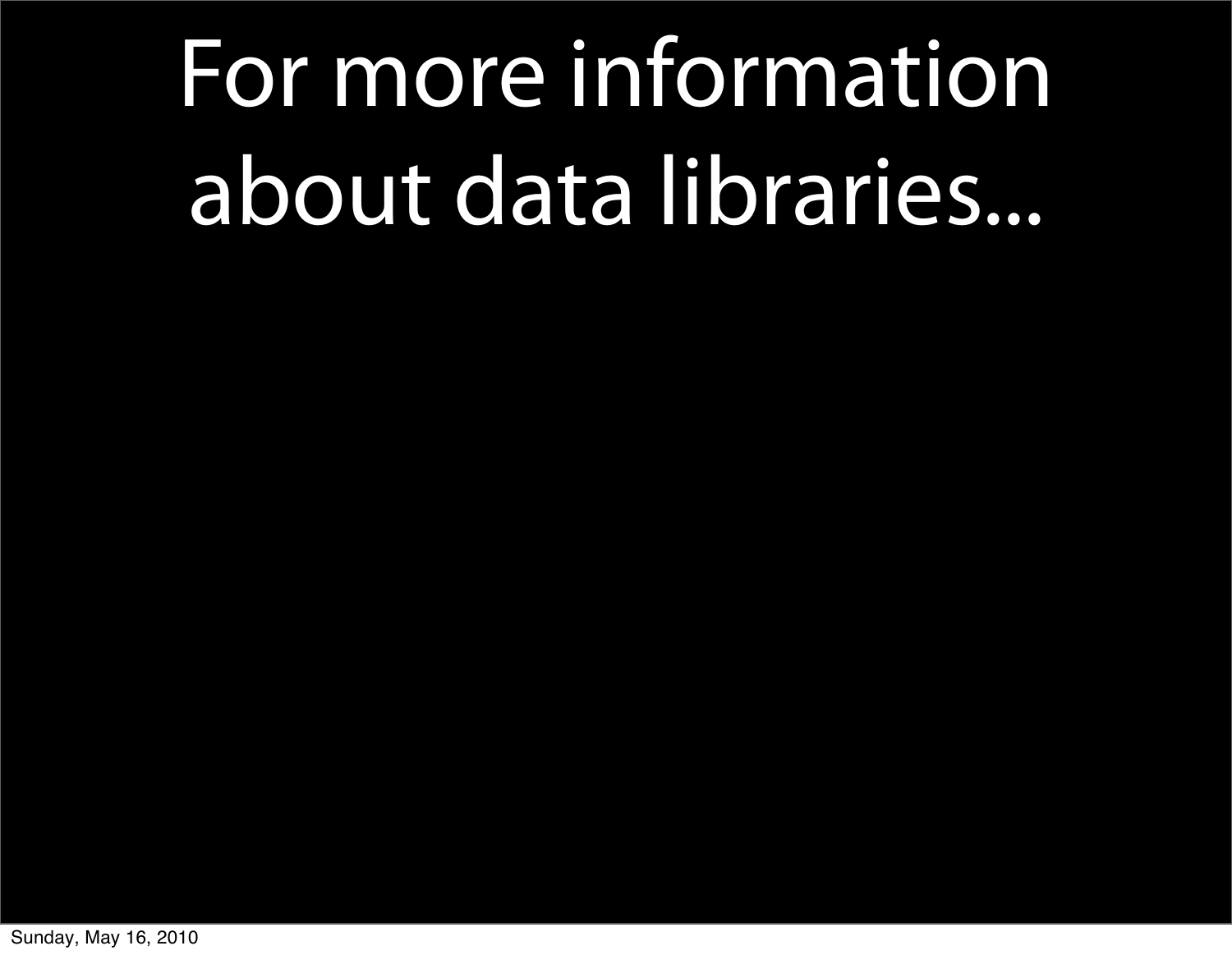# For more information about data libraries...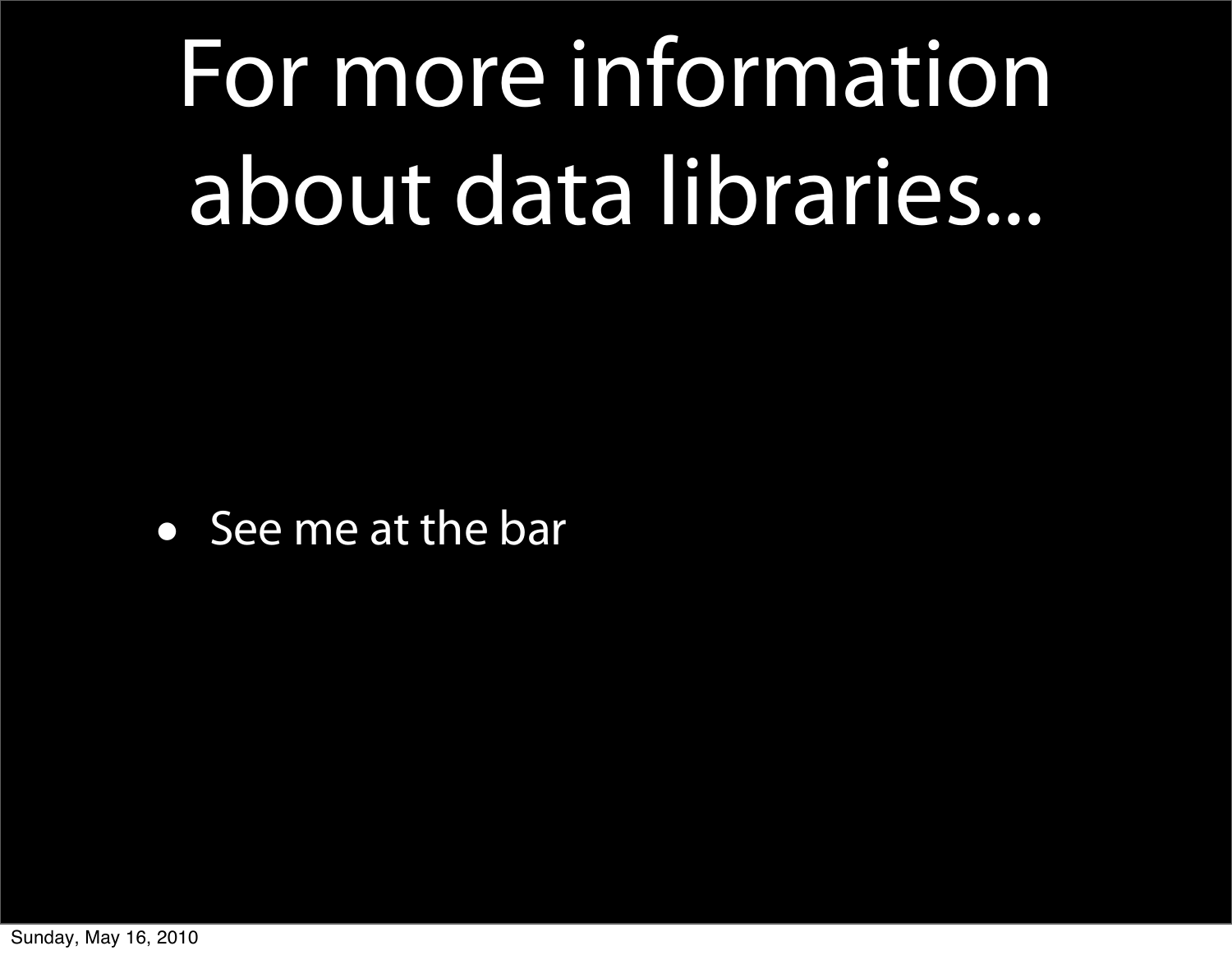# For more information about data libraries...

- See me at the bar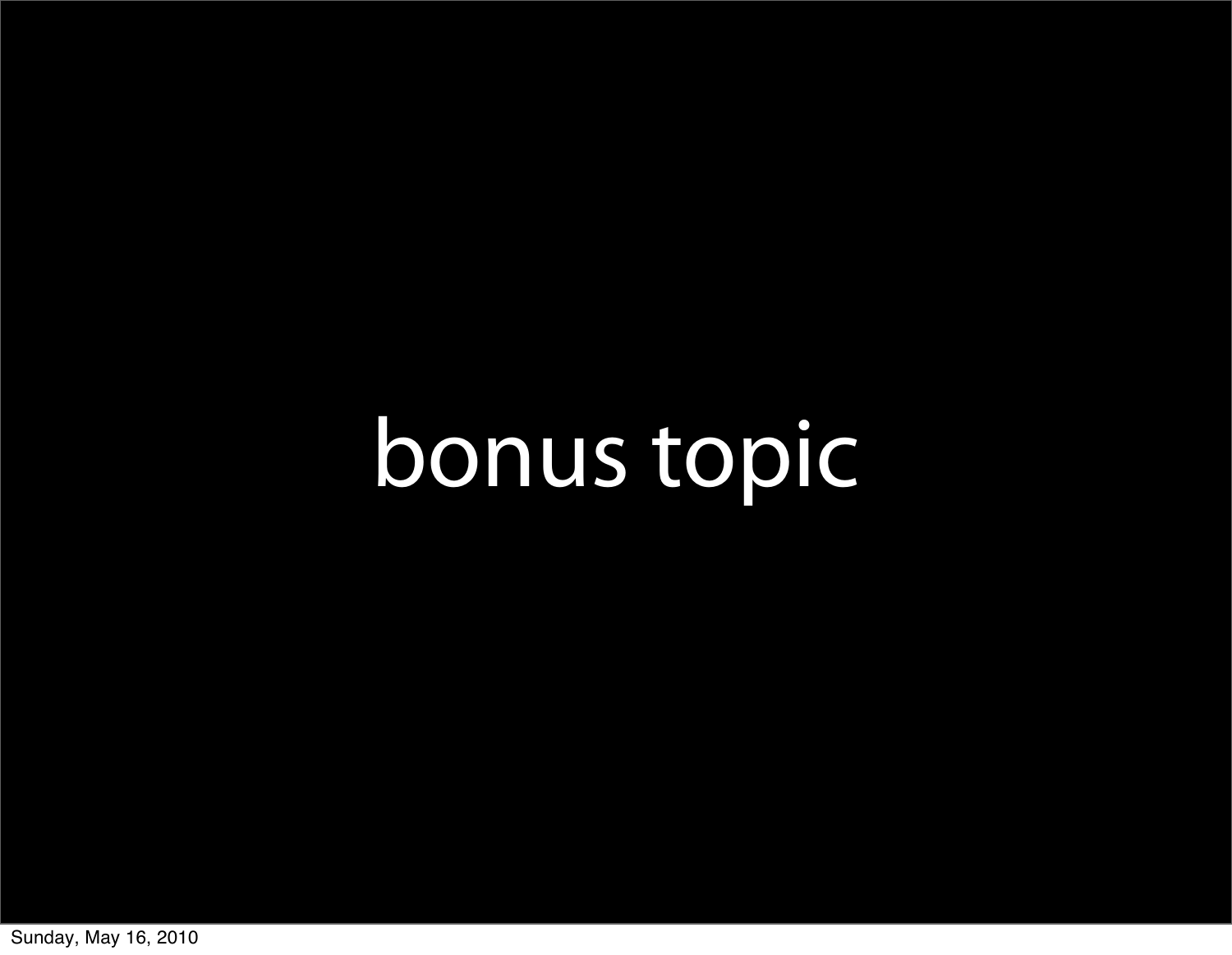# bonus topic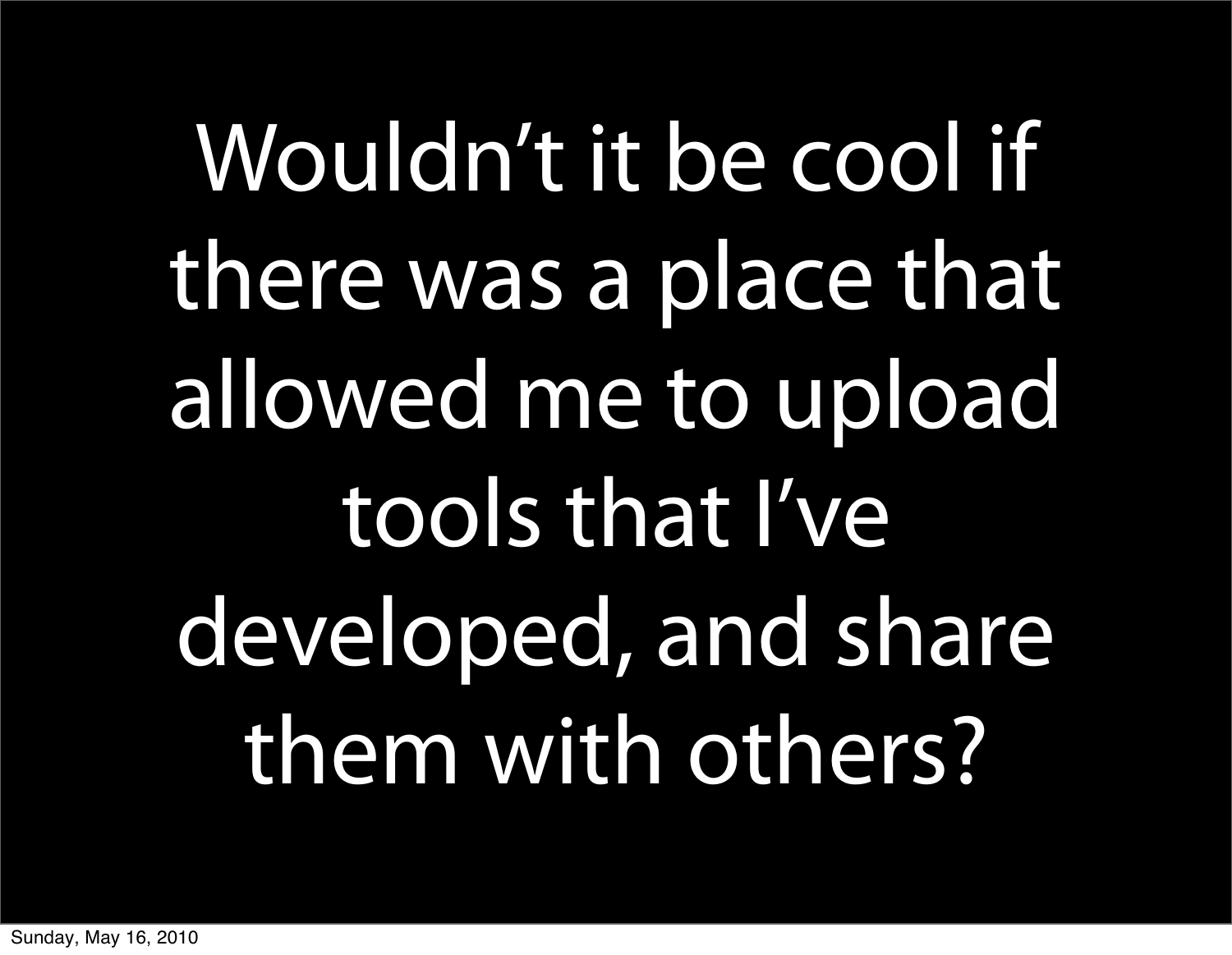Wouldn’t it be cool if there was a place that allowed me to upload tools that I’ve developed, and share them with others?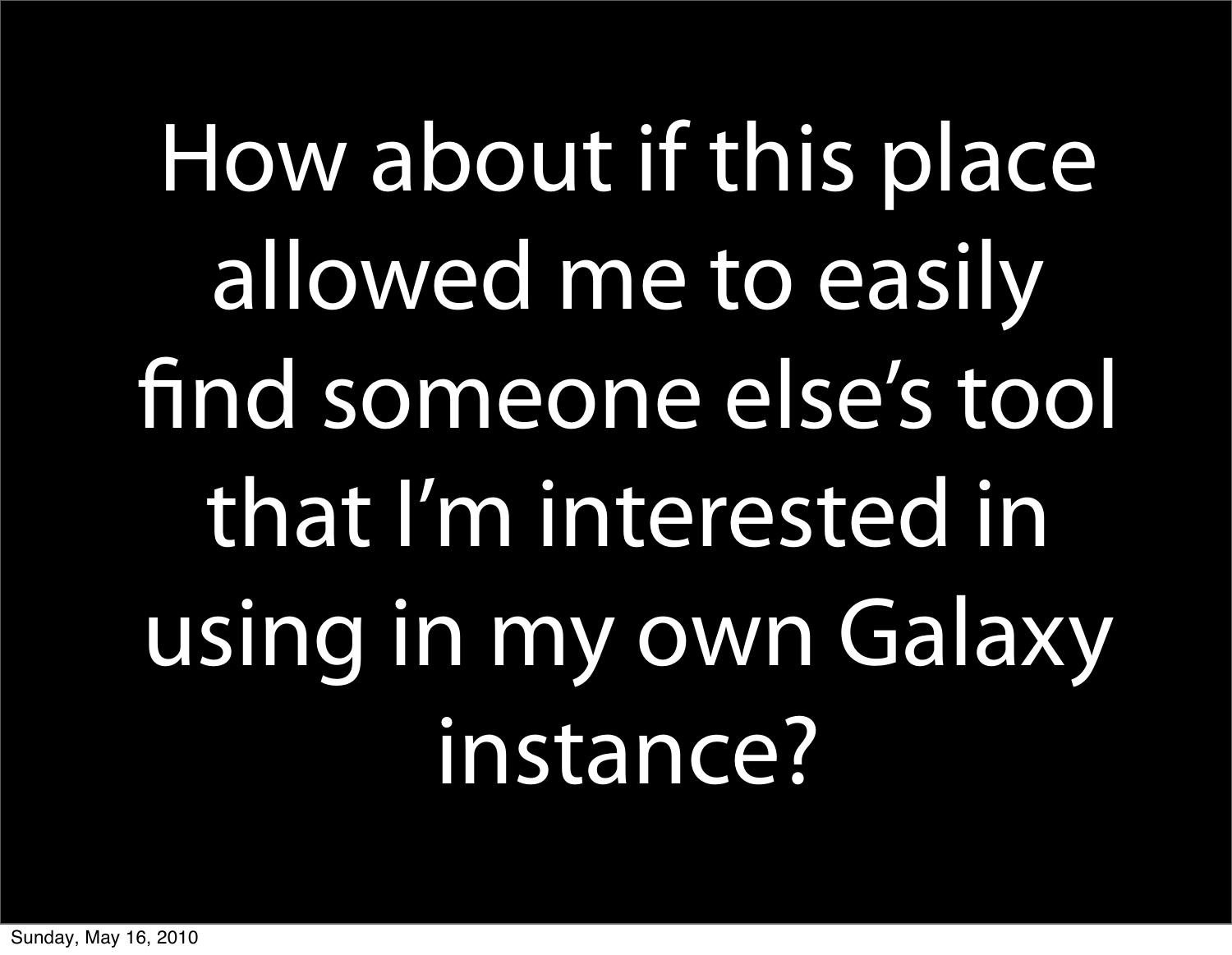How about if this place allowed me to easily find someone else's tool that I'm interested in using in my own Galaxy instance?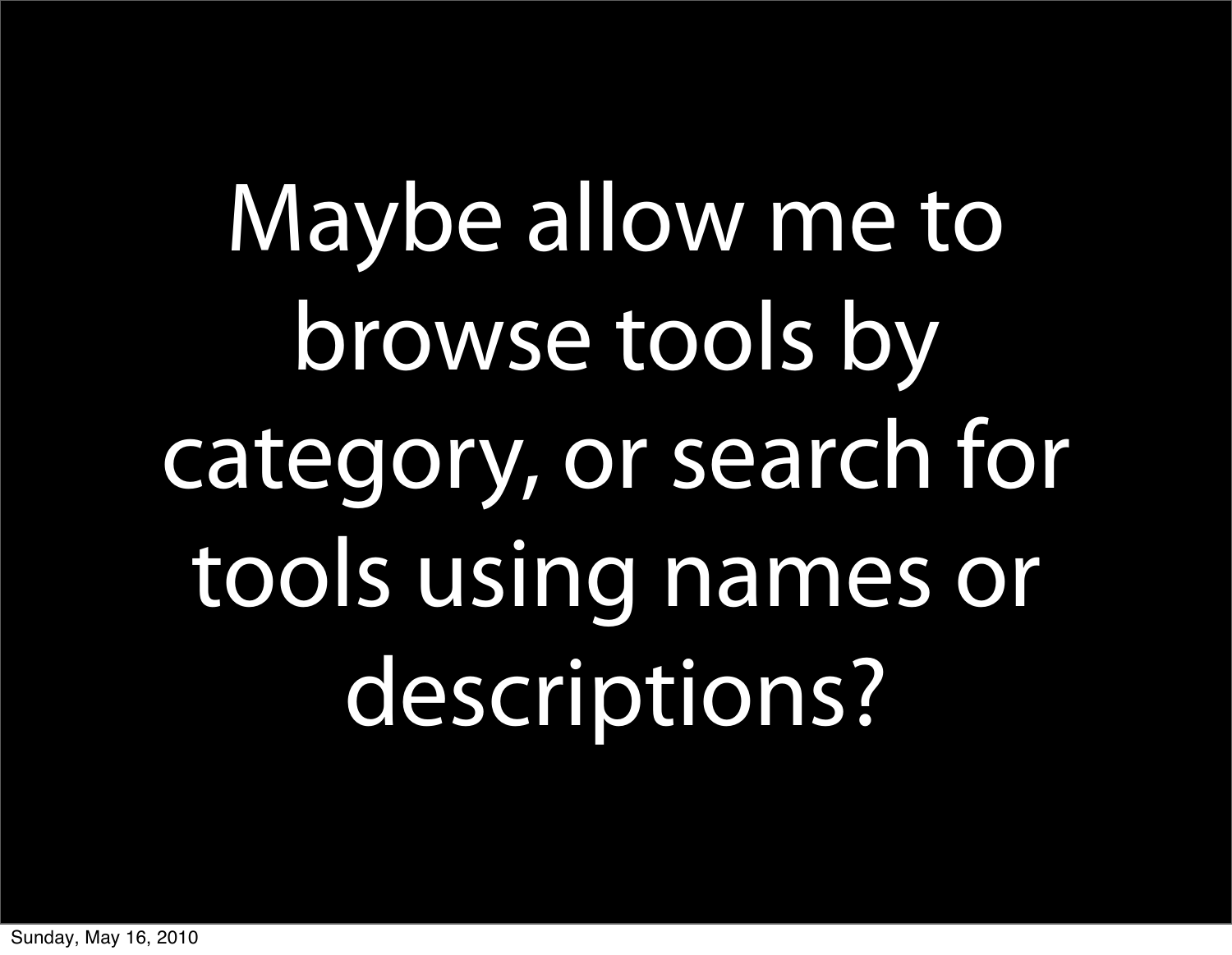Maybe allow me to browse tools by category, or search for tools using names or descriptions?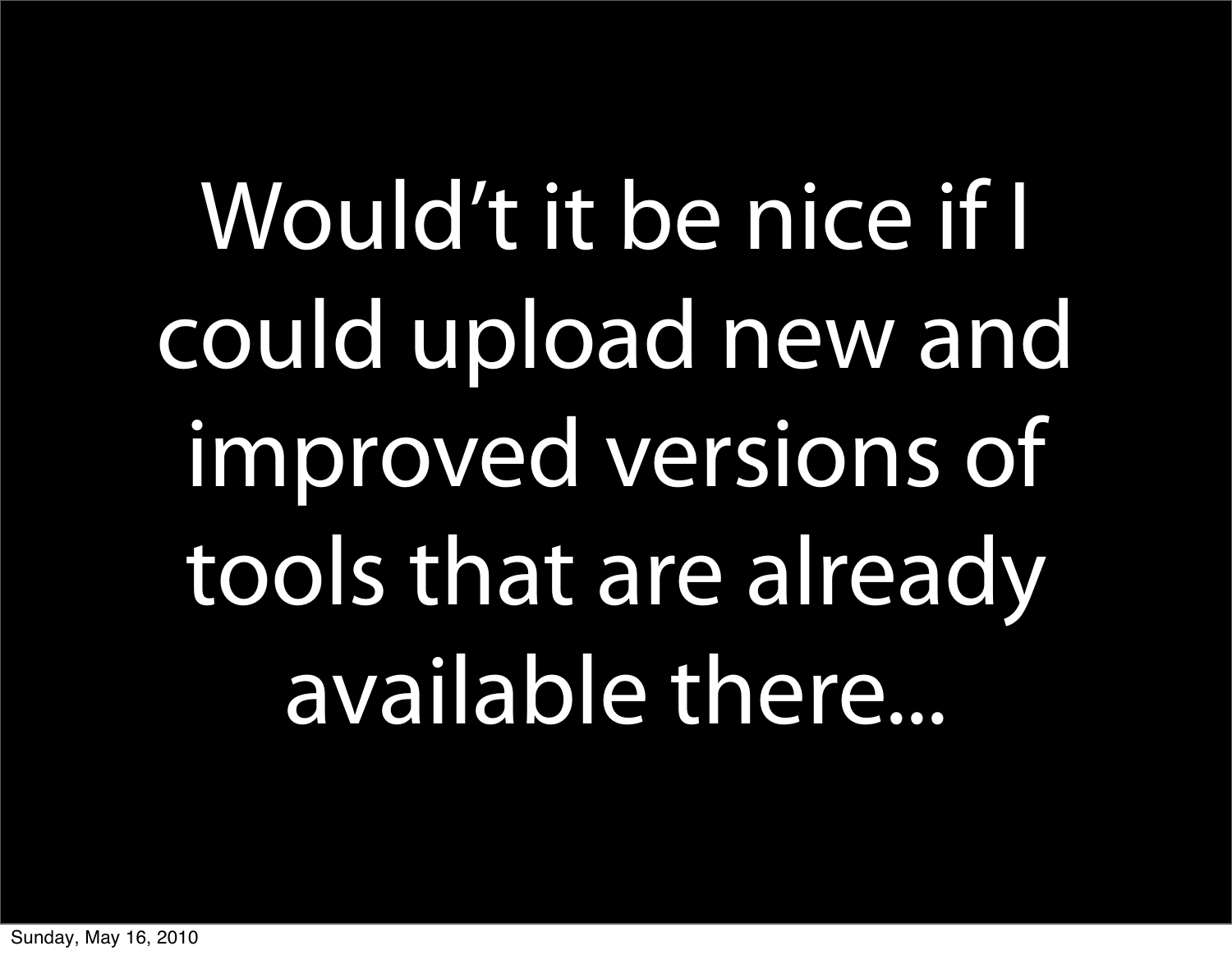Would’t it be nice if I could upload new and improved versions of tools that are already available there...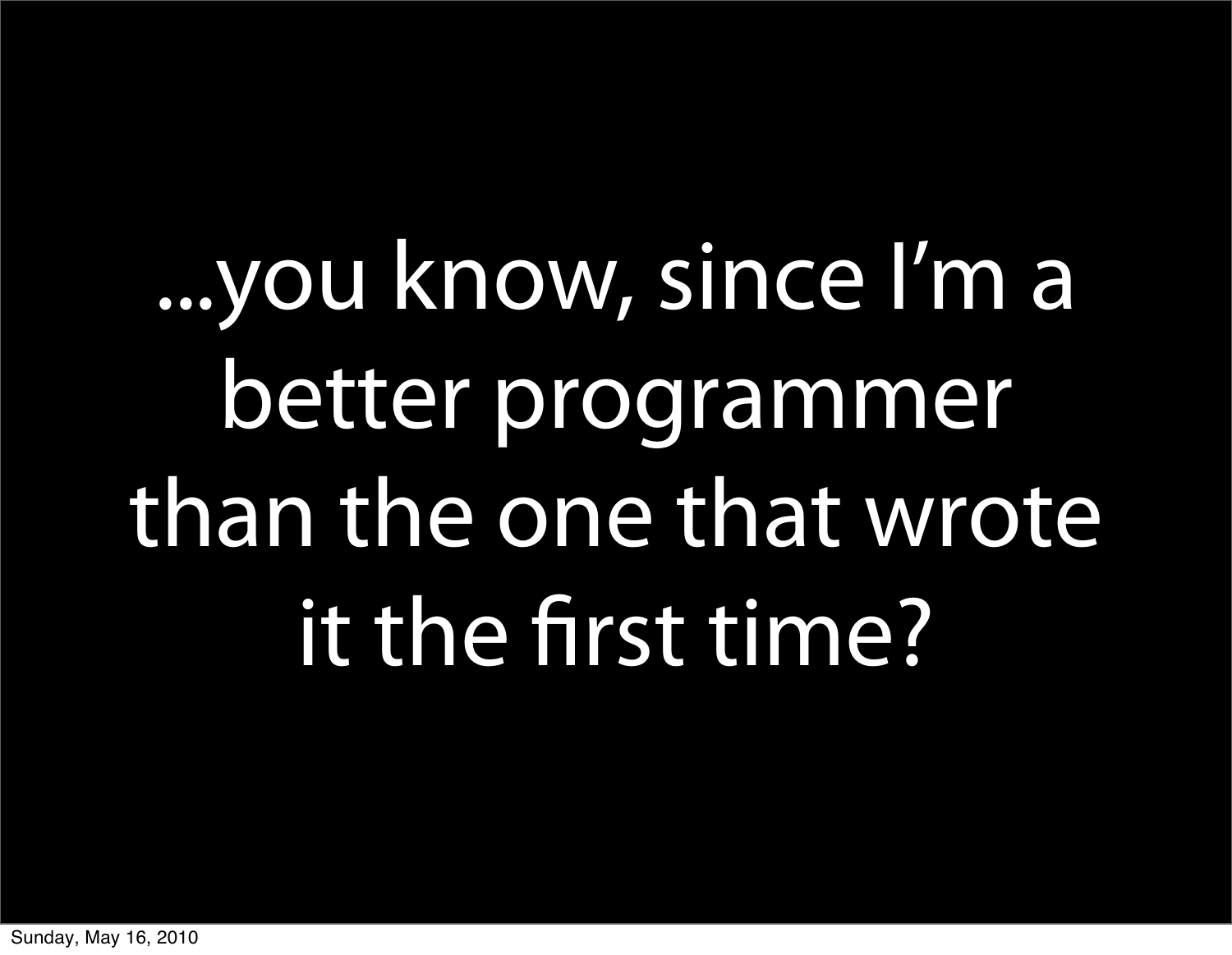...you know, since I’m a better programmer than the one that wrote it the first time?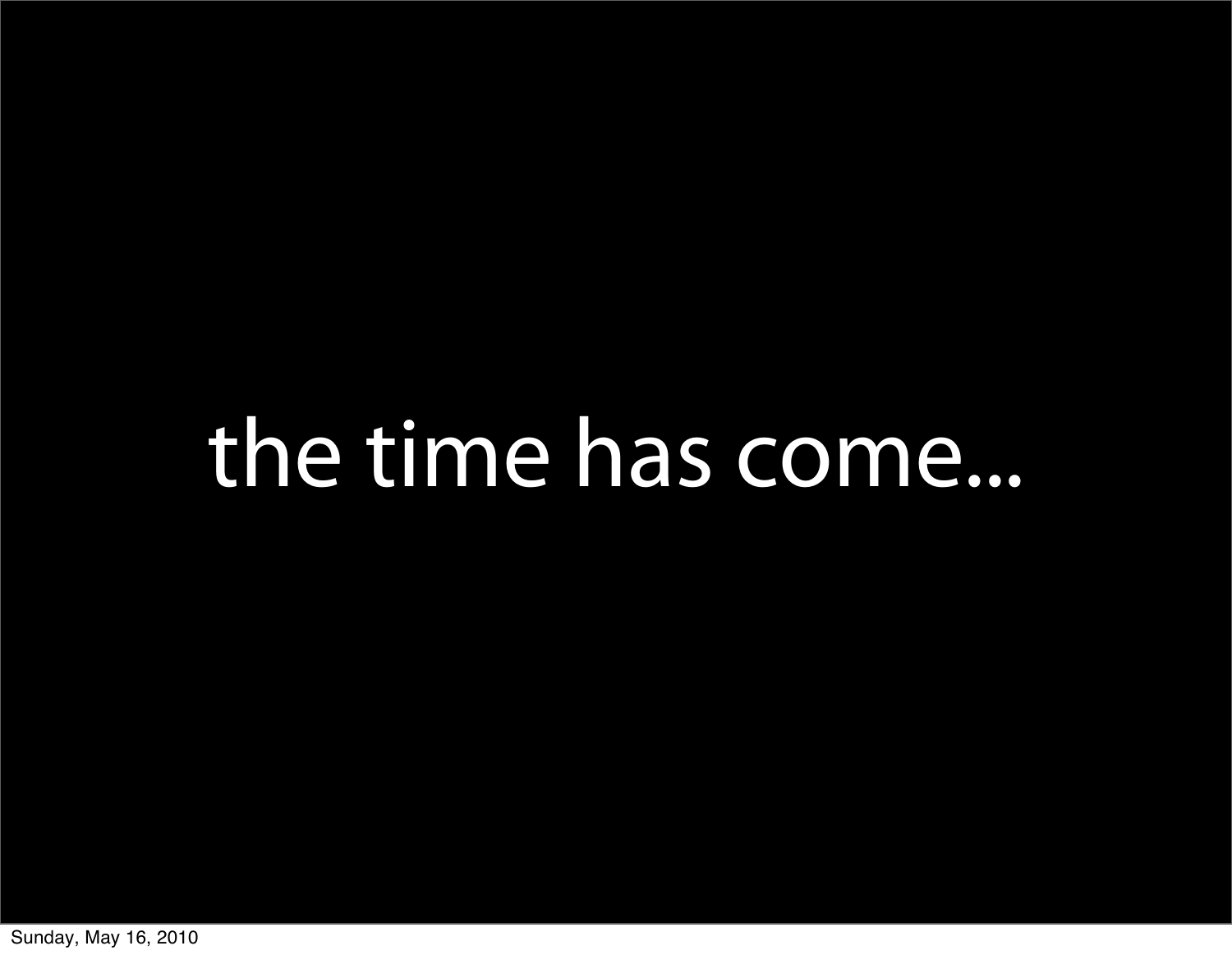the time has come...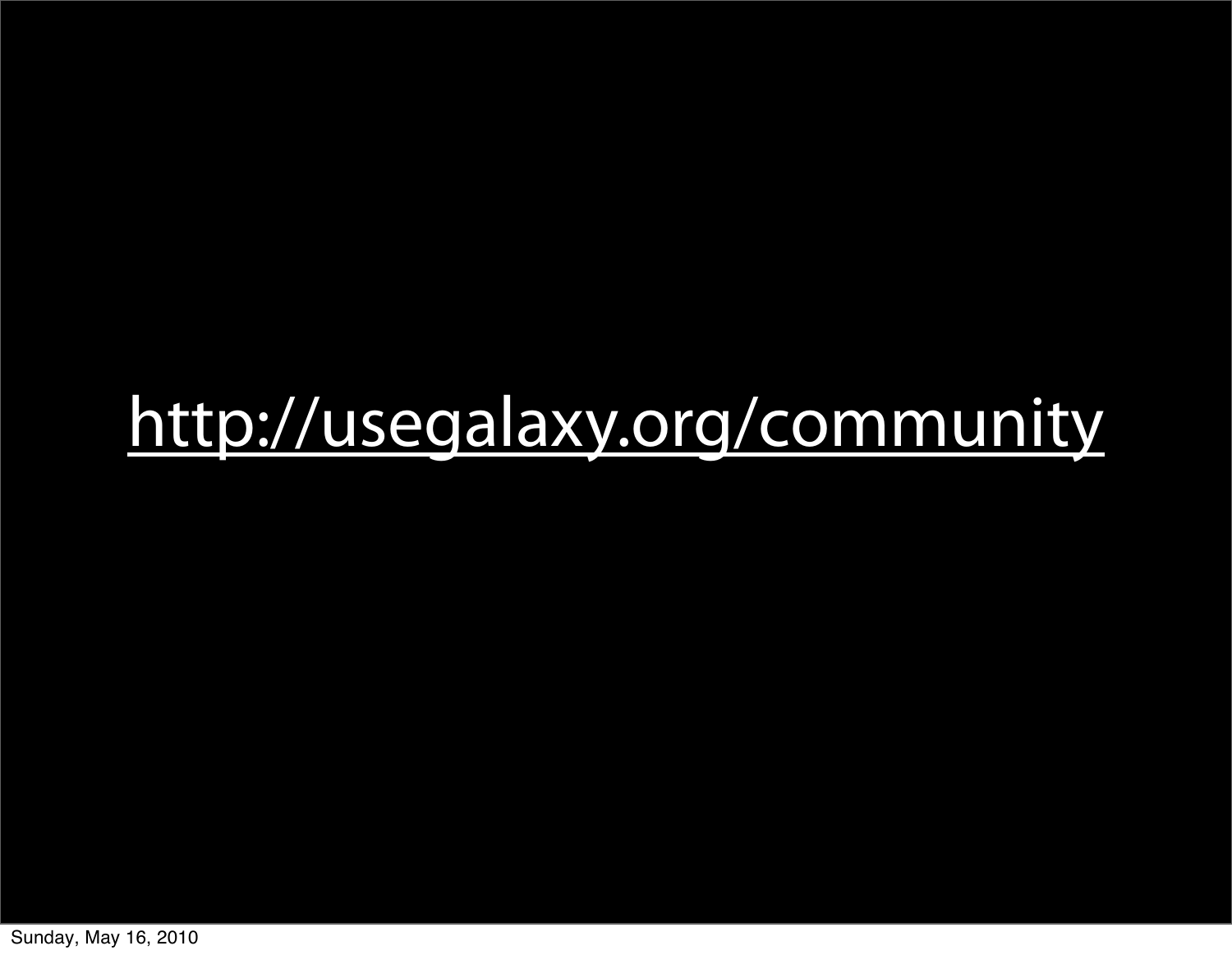http://usegalaxy.org/community